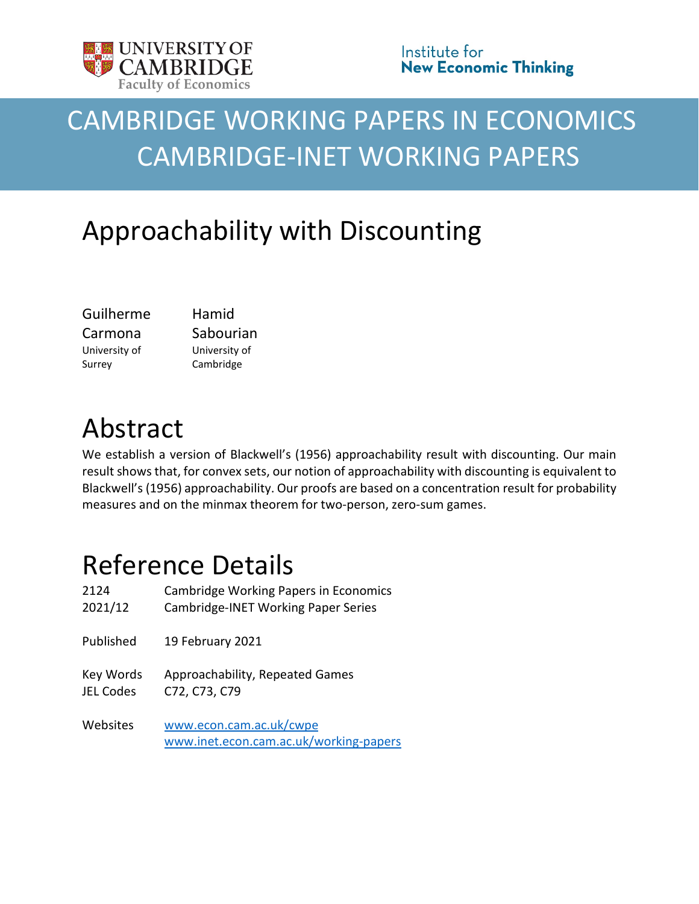UNIVERSITY OF CAMBRIDGE
Faculty of Economics

Institute for
**New Economic Thinking**

# CAMBRIDGE WORKING PAPERS IN ECONOMICS
# CAMBRIDGE-INET WORKING PAPERS

# Approachability with Discounting

| Guilherme Carmona | Hamid Sabourian |
|---|---|
| University of Surrey | University of Cambridge |

# Abstract

We establish a version of Blackwell's (1956) approachability result with discounting. Our main result shows that, for convex sets, our notion of approachability with discounting is equivalent to Blackwell's (1956) approachability. Our proofs are based on a concentration result for probability measures and on the minmax theorem for two-person, zero-sum games.

# Reference Details

| | |
|---|---|
| 2124 | Cambridge Working Papers in Economics |
| 2021/12 | Cambridge-INET Working Paper Series |
| | |
| Published | 19 February 2021 |
| | |
| Key Words | Approachability, Repeated Games |
| JEL Codes | C72, C73, C79 |
| | |
| Websites | www.econ.cam.ac.uk/cwpe |
| | www.inet.econ.cam.ac.uk/working-papers |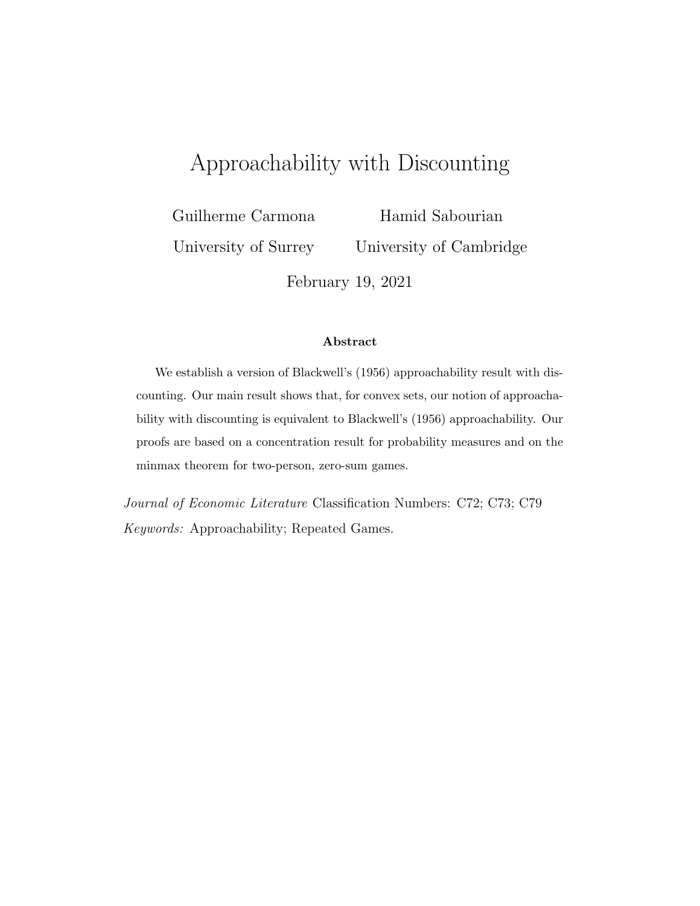# Approachability with Discounting

Guilherme Carmona — University of Surrey

Hamid Sabourian — University of Cambridge

February 19, 2021

### Abstract

We establish a version of Blackwell's (1956) approachability result with discounting. Our main result shows that, for convex sets, our notion of approachability with discounting is equivalent to Blackwell's (1956) approachability. Our proofs are based on a concentration result for probability measures and on the minmax theorem for two-person, zero-sum games.

*Journal of Economic Literature* Classification Numbers: C72; C73; C79

*Keywords:* Approachability; Repeated Games.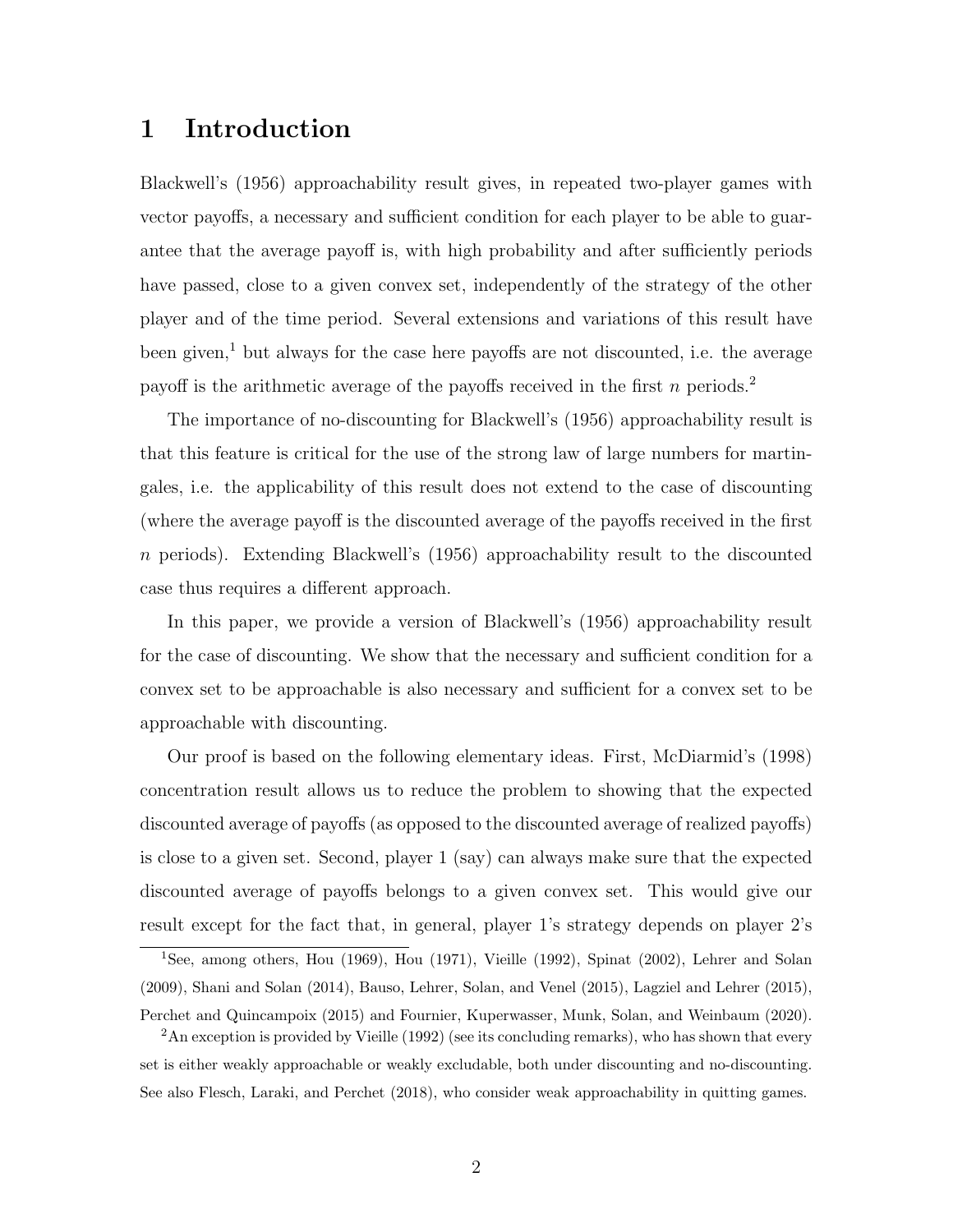# 1 Introduction

Blackwell's (1956) approachability result gives, in repeated two-player games with vector payoffs, a necessary and sufficient condition for each player to be able to guarantee that the average payoff is, with high probability and after sufficiently periods have passed, close to a given convex set, independently of the strategy of the other player and of the time period. Several extensions and variations of this result have been given,[1] but always for the case here payoffs are not discounted, i.e. the average payoff is the arithmetic average of the payoffs received in the first $n$ periods.[2]

The importance of no-discounting for Blackwell's (1956) approachability result is that this feature is critical for the use of the strong law of large numbers for martingales, i.e. the applicability of this result does not extend to the case of discounting (where the average payoff is the discounted average of the payoffs received in the first $n$ periods). Extending Blackwell's (1956) approachability result to the discounted case thus requires a different approach.

In this paper, we provide a version of Blackwell's (1956) approachability result for the case of discounting. We show that the necessary and sufficient condition for a convex set to be approachable is also necessary and sufficient for a convex set to be approachable with discounting.

Our proof is based on the following elementary ideas. First, McDiarmid's (1998) concentration result allows us to reduce the problem to showing that the expected discounted average of payoffs (as opposed to the discounted average of realized payoffs) is close to a given set. Second, player 1 (say) can always make sure that the expected discounted average of payoffs belongs to a given convex set. This would give our result except for the fact that, in general, player 1's strategy depends on player 2's

[1] See, among others, Hou (1969), Hou (1971), Vieille (1992), Spinat (2002), Lehrer and Solan (2009), Shani and Solan (2014), Bauso, Lehrer, Solan, and Venel (2015), Lagziel and Lehrer (2015), Perchet and Quincampoix (2015) and Fournier, Kuperwasser, Munk, Solan, and Weinbaum (2020).

[2] An exception is provided by Vieille (1992) (see its concluding remarks), who has shown that every set is either weakly approachable or weakly excludable, both under discounting and no-discounting. See also Flesch, Laraki, and Perchet (2018), who consider weak approachability in quitting games.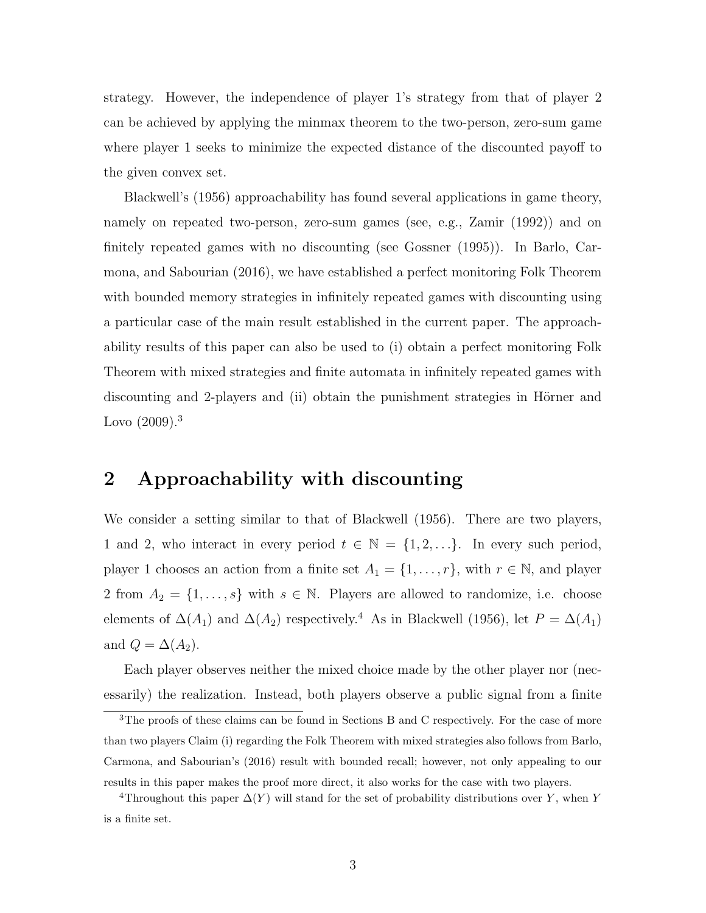strategy. However, the independence of player 1's strategy from that of player 2 can be achieved by applying the minmax theorem to the two-person, zero-sum game where player 1 seeks to minimize the expected distance of the discounted payoff to the given convex set.

Blackwell's (1956) approachability has found several applications in game theory, namely on repeated two-person, zero-sum games (see, e.g., Zamir (1992)) and on finitely repeated games with no discounting (see Gossner (1995)). In Barlo, Carmona, and Sabourian (2016), we have established a perfect monitoring Folk Theorem with bounded memory strategies in infinitely repeated games with discounting using a particular case of the main result established in the current paper. The approachability results of this paper can also be used to (i) obtain a perfect monitoring Folk Theorem with mixed strategies and finite automata in infinitely repeated games with discounting and 2-players and (ii) obtain the punishment strategies in Hörner and Lovo (2009).[3]

## 2 Approachability with discounting

We consider a setting similar to that of Blackwell (1956). There are two players, 1 and 2, who interact in every period $t \in \mathbb{N} = \{1, 2, \ldots\}$. In every such period, player 1 chooses an action from a finite set $A_1 = \{1, \ldots, r\}$, with $r \in \mathbb{N}$, and player 2 from $A_2 = \{1, \ldots, s\}$ with $s \in \mathbb{N}$. Players are allowed to randomize, i.e. choose elements of $\Delta(A_1)$ and $\Delta(A_2)$ respectively.[4] As in Blackwell (1956), let $P = \Delta(A_1)$ and $Q = \Delta(A_2)$.

Each player observes neither the mixed choice made by the other player nor (necessarily) the realization. Instead, both players observe a public signal from a finite

[3] The proofs of these claims can be found in Sections B and C respectively. For the case of more than two players Claim (i) regarding the Folk Theorem with mixed strategies also follows from Barlo, Carmona, and Sabourian's (2016) result with bounded recall; however, not only appealing to our results in this paper makes the proof more direct, it also works for the case with two players.

[4] Throughout this paper $\Delta(Y)$ will stand for the set of probability distributions over $Y$, when $Y$ is a finite set.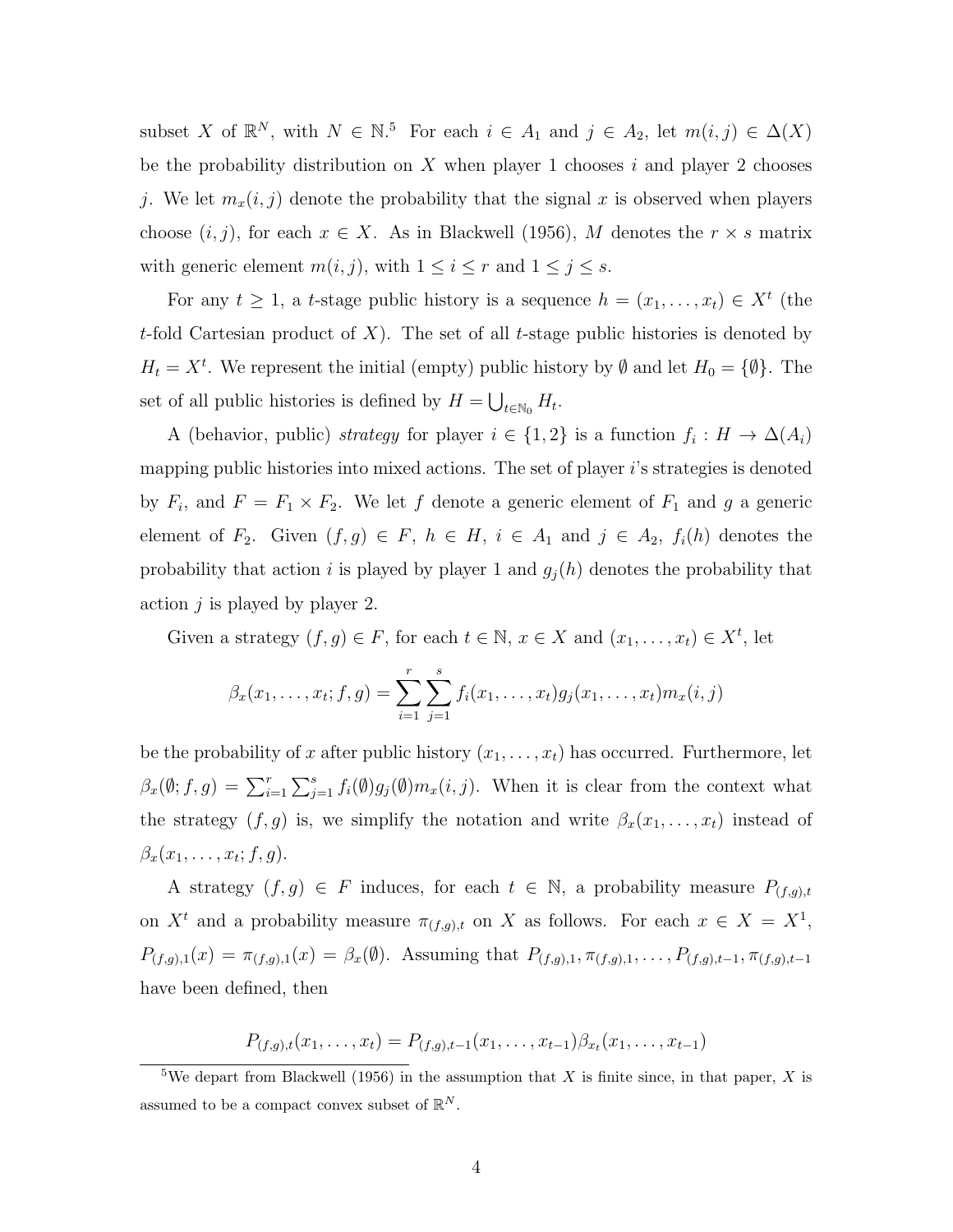subset $X$ of $\mathbb{R}^N$, with $N \in \mathbb{N}$.[5] For each $i \in A_1$ and $j \in A_2$, let $m(i,j) \in \Delta(X)$ be the probability distribution on $X$ when player 1 chooses $i$ and player 2 chooses $j$. We let $m_x(i,j)$ denote the probability that the signal $x$ is observed when players choose $(i,j)$, for each $x \in X$. As in Blackwell (1956), $M$ denotes the $r \times s$ matrix with generic element $m(i,j)$, with $1 \leq i \leq r$ and $1 \leq j \leq s$.

For any $t \geq 1$, a $t$-stage public history is a sequence $h = (x_1, \ldots, x_t) \in X^t$ (the $t$-fold Cartesian product of $X$). The set of all $t$-stage public histories is denoted by $H_t = X^t$. We represent the initial (empty) public history by $\emptyset$ and let $H_0 = \{\emptyset\}$. The set of all public histories is defined by $H = \bigcup_{t \in \mathbb{N}_0} H_t$.

A (behavior, public) *strategy* for player $i \in \{1,2\}$ is a function $f_i : H \to \Delta(A_i)$ mapping public histories into mixed actions. The set of player $i$'s strategies is denoted by $F_i$, and $F = F_1 \times F_2$. We let $f$ denote a generic element of $F_1$ and $g$ a generic element of $F_2$. Given $(f,g) \in F$, $h \in H$, $i \in A_1$ and $j \in A_2$, $f_i(h)$ denotes the probability that action $i$ is played by player 1 and $g_j(h)$ denotes the probability that action $j$ is played by player 2.

Given a strategy $(f,g) \in F$, for each $t \in \mathbb{N}$, $x \in X$ and $(x_1, \ldots, x_t) \in X^t$, let

$$\beta_x(x_1, \ldots, x_t; f, g) = \sum_{i=1}^{r} \sum_{j=1}^{s} f_i(x_1, \ldots, x_t) g_j(x_1, \ldots, x_t) m_x(i,j)$$

be the probability of $x$ after public history $(x_1, \ldots, x_t)$ has occurred. Furthermore, let $\beta_x(\emptyset; f, g) = \sum_{i=1}^{r} \sum_{j=1}^{s} f_i(\emptyset) g_j(\emptyset) m_x(i,j)$. When it is clear from the context what the strategy $(f,g)$ is, we simplify the notation and write $\beta_x(x_1, \ldots, x_t)$ instead of $\beta_x(x_1, \ldots, x_t; f, g)$.

A strategy $(f,g) \in F$ induces, for each $t \in \mathbb{N}$, a probability measure $P_{(f,g),t}$ on $X^t$ and a probability measure $\pi_{(f,g),t}$ on $X$ as follows. For each $x \in X = X^1$, $P_{(f,g),1}(x) = \pi_{(f,g),1}(x) = \beta_x(\emptyset)$. Assuming that $P_{(f,g),1}, \pi_{(f,g),1}, \ldots, P_{(f,g),t-1}, \pi_{(f,g),t-1}$ have been defined, then

$$P_{(f,g),t}(x_1, \ldots, x_t) = P_{(f,g),t-1}(x_1, \ldots, x_{t-1}) \beta_{x_t}(x_1, \ldots, x_{t-1})$$

[5] We depart from Blackwell (1956) in the assumption that $X$ is finite since, in that paper, $X$ is assumed to be a compact convex subset of $\mathbb{R}^N$.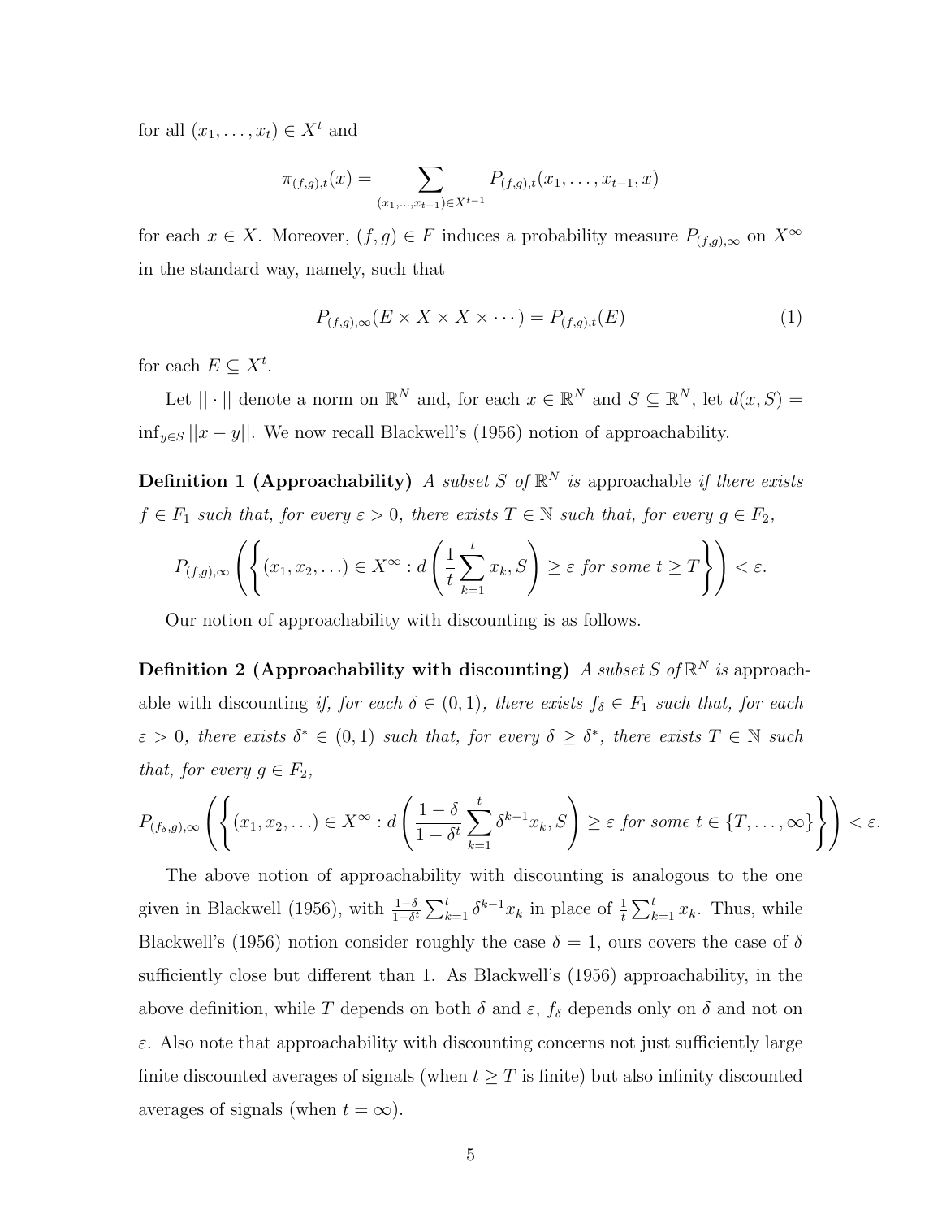for all $(x_1, \ldots, x_t) \in X^t$ and

$$\pi_{(f,g),t}(x) = \sum_{(x_1,\ldots,x_{t-1}) \in X^{t-1}} P_{(f,g),t}(x_1, \ldots, x_{t-1}, x)$$

for each $x \in X$. Moreover, $(f, g) \in F$ induces a probability measure $P_{(f,g),\infty}$ on $X^\infty$ in the standard way, namely, such that

$$P_{(f,g),\infty}(E \times X \times X \times \cdots) = P_{(f,g),t}(E) \tag{1}$$

for each $E \subseteq X^t$.

Let $||\cdot||$ denote a norm on $\mathbb{R}^N$ and, for each $x \in \mathbb{R}^N$ and $S \subseteq \mathbb{R}^N$, let $d(x, S) = \inf_{y \in S} ||x - y||$. We now recall Blackwell's (1956) notion of approachability.

**Definition 1 (Approachability)** *A subset $S$ of $\mathbb{R}^N$ is* approachable *if there exists $f \in F_1$ such that, for every $\varepsilon > 0$, there exists $T \in \mathbb{N}$ such that, for every $g \in F_2$,*

$$P_{(f,g),\infty}\left(\left\{(x_1, x_2, \ldots) \in X^\infty : d\left(\frac{1}{t}\sum_{k=1}^{t} x_k, S\right) \geq \varepsilon \text{ for some } t \geq T\right\}\right) < \varepsilon.$$

Our notion of approachability with discounting is as follows.

**Definition 2 (Approachability with discounting)** *A subset $S$ of $\mathbb{R}^N$ is* approachable with discounting *if, for each $\delta \in (0, 1)$, there exists $f_\delta \in F_1$ such that, for each $\varepsilon > 0$, there exists $\delta^* \in (0, 1)$ such that, for every $\delta \geq \delta^*$, there exists $T \in \mathbb{N}$ such that, for every $g \in F_2$,*

$$P_{(f_\delta,g),\infty}\left(\left\{(x_1, x_2, \ldots) \in X^\infty : d\left(\frac{1-\delta}{1-\delta^t}\sum_{k=1}^{t} \delta^{k-1} x_k, S\right) \geq \varepsilon \text{ for some } t \in \{T, \ldots, \infty\}\right\}\right) < \varepsilon.$$

The above notion of approachability with discounting is analogous to the one given in Blackwell (1956), with $\frac{1-\delta}{1-\delta^t}\sum_{k=1}^{t} \delta^{k-1} x_k$ in place of $\frac{1}{t}\sum_{k=1}^{t} x_k$. Thus, while Blackwell's (1956) notion consider roughly the case $\delta = 1$, ours covers the case of $\delta$ sufficiently close but different than 1. As Blackwell's (1956) approachability, in the above definition, while $T$ depends on both $\delta$ and $\varepsilon$, $f_\delta$ depends only on $\delta$ and not on $\varepsilon$. Also note that approachability with discounting concerns not just sufficiently large finite discounted averages of signals (when $t \geq T$ is finite) but also infinity discounted averages of signals (when $t = \infty$).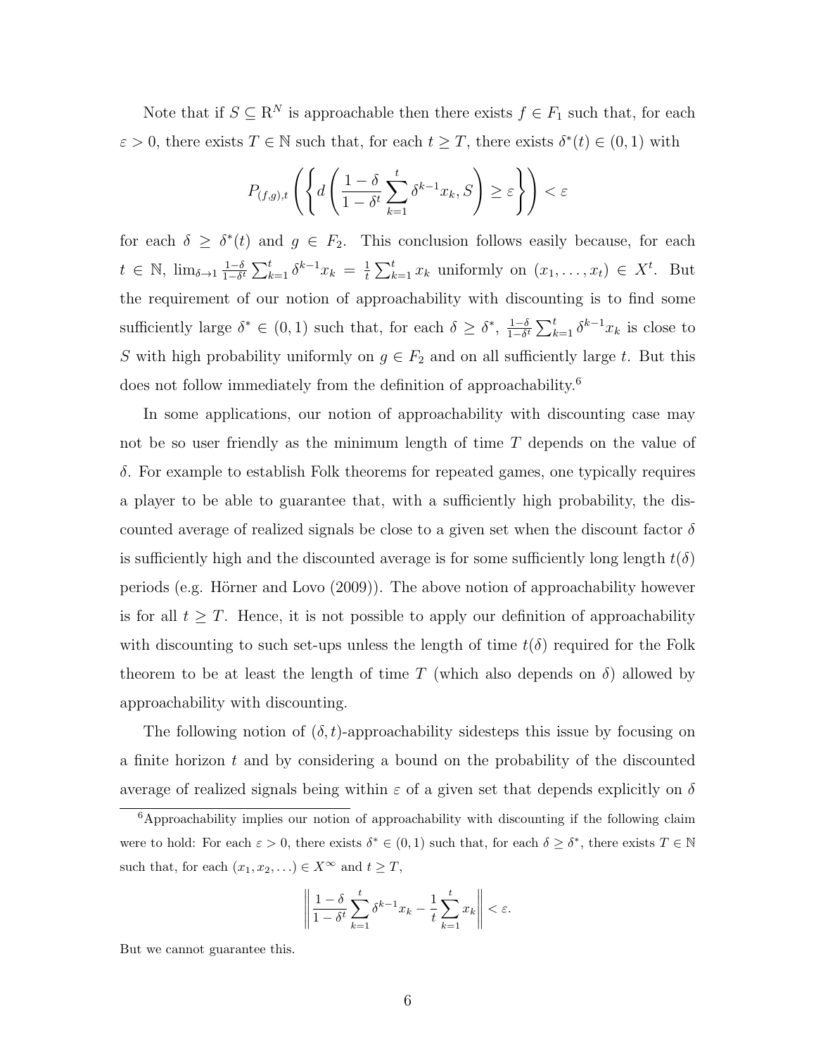Note that if $S \subseteq \mathrm{R}^N$ is approachable then there exists $f \in F_1$ such that, for each $\varepsilon > 0$, there exists $T \in \mathbb{N}$ such that, for each $t \geq T$, there exists $\delta^*(t) \in (0,1)$ with

$$P_{(f,g),t}\left(\left\{d\left(\frac{1-\delta}{1-\delta^t}\sum_{k=1}^{t}\delta^{k-1}x_k, S\right) \geq \varepsilon\right\}\right) < \varepsilon$$

for each $\delta \geq \delta^*(t)$ and $g \in F_2$. This conclusion follows easily because, for each $t \in \mathbb{N}$, $\lim_{\delta \to 1} \frac{1-\delta}{1-\delta^t}\sum_{k=1}^{t}\delta^{k-1}x_k = \frac{1}{t}\sum_{k=1}^{t}x_k$ uniformly on $(x_1, \ldots, x_t) \in X^t$. But the requirement of our notion of approachability with discounting is to find some sufficiently large $\delta^* \in (0,1)$ such that, for each $\delta \geq \delta^*$, $\frac{1-\delta}{1-\delta^t}\sum_{k=1}^{t}\delta^{k-1}x_k$ is close to $S$ with high probability uniformly on $g \in F_2$ and on all sufficiently large $t$. But this does not follow immediately from the definition of approachability.[6]

In some applications, our notion of approachability with discounting case may not be so user friendly as the minimum length of time $T$ depends on the value of $\delta$. For example to establish Folk theorems for repeated games, one typically requires a player to be able to guarantee that, with a sufficiently high probability, the discounted average of realized signals be close to a given set when the discount factor $\delta$ is sufficiently high and the discounted average is for some sufficiently long length $t(\delta)$ periods (e.g. Hörner and Lovo (2009)). The above notion of approachability however is for all $t \geq T$. Hence, it is not possible to apply our definition of approachability with discounting to such set-ups unless the length of time $t(\delta)$ required for the Folk theorem to be at least the length of time $T$ (which also depends on $\delta$) allowed by approachability with discounting.

The following notion of $(\delta, t)$-approachability sidesteps this issue by focusing on a finite horizon $t$ and by considering a bound on the probability of the discounted average of realized signals being within $\varepsilon$ of a given set that depends explicitly on $\delta$

[6] Approachability implies our notion of approachability with discounting if the following claim were to hold: For each $\varepsilon > 0$, there exists $\delta^* \in (0,1)$ such that, for each $\delta \geq \delta^*$, there exists $T \in \mathbb{N}$ such that, for each $(x_1, x_2, \ldots) \in X^\infty$ and $t \geq T$,

$$\left\| \frac{1-\delta}{1-\delta^t}\sum_{k=1}^{t}\delta^{k-1}x_k - \frac{1}{t}\sum_{k=1}^{t}x_k \right\| < \varepsilon.$$

But we cannot guarantee this.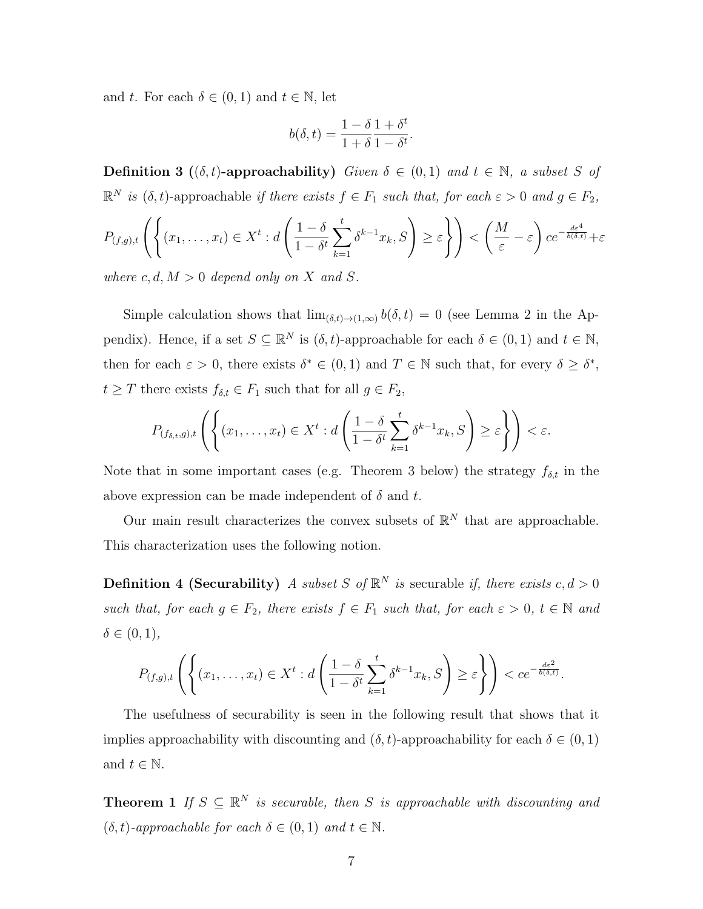and $t$. For each $\delta \in (0,1)$ and $t \in \mathbb{N}$, let

$$b(\delta, t) = \frac{1-\delta}{1+\delta}\frac{1+\delta^t}{1-\delta^t}.$$

**Definition 3 (($\delta, t$)-approachability)** *Given $\delta \in (0,1)$ and $t \in \mathbb{N}$, a subset $S$ of $\mathbb{R}^N$ is* $(\delta, t)$-approachable *if there exists $f \in F_1$ such that, for each $\varepsilon > 0$ and $g \in F_2$,*

$$P_{(f,g),t}\left(\left\{(x_1, \ldots, x_t) \in X^t : d\left(\frac{1-\delta}{1-\delta^t}\sum_{k=1}^{t}\delta^{k-1}x_k, S\right) \geq \varepsilon\right\}\right) < \left(\frac{M}{\varepsilon} - \varepsilon\right) ce^{-\frac{d\varepsilon^4}{b(\delta,t)}} + \varepsilon$$

*where $c, d, M > 0$ depend only on $X$ and $S$.*

Simple calculation shows that $\lim_{(\delta,t)\to(1,\infty)} b(\delta, t) = 0$ (see Lemma 2 in the Appendix). Hence, if a set $S \subseteq \mathbb{R}^N$ is $(\delta, t)$-approachable for each $\delta \in (0,1)$ and $t \in \mathbb{N}$, then for each $\varepsilon > 0$, there exists $\delta^* \in (0,1)$ and $T \in \mathbb{N}$ such that, for every $\delta \geq \delta^*$, $t \geq T$ there exists $f_{\delta,t} \in F_1$ such that for all $g \in F_2$,

$$P_{(f_{\delta,t},g),t}\left(\left\{(x_1, \ldots, x_t) \in X^t : d\left(\frac{1-\delta}{1-\delta^t}\sum_{k=1}^{t}\delta^{k-1}x_k, S\right) \geq \varepsilon\right\}\right) < \varepsilon.$$

Note that in some important cases (e.g. Theorem 3 below) the strategy $f_{\delta,t}$ in the above expression can be made independent of $\delta$ and $t$.

Our main result characterizes the convex subsets of $\mathbb{R}^N$ that are approachable. This characterization uses the following notion.

**Definition 4 (Securability)** *A subset $S$ of $\mathbb{R}^N$ is* securable *if, there exists $c, d > 0$ such that, for each $g \in F_2$, there exists $f \in F_1$ such that, for each $\varepsilon > 0$, $t \in \mathbb{N}$ and $\delta \in (0,1)$,*

$$P_{(f,g),t}\left(\left\{(x_1, \ldots, x_t) \in X^t : d\left(\frac{1-\delta}{1-\delta^t}\sum_{k=1}^{t}\delta^{k-1}x_k, S\right) \geq \varepsilon\right\}\right) < ce^{-\frac{d\varepsilon^2}{b(\delta,t)}}.$$

The usefulness of securability is seen in the following result that shows that it implies approachability with discounting and $(\delta, t)$-approachability for each $\delta \in (0,1)$ and $t \in \mathbb{N}$.

**Theorem 1** *If $S \subseteq \mathbb{R}^N$ is securable, then $S$ is approachable with discounting and $(\delta, t)$-approachable for each $\delta \in (0,1)$ and $t \in \mathbb{N}$.*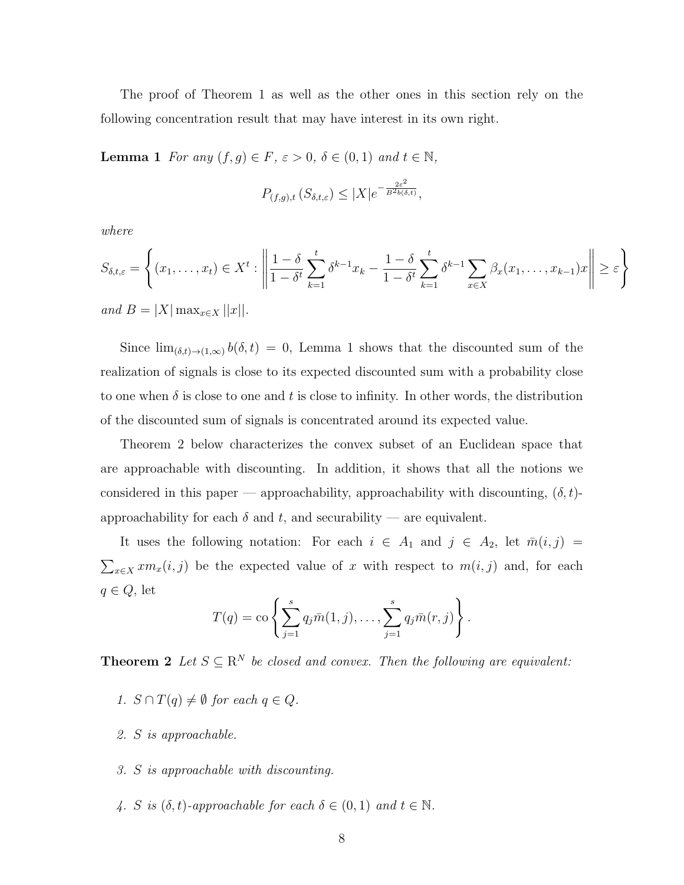The proof of Theorem 1 as well as the other ones in this section rely on the following concentration result that may have interest in its own right.

**Lemma 1** *For any $(f,g) \in F$, $\varepsilon > 0$, $\delta \in (0,1)$ and $t \in \mathbb{N}$,*

$$P_{(f,g),t}(S_{\delta,t,\varepsilon}) \leq |X| e^{-\frac{2\varepsilon^2}{B^2 b(\delta,t)}},$$

*where*

$$S_{\delta,t,\varepsilon} = \left\{ (x_1, \ldots, x_t) \in X^t : \left\| \frac{1-\delta}{1-\delta^t} \sum_{k=1}^{t} \delta^{k-1} x_k - \frac{1-\delta}{1-\delta^t} \sum_{k=1}^{t} \delta^{k-1} \sum_{x \in X} \beta_x(x_1, \ldots, x_{k-1}) x \right\| \geq \varepsilon \right\}$$

*and $B = |X| \max_{x \in X} ||x||$.*

Since $\lim_{(\delta,t)\to(1,\infty)} b(\delta,t) = 0$, Lemma 1 shows that the discounted sum of the realization of signals is close to its expected discounted sum with a probability close to one when $\delta$ is close to one and $t$ is close to infinity. In other words, the distribution of the discounted sum of signals is concentrated around its expected value.

Theorem 2 below characterizes the convex subset of an Euclidean space that are approachable with discounting. In addition, it shows that all the notions we considered in this paper — approachability, approachability with discounting, $(\delta,t)$-approachability for each $\delta$ and $t$, and securability — are equivalent.

It uses the following notation: For each $i \in A_1$ and $j \in A_2$, let $\bar{m}(i,j) = \sum_{x \in X} x m_x(i,j)$ be the expected value of $x$ with respect to $m(i,j)$ and, for each $q \in Q$, let

$$T(q) = \text{co} \left\{ \sum_{j=1}^{s} q_j \bar{m}(1,j), \ldots, \sum_{j=1}^{s} q_j \bar{m}(r,j) \right\}.$$

**Theorem 2** *Let $S \subseteq \mathbb{R}^N$ be closed and convex. Then the following are equivalent:*

1. *$S \cap T(q) \neq \emptyset$ for each $q \in Q$.*

2. *$S$ is approachable.*

3. *$S$ is approachable with discounting.*

4. *$S$ is $(\delta,t)$-approachable for each $\delta \in (0,1)$ and $t \in \mathbb{N}$.*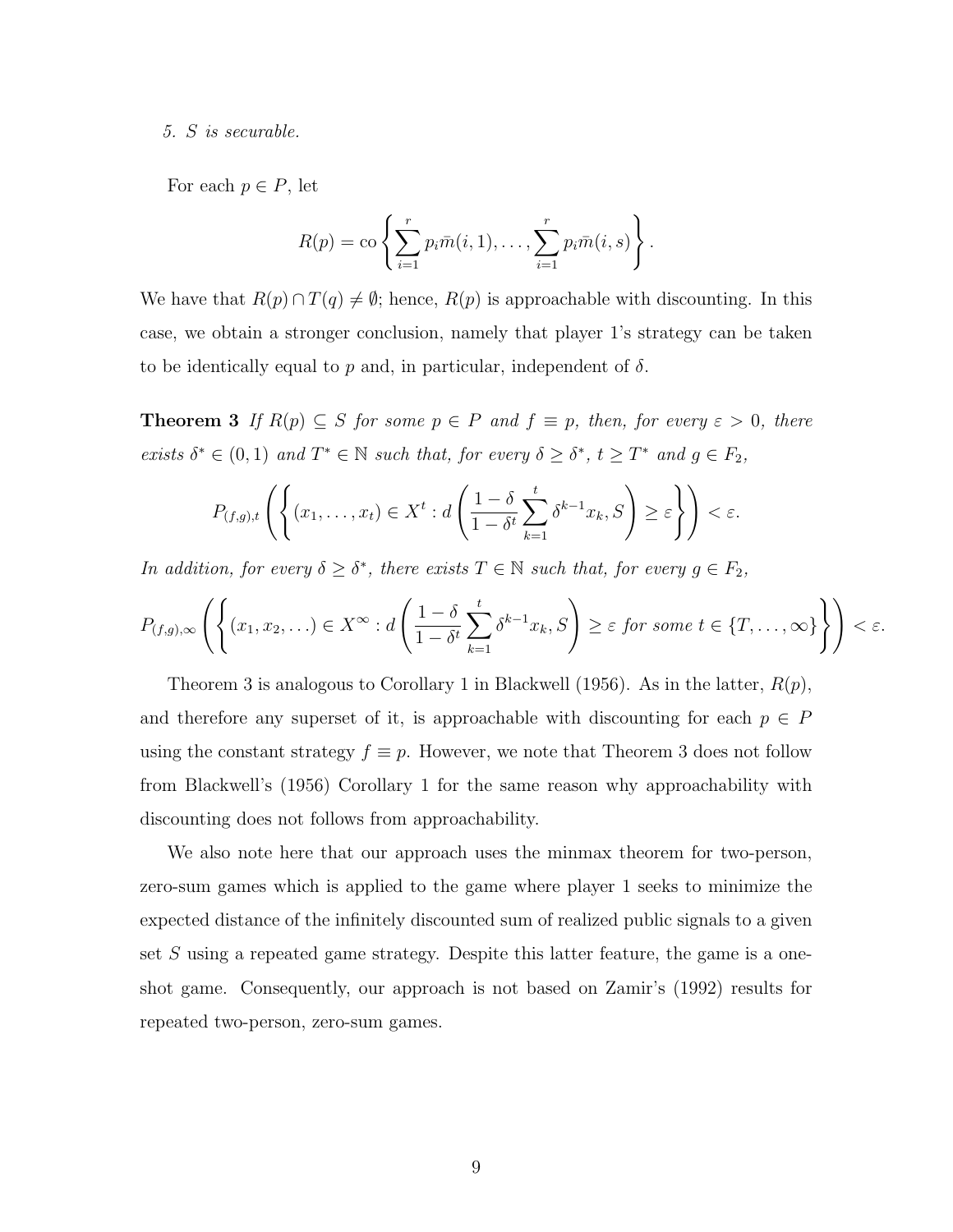*5. $S$ is securable.*

For each $p \in P$, let

$$R(p) = \text{co}\left\{ \sum_{i=1}^{r} p_i \bar{m}(i,1), \ldots, \sum_{i=1}^{r} p_i \bar{m}(i,s) \right\}.$$

We have that $R(p) \cap T(q) \neq \emptyset$; hence, $R(p)$ is approachable with discounting. In this case, we obtain a stronger conclusion, namely that player 1's strategy can be taken to be identically equal to $p$ and, in particular, independent of $\delta$.

**Theorem 3** *If $R(p) \subseteq S$ for some $p \in P$ and $f \equiv p$, then, for every $\varepsilon > 0$, there exists $\delta^* \in (0,1)$ and $T^* \in \mathbb{N}$ such that, for every $\delta \geq \delta^*$, $t \geq T^*$ and $g \in F_2$,*

$$P_{(f,g),t}\left( \left\{ (x_1, \ldots, x_t) \in X^t : d\left( \frac{1-\delta}{1-\delta^t} \sum_{k=1}^{t} \delta^{k-1} x_k, S \right) \geq \varepsilon \right\} \right) < \varepsilon.$$

*In addition, for every $\delta \geq \delta^*$, there exists $T \in \mathbb{N}$ such that, for every $g \in F_2$,*

$$P_{(f,g),\infty}\left( \left\{ (x_1, x_2, \ldots) \in X^\infty : d\left( \frac{1-\delta}{1-\delta^t} \sum_{k=1}^{t} \delta^{k-1} x_k, S \right) \geq \varepsilon \text{ for some } t \in \{T, \ldots, \infty\} \right\} \right) < \varepsilon.$$

Theorem 3 is analogous to Corollary 1 in Blackwell (1956). As in the latter, $R(p)$, and therefore any superset of it, is approachable with discounting for each $p \in P$ using the constant strategy $f \equiv p$. However, we note that Theorem 3 does not follow from Blackwell's (1956) Corollary 1 for the same reason why approachability with discounting does not follows from approachability.

We also note here that our approach uses the minmax theorem for two-person, zero-sum games which is applied to the game where player 1 seeks to minimize the expected distance of the infinitely discounted sum of realized public signals to a given set $S$ using a repeated game strategy. Despite this latter feature, the game is a one-shot game. Consequently, our approach is not based on Zamir's (1992) results for repeated two-person, zero-sum games.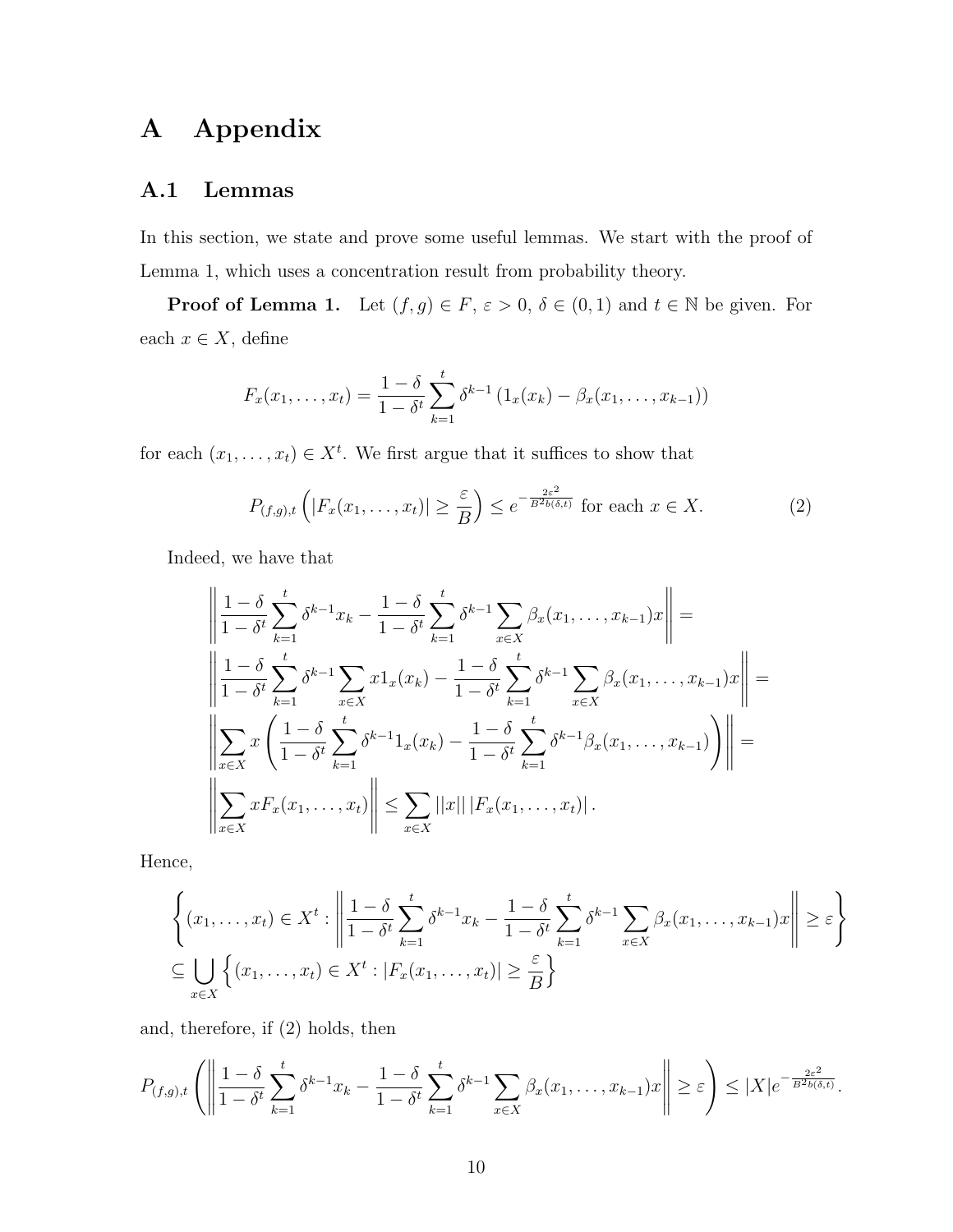# A Appendix

## A.1 Lemmas

In this section, we state and prove some useful lemmas. We start with the proof of Lemma 1, which uses a concentration result from probability theory.

**Proof of Lemma 1.** Let $(f, g) \in F$, $\varepsilon > 0$, $\delta \in (0, 1)$ and $t \in \mathbb{N}$ be given. For each $x \in X$, define

$$F_x(x_1, \ldots, x_t) = \frac{1-\delta}{1-\delta^t} \sum_{k=1}^{t} \delta^{k-1} \left(1_x(x_k) - \beta_x(x_1, \ldots, x_{k-1})\right)$$

for each $(x_1, \ldots, x_t) \in X^t$. We first argue that it suffices to show that

$$P_{(f,g),t}\left(|F_x(x_1, \ldots, x_t)| \geq \frac{\varepsilon}{B}\right) \leq e^{-\frac{2\varepsilon^2}{B^2 b(\delta,t)}} \text{ for each } x \in X. \tag{2}$$

Indeed, we have that

$$\begin{aligned}
&\left\| \frac{1-\delta}{1-\delta^t} \sum_{k=1}^{t} \delta^{k-1} x_k - \frac{1-\delta}{1-\delta^t} \sum_{k=1}^{t} \delta^{k-1} \sum_{x \in X} \beta_x(x_1, \ldots, x_{k-1}) x \right\| = \\
&\left\| \frac{1-\delta}{1-\delta^t} \sum_{k=1}^{t} \delta^{k-1} \sum_{x \in X} x 1_x(x_k) - \frac{1-\delta}{1-\delta^t} \sum_{k=1}^{t} \delta^{k-1} \sum_{x \in X} \beta_x(x_1, \ldots, x_{k-1}) x \right\| = \\
&\left\| \sum_{x \in X} x \left( \frac{1-\delta}{1-\delta^t} \sum_{k=1}^{t} \delta^{k-1} 1_x(x_k) - \frac{1-\delta}{1-\delta^t} \sum_{k=1}^{t} \delta^{k-1} \beta_x(x_1, \ldots, x_{k-1}) \right) \right\| = \\
&\left\| \sum_{x \in X} x F_x(x_1, \ldots, x_t) \right\| \leq \sum_{x \in X} ||x|| \, |F_x(x_1, \ldots, x_t)| \, .
\end{aligned}$$

Hence,

$$\begin{aligned}
&\left\{ (x_1, \ldots, x_t) \in X^t : \left\| \frac{1-\delta}{1-\delta^t} \sum_{k=1}^{t} \delta^{k-1} x_k - \frac{1-\delta}{1-\delta^t} \sum_{k=1}^{t} \delta^{k-1} \sum_{x \in X} \beta_x(x_1, \ldots, x_{k-1}) x \right\| \geq \varepsilon \right\} \\
&\subseteq \bigcup_{x \in X} \left\{ (x_1, \ldots, x_t) \in X^t : |F_x(x_1, \ldots, x_t)| \geq \frac{\varepsilon}{B} \right\}
\end{aligned}$$

and, therefore, if (2) holds, then

$$P_{(f,g),t}\left( \left\| \frac{1-\delta}{1-\delta^t} \sum_{k=1}^{t} \delta^{k-1} x_k - \frac{1-\delta}{1-\delta^t} \sum_{k=1}^{t} \delta^{k-1} \sum_{x \in X} \beta_x(x_1, \ldots, x_{k-1}) x \right\| \geq \varepsilon \right) \leq |X| e^{-\frac{2\varepsilon^2}{B^2 b(\delta,t)}}.$$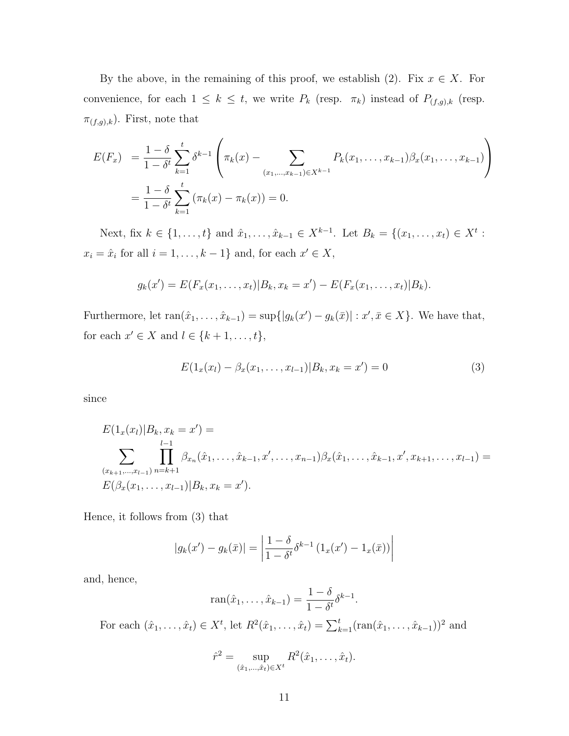By the above, in the remaining of this proof, we establish (2). Fix $x \in X$. For convenience, for each $1 \leq k \leq t$, we write $P_k$ (resp. $\pi_k$) instead of $P_{(f,g),k}$ (resp. $\pi_{(f,g),k}$). First, note that

$$
\begin{aligned}
E(F_x) &= \frac{1-\delta}{1-\delta^t} \sum_{k=1}^{t} \delta^{k-1} \left( \pi_k(x) - \sum_{(x_1,\ldots,x_{k-1}) \in X^{k-1}} P_k(x_1,\ldots,x_{k-1}) \beta_x(x_1,\ldots,x_{k-1}) \right) \\
&= \frac{1-\delta}{1-\delta^t} \sum_{k=1}^{t} \left( \pi_k(x) - \pi_k(x) \right) = 0.
\end{aligned}
$$

Next, fix $k \in \{1,\ldots,t\}$ and $\hat{x}_1,\ldots,\hat{x}_{k-1} \in X^{k-1}$. Let $B_k = \{(x_1,\ldots,x_t) \in X^t : x_i = \hat{x}_i \text{ for all } i = 1,\ldots,k-1\}$ and, for each $x' \in X$,

$$
g_k(x') = E(F_x(x_1,\ldots,x_t)|B_k, x_k = x') - E(F_x(x_1,\ldots,x_t)|B_k).
$$

Furthermore, let $\text{ran}(\hat{x}_1,\ldots,\hat{x}_{k-1}) = \sup\{|g_k(x') - g_k(\bar{x})| : x', \bar{x} \in X\}$. We have that, for each $x' \in X$ and $l \in \{k+1,\ldots,t\}$,

$$
E(1_x(x_l) - \beta_x(x_1,\ldots,x_{l-1})|B_k, x_k = x') = 0 \tag{3}
$$

since

$$
\begin{aligned}
&E(1_x(x_l)|B_k, x_k = x') = \\
&\sum_{(x_{k+1},\ldots,x_{l-1})} \prod_{n=k+1}^{l-1} \beta_{x_n}(\hat{x}_1,\ldots,\hat{x}_{k-1},x',\ldots,x_{n-1}) \beta_x(\hat{x}_1,\ldots,\hat{x}_{k-1},x',x_{k+1},\ldots,x_{l-1}) = \\
&E(\beta_x(x_1,\ldots,x_{l-1})|B_k, x_k = x').
\end{aligned}
$$

Hence, it follows from (3) that

$$
|g_k(x') - g_k(\bar{x})| = \left| \frac{1-\delta}{1-\delta^t} \delta^{k-1} \left( 1_x(x') - 1_x(\bar{x}) \right) \right|
$$

and, hence,

$$
\text{ran}(\hat{x}_1,\ldots,\hat{x}_{k-1}) = \frac{1-\delta}{1-\delta^t} \delta^{k-1}.
$$

For each $(\hat{x}_1,\ldots,\hat{x}_t) \in X^t$, let $R^2(\hat{x}_1,\ldots,\hat{x}_t) = \sum_{k=1}^{t} (\text{ran}(\hat{x}_1,\ldots,\hat{x}_{k-1}))^2$ and

$$
\hat{r}^2 = \sup_{(\hat{x}_1,\ldots,\hat{x}_t) \in X^t} R^2(\hat{x}_1,\ldots,\hat{x}_t).
$$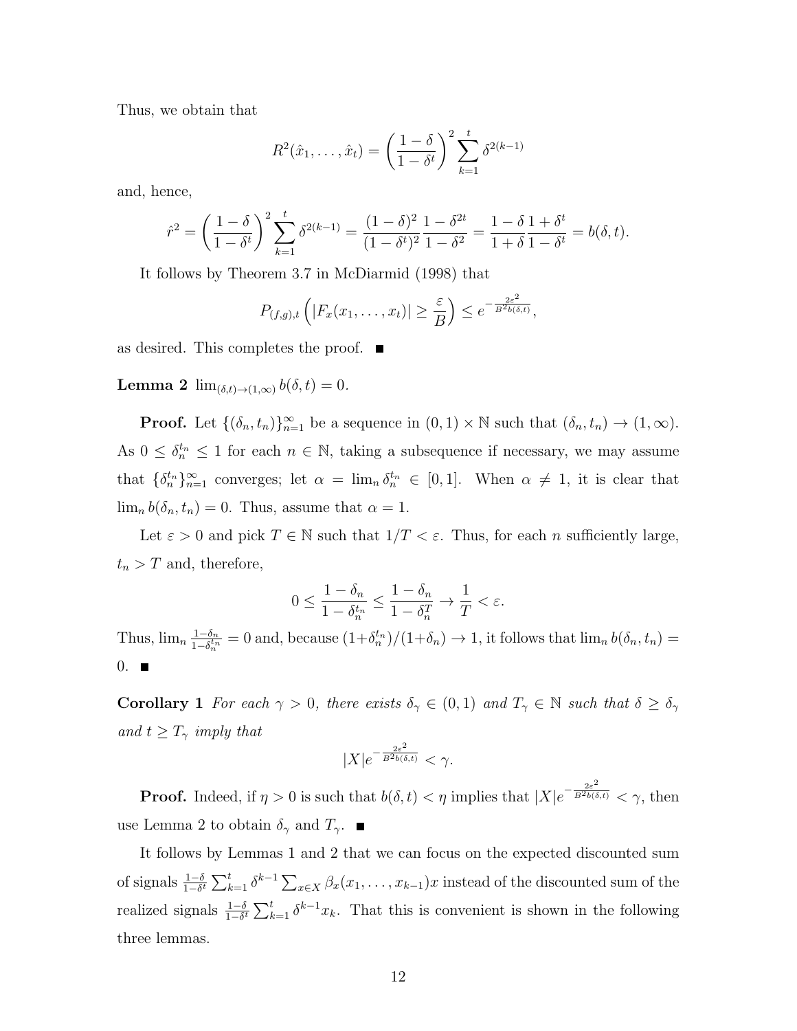Thus, we obtain that

$$R^2(\hat{x}_1, \ldots, \hat{x}_t) = \left(\frac{1-\delta}{1-\delta^t}\right)^2 \sum_{k=1}^{t} \delta^{2(k-1)}$$

and, hence,

$$\hat{r}^2 = \left(\frac{1-\delta}{1-\delta^t}\right)^2 \sum_{k=1}^{t} \delta^{2(k-1)} = \frac{(1-\delta)^2}{(1-\delta^t)^2} \frac{1-\delta^{2t}}{1-\delta^2} = \frac{1-\delta}{1+\delta} \frac{1+\delta^t}{1-\delta^t} = b(\delta, t).$$

It follows by Theorem 3.7 in McDiarmid (1998) that

$$P_{(f,g),t}\left(|F_x(x_1, \ldots, x_t)| \geq \frac{\varepsilon}{B}\right) \leq e^{-\frac{2\varepsilon^2}{B^2 b(\delta,t)}},$$

as desired. This completes the proof. ■

**Lemma 2** *$\lim_{(\delta,t)\to(1,\infty)} b(\delta, t) = 0$.*

**Proof.** Let $\{(\delta_n, t_n)\}_{n=1}^{\infty}$ be a sequence in $(0,1) \times \mathbb{N}$ such that $(\delta_n, t_n) \to (1, \infty)$. As $0 \leq \delta_n^{t_n} \leq 1$ for each $n \in \mathbb{N}$, taking a subsequence if necessary, we may assume that $\{\delta_n^{t_n}\}_{n=1}^{\infty}$ converges; let $\alpha = \lim_n \delta_n^{t_n} \in [0,1]$. When $\alpha \neq 1$, it is clear that $\lim_n b(\delta_n, t_n) = 0$. Thus, assume that $\alpha = 1$.

Let $\varepsilon > 0$ and pick $T \in \mathbb{N}$ such that $1/T < \varepsilon$. Thus, for each $n$ sufficiently large, $t_n > T$ and, therefore,

$$0 \leq \frac{1-\delta_n}{1-\delta_n^{t_n}} \leq \frac{1-\delta_n}{1-\delta_n^T} \to \frac{1}{T} < \varepsilon.$$

Thus, $\lim_n \frac{1-\delta_n}{1-\delta_n^{t_n}} = 0$ and, because $(1+\delta_n^{t_n})/(1+\delta_n) \to 1$, it follows that $\lim_n b(\delta_n, t_n) = 0$. ■

**Corollary 1** *For each $\gamma > 0$, there exists $\delta_\gamma \in (0,1)$ and $T_\gamma \in \mathbb{N}$ such that $\delta \geq \delta_\gamma$ and $t \geq T_\gamma$ imply that*

$$|X| e^{-\frac{2\varepsilon^2}{B^2 b(\delta,t)}} < \gamma.$$

**Proof.** Indeed, if $\eta > 0$ is such that $b(\delta, t) < \eta$ implies that $|X| e^{-\frac{2\varepsilon^2}{B^2 b(\delta,t)}} < \gamma$, then use Lemma 2 to obtain $\delta_\gamma$ and $T_\gamma$. ■

It follows by Lemmas 1 and 2 that we can focus on the expected discounted sum of signals $\frac{1-\delta}{1-\delta^t} \sum_{k=1}^{t} \delta^{k-1} \sum_{x \in X} \beta_x(x_1, \ldots, x_{k-1}) x$ instead of the discounted sum of the realized signals $\frac{1-\delta}{1-\delta^t} \sum_{k=1}^{t} \delta^{k-1} x_k$. That this is convenient is shown in the following three lemmas.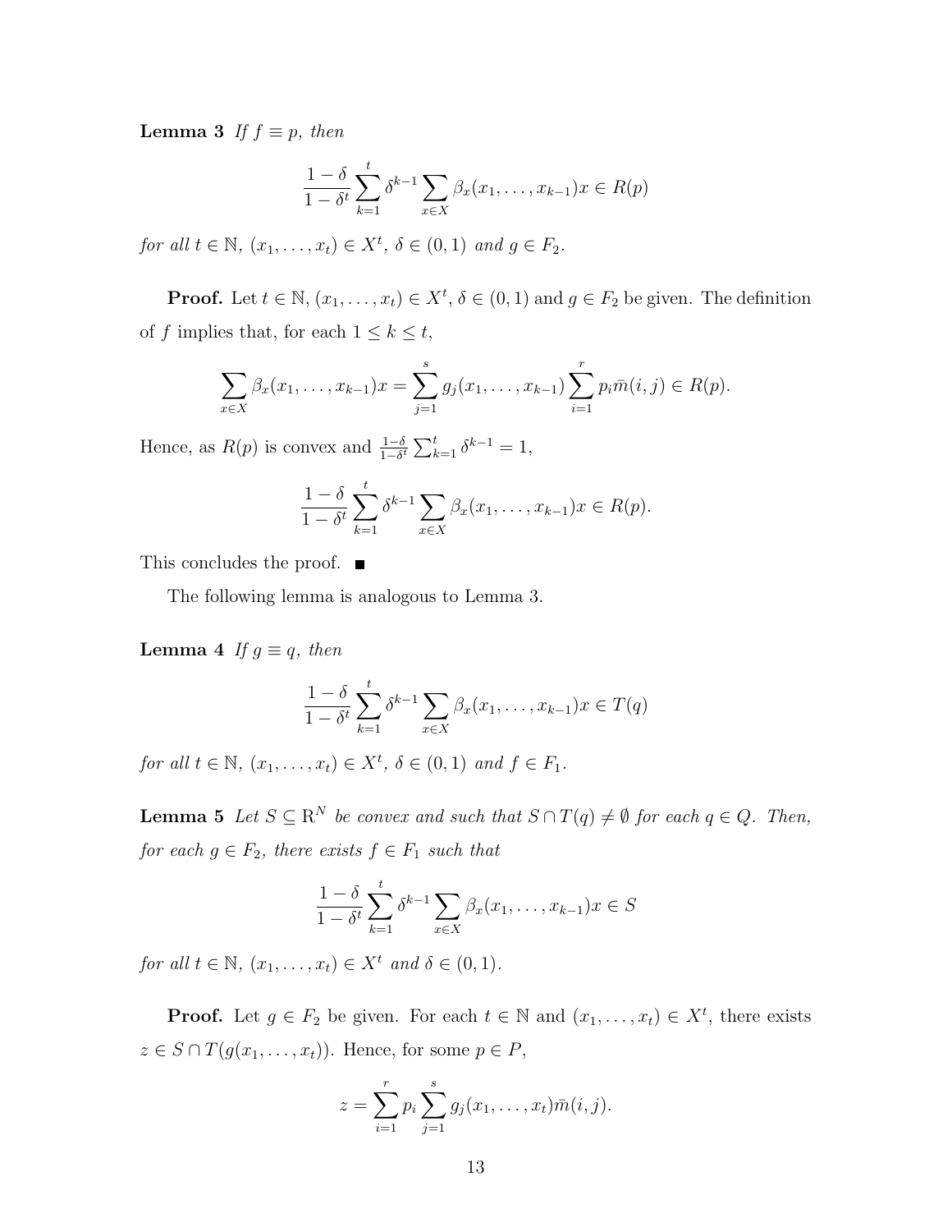**Lemma 3** *If $f \equiv p$, then*

$$\frac{1-\delta}{1-\delta^t}\sum_{k=1}^{t}\delta^{k-1}\sum_{x\in X}\beta_x(x_1,\ldots,x_{k-1})x \in R(p)$$

*for all $t \in \mathbb{N}$, $(x_1,\ldots,x_t) \in X^t$, $\delta \in (0,1)$ and $g \in F_2$.*

**Proof.** Let $t \in \mathbb{N}$, $(x_1,\ldots,x_t) \in X^t$, $\delta \in (0,1)$ and $g \in F_2$ be given. The definition of $f$ implies that, for each $1 \leq k \leq t$,

$$\sum_{x\in X}\beta_x(x_1,\ldots,x_{k-1})x = \sum_{j=1}^{s} g_j(x_1,\ldots,x_{k-1})\sum_{i=1}^{r} p_i\bar{m}(i,j) \in R(p).$$

Hence, as $R(p)$ is convex and $\frac{1-\delta}{1-\delta^t}\sum_{k=1}^{t}\delta^{k-1} = 1$,

$$\frac{1-\delta}{1-\delta^t}\sum_{k=1}^{t}\delta^{k-1}\sum_{x\in X}\beta_x(x_1,\ldots,x_{k-1})x \in R(p).$$

This concludes the proof. ■

The following lemma is analogous to Lemma 3.

**Lemma 4** *If $g \equiv q$, then*

$$\frac{1-\delta}{1-\delta^t}\sum_{k=1}^{t}\delta^{k-1}\sum_{x\in X}\beta_x(x_1,\ldots,x_{k-1})x \in T(q)$$

*for all $t \in \mathbb{N}$, $(x_1,\ldots,x_t) \in X^t$, $\delta \in (0,1)$ and $f \in F_1$.*

**Lemma 5** *Let $S \subseteq \mathbb{R}^N$ be convex and such that $S \cap T(q) \neq \emptyset$ for each $q \in Q$. Then, for each $g \in F_2$, there exists $f \in F_1$ such that*

$$\frac{1-\delta}{1-\delta^t}\sum_{k=1}^{t}\delta^{k-1}\sum_{x\in X}\beta_x(x_1,\ldots,x_{k-1})x \in S$$

*for all $t \in \mathbb{N}$, $(x_1,\ldots,x_t) \in X^t$ and $\delta \in (0,1)$.*

**Proof.** Let $g \in F_2$ be given. For each $t \in \mathbb{N}$ and $(x_1,\ldots,x_t) \in X^t$, there exists $z \in S \cap T(g(x_1,\ldots,x_t))$. Hence, for some $p \in P$,

$$z = \sum_{i=1}^{r} p_i \sum_{j=1}^{s} g_j(x_1,\ldots,x_t)\bar{m}(i,j).$$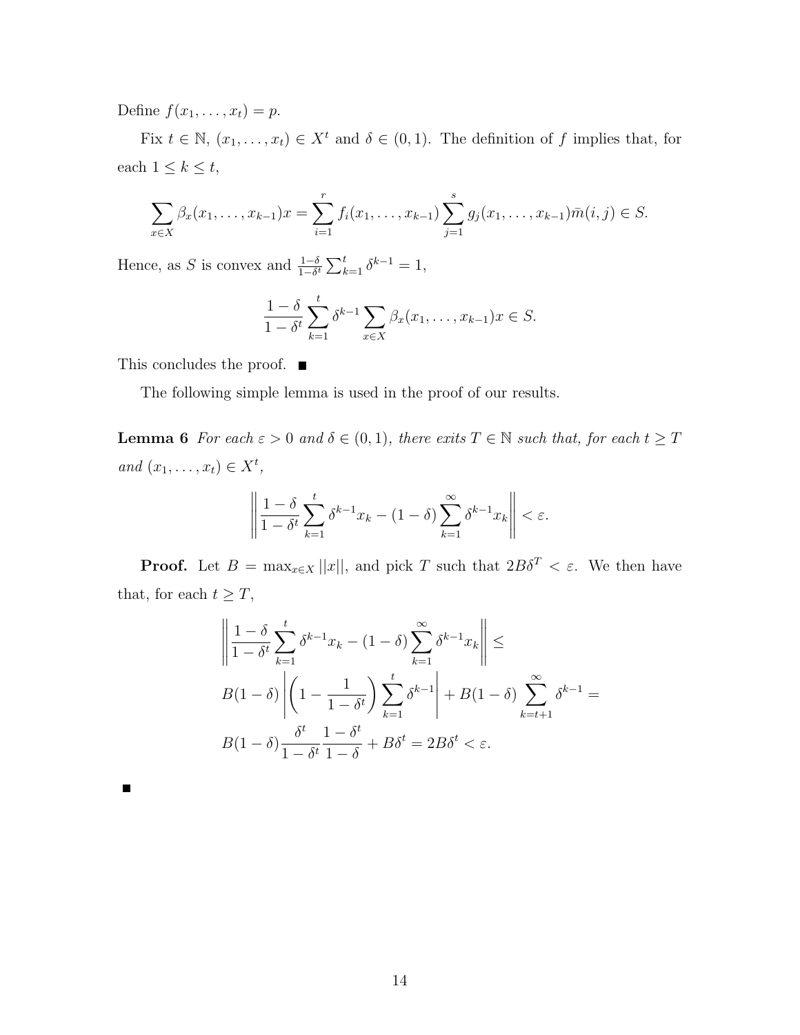Define $f(x_1, \ldots, x_t) = p$.

Fix $t \in \mathbb{N}$, $(x_1, \ldots, x_t) \in X^t$ and $\delta \in (0, 1)$. The definition of $f$ implies that, for each $1 \leq k \leq t$,

$$\sum_{x \in X} \beta_x(x_1, \ldots, x_{k-1})x = \sum_{i=1}^{r} f_i(x_1, \ldots, x_{k-1}) \sum_{j=1}^{s} g_j(x_1, \ldots, x_{k-1})\bar{m}(i, j) \in S.$$

Hence, as $S$ is convex and $\frac{1-\delta}{1-\delta^t} \sum_{k=1}^{t} \delta^{k-1} = 1$,

$$\frac{1-\delta}{1-\delta^t} \sum_{k=1}^{t} \delta^{k-1} \sum_{x \in X} \beta_x(x_1, \ldots, x_{k-1})x \in S.$$

This concludes the proof. ■

The following simple lemma is used in the proof of our results.

**Lemma 6** *For each $\varepsilon > 0$ and $\delta \in (0, 1)$, there exits $T \in \mathbb{N}$ such that, for each $t \geq T$ and $(x_1, \ldots, x_t) \in X^t$,*

$$\left\| \frac{1-\delta}{1-\delta^t} \sum_{k=1}^{t} \delta^{k-1} x_k - (1-\delta) \sum_{k=1}^{\infty} \delta^{k-1} x_k \right\| < \varepsilon.$$

**Proof.** Let $B = \max_{x \in X} ||x||$, and pick $T$ such that $2B\delta^T < \varepsilon$. We then have that, for each $t \geq T$,

$$\left\| \frac{1-\delta}{1-\delta^t} \sum_{k=1}^{t} \delta^{k-1} x_k - (1-\delta) \sum_{k=1}^{\infty} \delta^{k-1} x_k \right\| \leq$$

$$B(1-\delta) \left| \left(1 - \frac{1}{1-\delta^t}\right) \sum_{k=1}^{t} \delta^{k-1} \right| + B(1-\delta) \sum_{k=t+1}^{\infty} \delta^{k-1} =$$

$$B(1-\delta) \frac{\delta^t}{1-\delta^t} \frac{1-\delta^t}{1-\delta} + B\delta^t = 2B\delta^t < \varepsilon.$$

■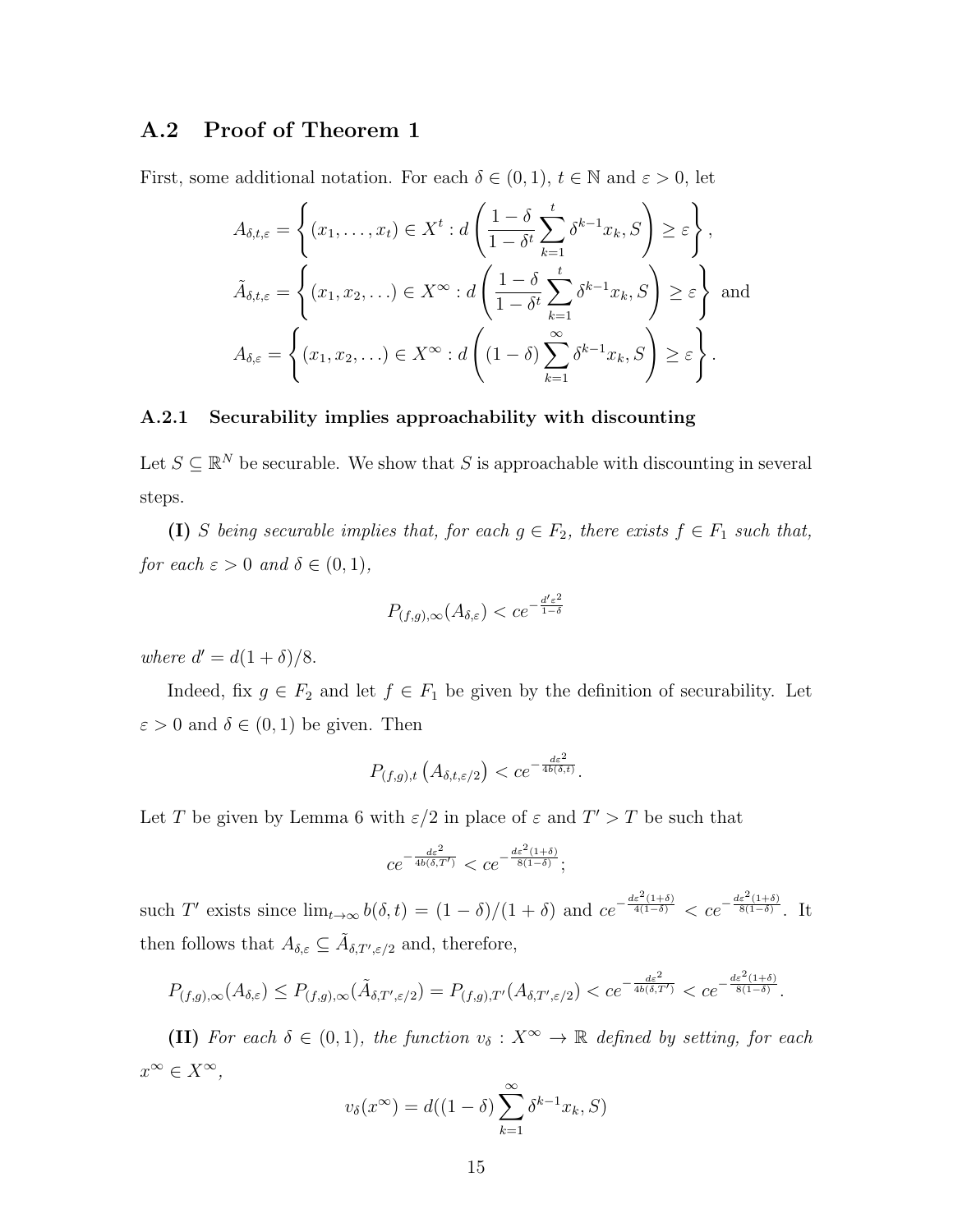## A.2 Proof of Theorem 1

First, some additional notation. For each $\delta \in (0,1)$, $t \in \mathbb{N}$ and $\varepsilon > 0$, let

$$A_{\delta,t,\varepsilon} = \left\{ (x_1, \ldots, x_t) \in X^t : d\left( \frac{1-\delta}{1-\delta^t} \sum_{k=1}^{t} \delta^{k-1} x_k, S \right) \geq \varepsilon \right\},$$

$$\tilde{A}_{\delta,t,\varepsilon} = \left\{ (x_1, x_2, \ldots) \in X^\infty : d\left( \frac{1-\delta}{1-\delta^t} \sum_{k=1}^{t} \delta^{k-1} x_k, S \right) \geq \varepsilon \right\} \text{ and}$$

$$A_{\delta,\varepsilon} = \left\{ (x_1, x_2, \ldots) \in X^\infty : d\left( (1-\delta) \sum_{k=1}^{\infty} \delta^{k-1} x_k, S \right) \geq \varepsilon \right\}.$$

### A.2.1 Securability implies approachability with discounting

Let $S \subseteq \mathbb{R}^N$ be securable. We show that $S$ is approachable with discounting in several steps.

**(I)** *$S$ being securable implies that, for each $g \in F_2$, there exists $f \in F_1$ such that, for each $\varepsilon > 0$ and $\delta \in (0,1)$,*

$$P_{(f,g),\infty}(A_{\delta,\varepsilon}) < ce^{-\frac{d'\varepsilon^2}{1-\delta}}$$

*where $d' = d(1+\delta)/8$.*

Indeed, fix $g \in F_2$ and let $f \in F_1$ be given by the definition of securability. Let $\varepsilon > 0$ and $\delta \in (0,1)$ be given. Then

$$P_{(f,g),t}\left(A_{\delta,t,\varepsilon/2}\right) < ce^{-\frac{d\varepsilon^2}{4b(\delta,t)}}.$$

Let $T$ be given by Lemma 6 with $\varepsilon/2$ in place of $\varepsilon$ and $T' > T$ be such that

$$ce^{-\frac{d\varepsilon^2}{4b(\delta,T')}} < ce^{-\frac{d\varepsilon^2(1+\delta)}{8(1-\delta)}};$$

such $T'$ exists since $\lim_{t\to\infty} b(\delta,t) = (1-\delta)/(1+\delta)$ and $ce^{-\frac{d\varepsilon^2(1+\delta)}{4(1-\delta)}} < ce^{-\frac{d\varepsilon^2(1+\delta)}{8(1-\delta)}}$. It then follows that $A_{\delta,\varepsilon} \subseteq \tilde{A}_{\delta,T',\varepsilon/2}$ and, therefore,

$$P_{(f,g),\infty}(A_{\delta,\varepsilon}) \leq P_{(f,g),\infty}(\tilde{A}_{\delta,T',\varepsilon/2}) = P_{(f,g),T'}(A_{\delta,T',\varepsilon/2}) < ce^{-\frac{d\varepsilon^2}{4b(\delta,T')}} < ce^{-\frac{d\varepsilon^2(1+\delta)}{8(1-\delta)}}.$$

**(II)** *For each $\delta \in (0,1)$, the function $v_\delta : X^\infty \to \mathbb{R}$ defined by setting, for each $x^\infty \in X^\infty$,*

$$v_\delta(x^\infty) = d((1-\delta) \sum_{k=1}^{\infty} \delta^{k-1} x_k, S)$$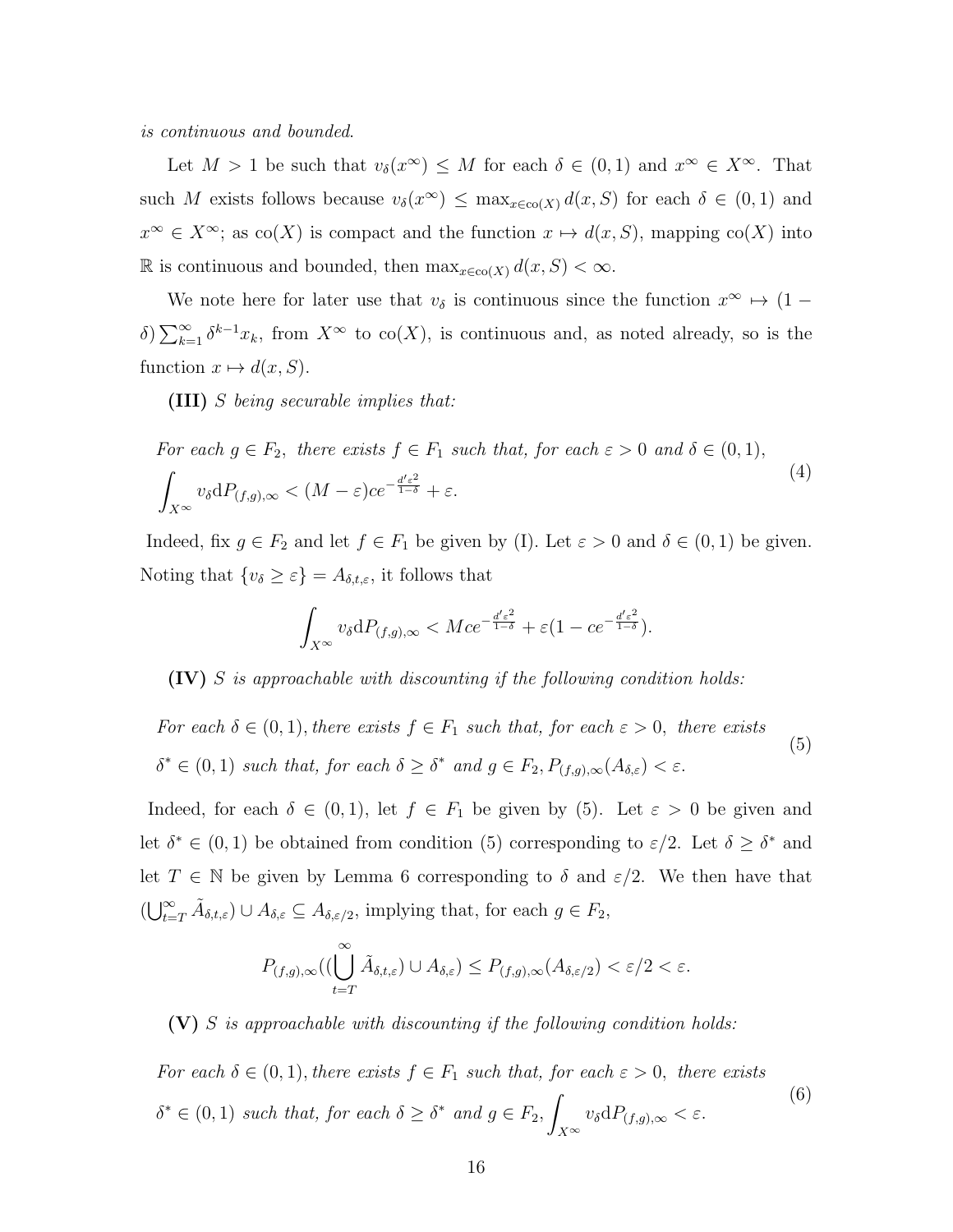*is continuous and bounded.*

Let $M > 1$ be such that $v_\delta(x^\infty) \leq M$ for each $\delta \in (0,1)$ and $x^\infty \in X^\infty$. That such $M$ exists follows because $v_\delta(x^\infty) \leq \max_{x \in \text{co}(X)} d(x,S)$ for each $\delta \in (0,1)$ and $x^\infty \in X^\infty$; as $\text{co}(X)$ is compact and the function $x \mapsto d(x,S)$, mapping $\text{co}(X)$ into $\mathbb{R}$ is continuous and bounded, then $\max_{x \in \text{co}(X)} d(x,S) < \infty$.

We note here for later use that $v_\delta$ is continuous since the function $x^\infty \mapsto (1-\delta)\sum_{k=1}^{\infty} \delta^{k-1} x_k$, from $X^\infty$ to $\text{co}(X)$, is continuous and, as noted already, so is the function $x \mapsto d(x,S)$.

**(III)** *$S$ being securable implies that:*

$$\text{For each } g \in F_2, \text{ there exists } f \in F_1 \text{ such that, for each } \varepsilon > 0 \text{ and } \delta \in (0,1), \quad \int_{X^\infty} v_\delta \mathrm{d}P_{(f,g),\infty} < (M-\varepsilon)ce^{-\frac{d'\varepsilon^2}{1-\delta}} + \varepsilon. \tag{4}$$

Indeed, fix $g \in F_2$ and let $f \in F_1$ be given by (I). Let $\varepsilon > 0$ and $\delta \in (0,1)$ be given. Noting that $\{v_\delta \geq \varepsilon\} = A_{\delta,t,\varepsilon}$, it follows that

$$\int_{X^\infty} v_\delta \mathrm{d}P_{(f,g),\infty} < Mce^{-\frac{d'\varepsilon^2}{1-\delta}} + \varepsilon(1 - ce^{-\frac{d'\varepsilon^2}{1-\delta}}).$$

**(IV)** *$S$ is approachable with discounting if the following condition holds:*

$$\text{For each } \delta \in (0,1), \text{there exists } f \in F_1 \text{ such that, for each } \varepsilon > 0, \text{ there exists } \delta^* \in (0,1) \text{ such that, for each } \delta \geq \delta^* \text{ and } g \in F_2, P_{(f,g),\infty}(A_{\delta,\varepsilon}) < \varepsilon. \tag{5}$$

Indeed, for each $\delta \in (0,1)$, let $f \in F_1$ be given by (5). Let $\varepsilon > 0$ be given and let $\delta^* \in (0,1)$ be obtained from condition (5) corresponding to $\varepsilon/2$. Let $\delta \geq \delta^*$ and let $T \in \mathbb{N}$ be given by Lemma 6 corresponding to $\delta$ and $\varepsilon/2$. We then have that $(\bigcup_{t=T}^{\infty} \tilde{A}_{\delta,t,\varepsilon}) \cup A_{\delta,\varepsilon} \subseteq A_{\delta,\varepsilon/2}$, implying that, for each $g \in F_2$,

$$P_{(f,g),\infty}((\bigcup_{t=T}^{\infty} \tilde{A}_{\delta,t,\varepsilon}) \cup A_{\delta,\varepsilon}) \leq P_{(f,g),\infty}(A_{\delta,\varepsilon/2}) < \varepsilon/2 < \varepsilon.$$

**(V)** *$S$ is approachable with discounting if the following condition holds:*

$$\text{For each } \delta \in (0,1), \text{there exists } f \in F_1 \text{ such that, for each } \varepsilon > 0, \text{ there exists } \delta^* \in (0,1) \text{ such that, for each } \delta \geq \delta^* \text{ and } g \in F_2, \int_{X^\infty} v_\delta \mathrm{d}P_{(f,g),\infty} < \varepsilon. \tag{6}$$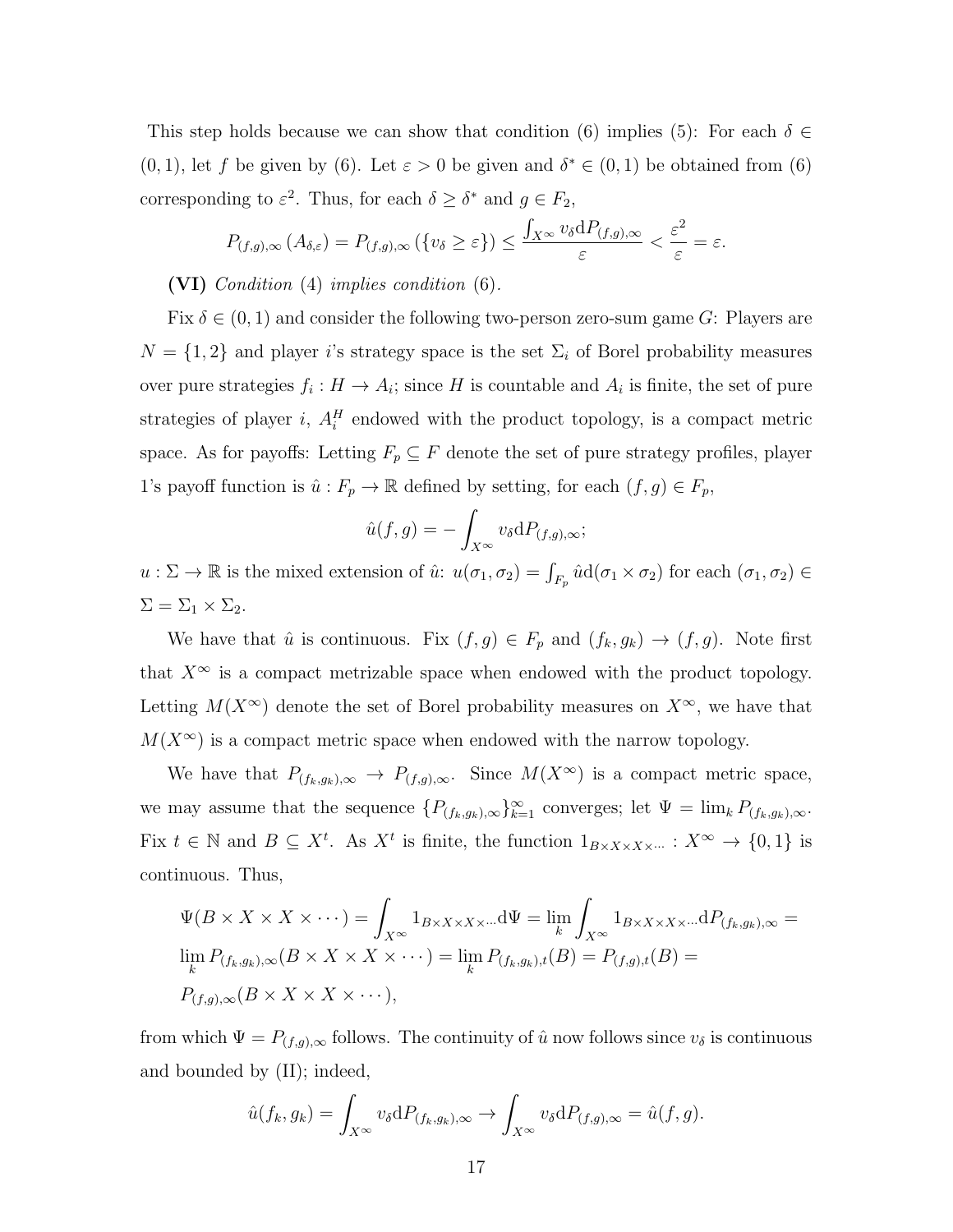This step holds because we can show that condition (6) implies (5): For each $\delta \in (0,1)$, let $f$ be given by (6). Let $\varepsilon > 0$ be given and $\delta^* \in (0,1)$ be obtained from (6) corresponding to $\varepsilon^2$. Thus, for each $\delta \geq \delta^*$ and $g \in F_2$,

$$P_{(f,g),\infty}\left(A_{\delta,\varepsilon}\right) = P_{(f,g),\infty}\left(\{v_\delta \geq \varepsilon\}\right) \leq \frac{\int_{X^\infty} v_\delta \mathrm{d}P_{(f,g),\infty}}{\varepsilon} < \frac{\varepsilon^2}{\varepsilon} = \varepsilon.$$

**(VI)** *Condition* (4) *implies condition* (6).

Fix $\delta \in (0,1)$ and consider the following two-person zero-sum game $G$: Players are $N = \{1,2\}$ and player $i$'s strategy space is the set $\Sigma_i$ of Borel probability measures over pure strategies $f_i : H \to A_i$; since $H$ is countable and $A_i$ is finite, the set of pure strategies of player $i$, $A_i^H$ endowed with the product topology, is a compact metric space. As for payoffs: Letting $F_p \subseteq F$ denote the set of pure strategy profiles, player 1's payoff function is $\hat{u} : F_p \to \mathbb{R}$ defined by setting, for each $(f,g) \in F_p$,

$$\hat{u}(f,g) = -\int_{X^\infty} v_\delta \mathrm{d}P_{(f,g),\infty};$$

$u : \Sigma \to \mathbb{R}$ is the mixed extension of $\hat{u}$: $u(\sigma_1, \sigma_2) = \int_{F_p} \hat{u} \mathrm{d}(\sigma_1 \times \sigma_2)$ for each $(\sigma_1, \sigma_2) \in \Sigma = \Sigma_1 \times \Sigma_2$.

We have that $\hat{u}$ is continuous. Fix $(f,g) \in F_p$ and $(f_k, g_k) \to (f,g)$. Note first that $X^\infty$ is a compact metrizable space when endowed with the product topology. Letting $M(X^\infty)$ denote the set of Borel probability measures on $X^\infty$, we have that $M(X^\infty)$ is a compact metric space when endowed with the narrow topology.

We have that $P_{(f_k,g_k),\infty} \to P_{(f,g),\infty}$. Since $M(X^\infty)$ is a compact metric space, we may assume that the sequence $\{P_{(f_k,g_k),\infty}\}_{k=1}^\infty$ converges; let $\Psi = \lim_k P_{(f_k,g_k),\infty}$. Fix $t \in \mathbb{N}$ and $B \subseteq X^t$. As $X^t$ is finite, the function $1_{B \times X \times X \times \cdots} : X^\infty \to \{0,1\}$ is continuous. Thus,

$$\begin{aligned}
&\Psi(B \times X \times X \times \cdots) = \int_{X^\infty} 1_{B \times X \times X \times \cdots} \mathrm{d}\Psi = \lim_k \int_{X^\infty} 1_{B \times X \times X \times \cdots} \mathrm{d}P_{(f_k,g_k),\infty} = \\
&\lim_k P_{(f_k,g_k),\infty}(B \times X \times X \times \cdots) = \lim_k P_{(f_k,g_k),t}(B) = P_{(f,g),t}(B) = \\
&P_{(f,g),\infty}(B \times X \times X \times \cdots),
\end{aligned}$$

from which $\Psi = P_{(f,g),\infty}$ follows. The continuity of $\hat{u}$ now follows since $v_\delta$ is continuous and bounded by (II); indeed,

$$\hat{u}(f_k, g_k) = \int_{X^\infty} v_\delta \mathrm{d}P_{(f_k,g_k),\infty} \to \int_{X^\infty} v_\delta \mathrm{d}P_{(f,g),\infty} = \hat{u}(f,g).$$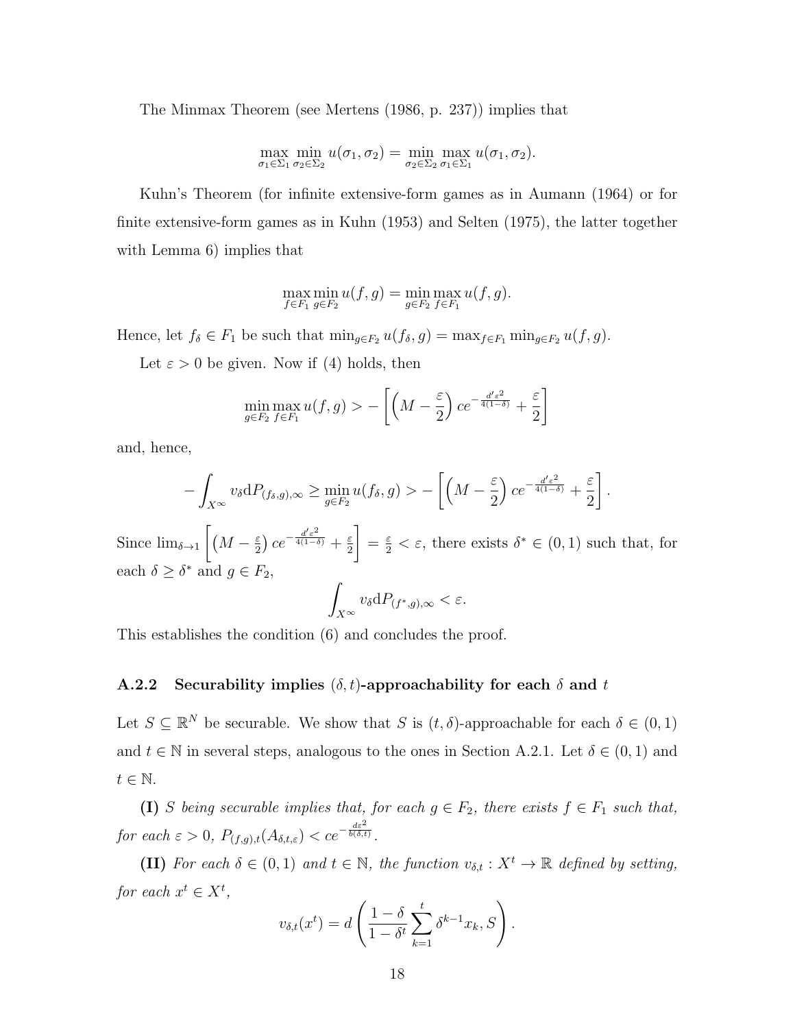The Minmax Theorem (see Mertens (1986, p. 237)) implies that

$$\max_{\sigma_1 \in \Sigma_1} \min_{\sigma_2 \in \Sigma_2} u(\sigma_1, \sigma_2) = \min_{\sigma_2 \in \Sigma_2} \max_{\sigma_1 \in \Sigma_1} u(\sigma_1, \sigma_2).$$

Kuhn's Theorem (for infinite extensive-form games as in Aumann (1964) or for finite extensive-form games as in Kuhn (1953) and Selten (1975), the latter together with Lemma 6) implies that

$$\max_{f \in F_1} \min_{g \in F_2} u(f, g) = \min_{g \in F_2} \max_{f \in F_1} u(f, g).$$

Hence, let $f_\delta \in F_1$ be such that $\min_{g \in F_2} u(f_\delta, g) = \max_{f \in F_1} \min_{g \in F_2} u(f, g)$.

Let $\varepsilon > 0$ be given. Now if (4) holds, then

$$\min_{g \in F_2} \max_{f \in F_1} u(f, g) > -\left[\left(M - \frac{\varepsilon}{2}\right) ce^{-\frac{d'\varepsilon^2}{4(1-\delta)}} + \frac{\varepsilon}{2}\right]$$

and, hence,

$$-\int_{X^\infty} v_\delta \mathrm{d}P_{(f_\delta, g), \infty} \geq \min_{g \in F_2} u(f_\delta, g) > -\left[\left(M - \frac{\varepsilon}{2}\right) ce^{-\frac{d'\varepsilon^2}{4(1-\delta)}} + \frac{\varepsilon}{2}\right].$$

Since $\lim_{\delta \to 1} \left[\left(M - \frac{\varepsilon}{2}\right) ce^{-\frac{d'\varepsilon^2}{4(1-\delta)}} + \frac{\varepsilon}{2}\right] = \frac{\varepsilon}{2} < \varepsilon$, there exists $\delta^* \in (0, 1)$ such that, for each $\delta \geq \delta^*$ and $g \in F_2$,

$$\int_{X^\infty} v_\delta \mathrm{d}P_{(f^*, g), \infty} < \varepsilon.$$

This establishes the condition (6) and concludes the proof.

### A.2.2 Securability implies $(\delta, t)$-approachability for each $\delta$ and $t$

Let $S \subseteq \mathbb{R}^N$ be securable. We show that $S$ is $(t, \delta)$-approachable for each $\delta \in (0, 1)$ and $t \in \mathbb{N}$ in several steps, analogous to the ones in Section A.2.1. Let $\delta \in (0, 1)$ and $t \in \mathbb{N}$.

**(I)** *$S$ being securable implies that, for each $g \in F_2$, there exists $f \in F_1$ such that, for each $\varepsilon > 0$, $P_{(f,g),t}(A_{\delta,t,\varepsilon}) < ce^{-\frac{d\varepsilon^2}{b(\delta,t)}}$.*

**(II)** *For each $\delta \in (0, 1)$ and $t \in \mathbb{N}$, the function $v_{\delta,t} : X^t \to \mathbb{R}$ defined by setting, for each $x^t \in X^t$,*

$$v_{\delta,t}(x^t) = d\left(\frac{1-\delta}{1-\delta^t} \sum_{k=1}^{t} \delta^{k-1} x_k, S\right).$$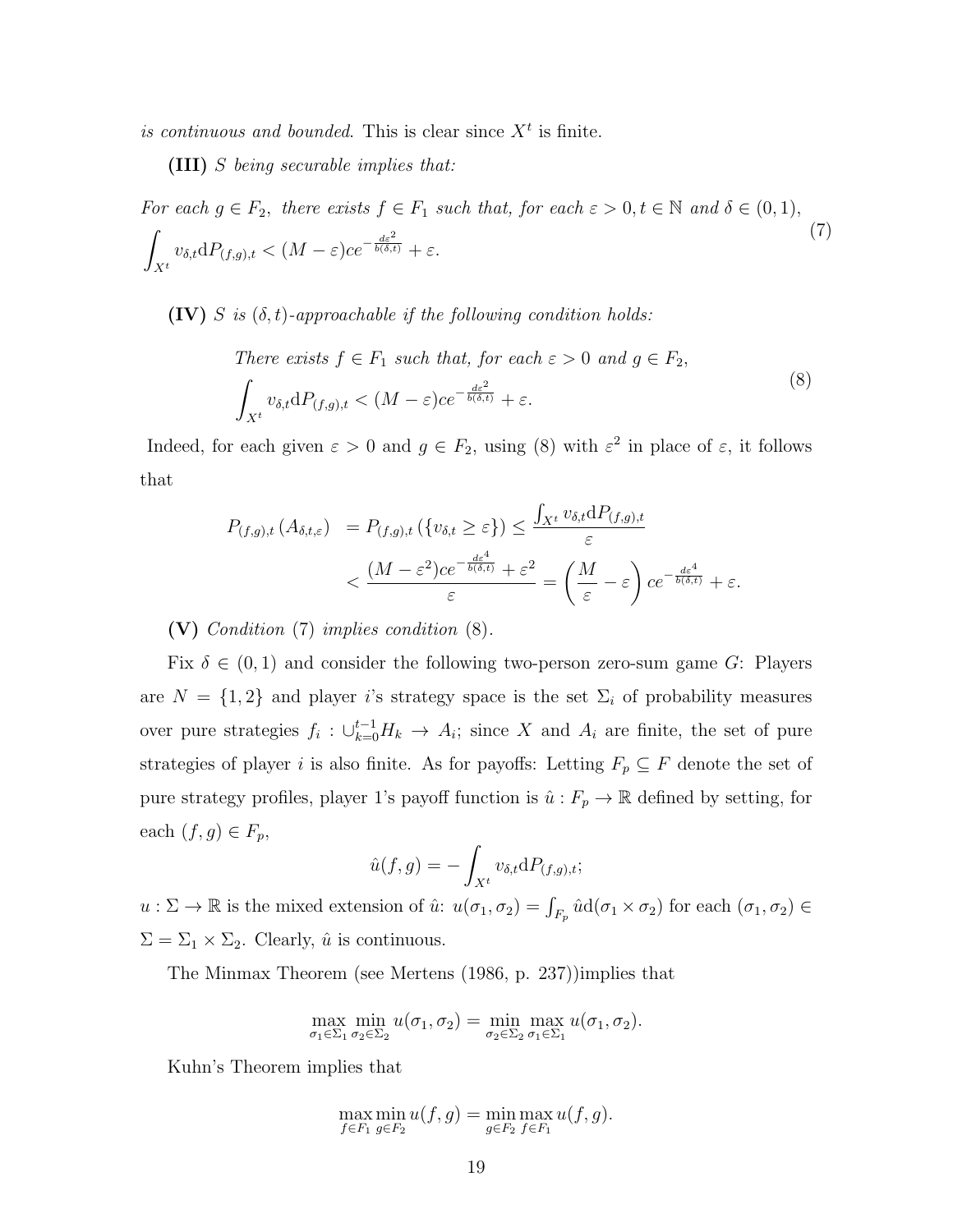*is continuous and bounded*. This is clear since $X^t$ is finite.

**(III)** *S being securable implies that:*

$$\begin{aligned}&\textit{For each } g \in F_2, \textit{ there exists } f \in F_1 \textit{ such that, for each } \varepsilon > 0, t \in \mathbb{N} \textit{ and } \delta \in (0,1), \\ &\int_{X^t} v_{\delta,t} \mathrm{d}P_{(f,g),t} < (M-\varepsilon)ce^{-\frac{d\varepsilon^2}{b(\delta,t)}} + \varepsilon.\end{aligned} \tag{7}$$

**(IV)** *S is $(\delta, t)$-approachable if the following condition holds:*

$$\begin{aligned}&\textit{There exists } f \in F_1 \textit{ such that, for each } \varepsilon > 0 \textit{ and } g \in F_2, \\ &\int_{X^t} v_{\delta,t} \mathrm{d}P_{(f,g),t} < (M-\varepsilon)ce^{-\frac{d\varepsilon^2}{b(\delta,t)}} + \varepsilon.\end{aligned} \tag{8}$$

Indeed, for each given $\varepsilon > 0$ and $g \in F_2$, using (8) with $\varepsilon^2$ in place of $\varepsilon$, it follows that

$$\begin{aligned}P_{(f,g),t}\left(A_{\delta,t,\varepsilon}\right) &= P_{(f,g),t}\left(\{v_{\delta,t} \geq \varepsilon\}\right) \leq \frac{\int_{X^t} v_{\delta,t} \mathrm{d}P_{(f,g),t}}{\varepsilon} \\ &< \frac{(M-\varepsilon^2)ce^{-\frac{d\varepsilon^4}{b(\delta,t)}} + \varepsilon^2}{\varepsilon} = \left(\frac{M}{\varepsilon} - \varepsilon\right)ce^{-\frac{d\varepsilon^4}{b(\delta,t)}} + \varepsilon.\end{aligned}$$

**(V)** *Condition* (7) *implies condition* (8).

Fix $\delta \in (0,1)$ and consider the following two-person zero-sum game $G$: Players are $N = \{1,2\}$ and player $i$'s strategy space is the set $\Sigma_i$ of probability measures over pure strategies $f_i : \cup_{k=0}^{t-1} H_k \to A_i$; since $X$ and $A_i$ are finite, the set of pure strategies of player $i$ is also finite. As for payoffs: Letting $F_p \subseteq F$ denote the set of pure strategy profiles, player 1's payoff function is $\hat{u} : F_p \to \mathbb{R}$ defined by setting, for each $(f,g) \in F_p$,

$$\hat{u}(f,g) = -\int_{X^t} v_{\delta,t} \mathrm{d}P_{(f,g),t};$$

$u : \Sigma \to \mathbb{R}$ is the mixed extension of $\hat{u}$: $u(\sigma_1, \sigma_2) = \int_{F_p} \hat{u} \mathrm{d}(\sigma_1 \times \sigma_2)$ for each $(\sigma_1, \sigma_2) \in \Sigma = \Sigma_1 \times \Sigma_2$. Clearly, $\hat{u}$ is continuous.

The Minmax Theorem (see Mertens (1986, p. 237))implies that

$$\max_{\sigma_1 \in \Sigma_1} \min_{\sigma_2 \in \Sigma_2} u(\sigma_1, \sigma_2) = \min_{\sigma_2 \in \Sigma_2} \max_{\sigma_1 \in \Sigma_1} u(\sigma_1, \sigma_2).$$

Kuhn's Theorem implies that

$$\max_{f \in F_1} \min_{g \in F_2} u(f,g) = \min_{g \in F_2} \max_{f \in F_1} u(f,g).$$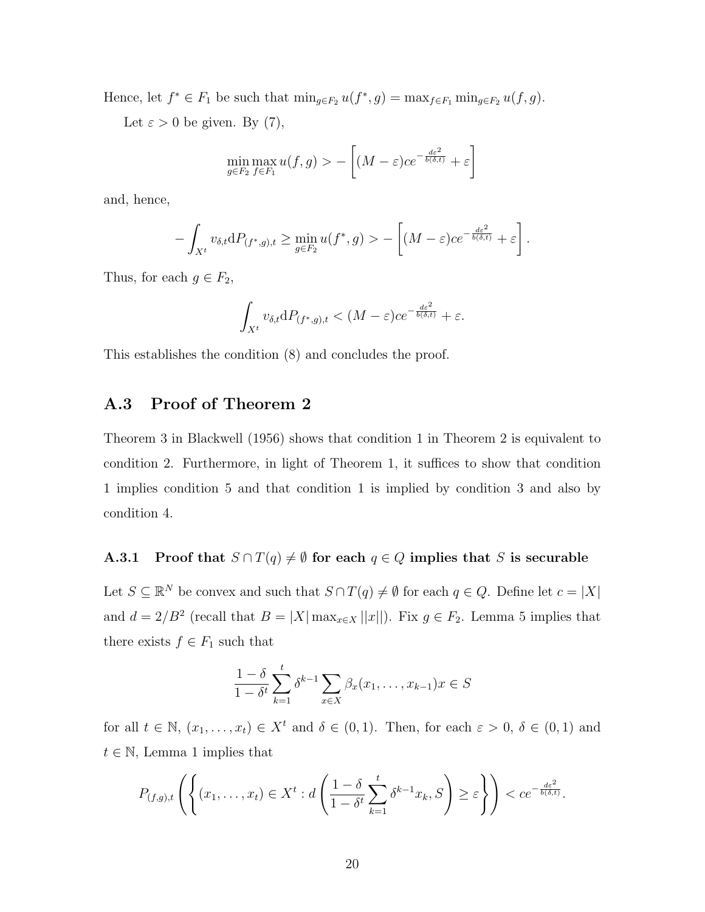Hence, let $f^* \in F_1$ be such that $\min_{g \in F_2} u(f^*, g) = \max_{f \in F_1} \min_{g \in F_2} u(f, g)$.

Let $\varepsilon > 0$ be given. By (7),

$$\min_{g \in F_2} \max_{f \in F_1} u(f, g) > -\left[(M - \varepsilon)ce^{-\frac{d\varepsilon^2}{b(\delta,t)}} + \varepsilon\right]$$

and, hence,

$$-\int_{X^t} v_{\delta,t} \mathrm{d}P_{(f^*,g),t} \geq \min_{g \in F_2} u(f^*, g) > -\left[(M - \varepsilon)ce^{-\frac{d\varepsilon^2}{b(\delta,t)}} + \varepsilon\right].$$

Thus, for each $g \in F_2$,

$$\int_{X^t} v_{\delta,t} \mathrm{d}P_{(f^*,g),t} < (M - \varepsilon)ce^{-\frac{d\varepsilon^2}{b(\delta,t)}} + \varepsilon.$$

This establishes the condition (8) and concludes the proof.

## A.3 Proof of Theorem 2

Theorem 3 in Blackwell (1956) shows that condition 1 in Theorem 2 is equivalent to condition 2. Furthermore, in light of Theorem 1, it suffices to show that condition 1 implies condition 5 and that condition 1 is implied by condition 3 and also by condition 4.

### A.3.1 Proof that $S \cap T(q) \neq \emptyset$ for each $q \in Q$ implies that $S$ is securable

Let $S \subseteq \mathbb{R}^N$ be convex and such that $S \cap T(q) \neq \emptyset$ for each $q \in Q$. Define let $c = |X|$ and $d = 2/B^2$ (recall that $B = |X| \max_{x \in X} ||x||$). Fix $g \in F_2$. Lemma 5 implies that there exists $f \in F_1$ such that

$$\frac{1 - \delta}{1 - \delta^t} \sum_{k=1}^{t} \delta^{k-1} \sum_{x \in X} \beta_x(x_1, \ldots, x_{k-1})x \in S$$

for all $t \in \mathbb{N}$, $(x_1, \ldots, x_t) \in X^t$ and $\delta \in (0, 1)$. Then, for each $\varepsilon > 0$, $\delta \in (0, 1)$ and $t \in \mathbb{N}$, Lemma 1 implies that

$$P_{(f,g),t}\left(\left\{(x_1, \ldots, x_t) \in X^t : d\left(\frac{1 - \delta}{1 - \delta^t} \sum_{k=1}^{t} \delta^{k-1} x_k, S\right) \geq \varepsilon\right\}\right) < ce^{-\frac{d\varepsilon^2}{b(\delta,t)}}.$$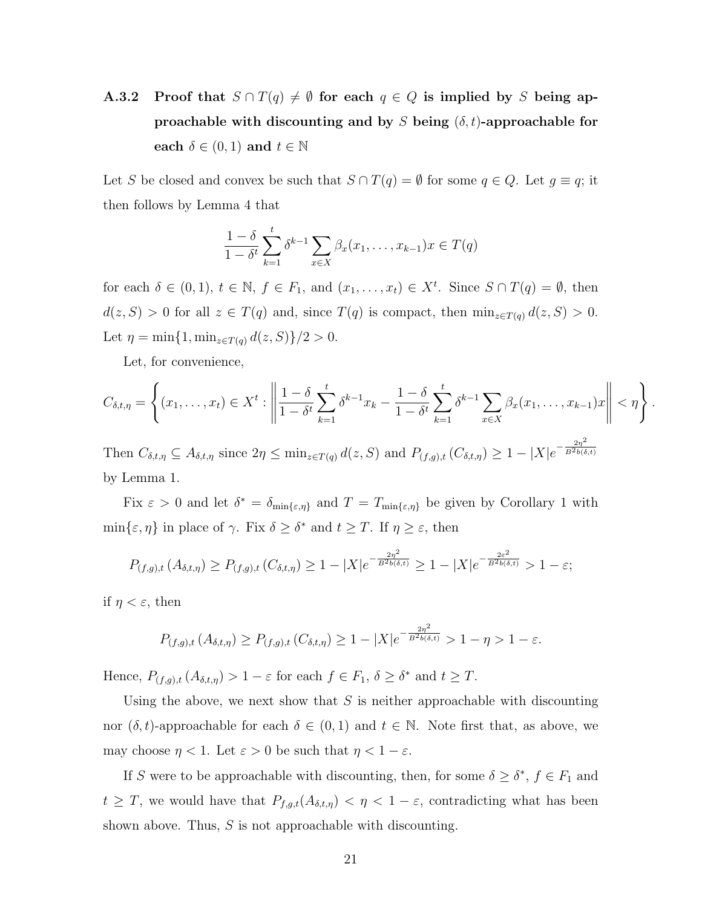### A.3.2 Proof that $S \cap T(q) \neq \emptyset$ for each $q \in Q$ is implied by $S$ being approachable with discounting and by $S$ being $(\delta, t)$-approachable for each $\delta \in (0,1)$ and $t \in \mathbb{N}$

Let $S$ be closed and convex be such that $S \cap T(q) = \emptyset$ for some $q \in Q$. Let $g \equiv q$; it then follows by Lemma 4 that

$$\frac{1-\delta}{1-\delta^t} \sum_{k=1}^{t} \delta^{k-1} \sum_{x \in X} \beta_x(x_1, \ldots, x_{k-1}) x \in T(q)$$

for each $\delta \in (0,1)$, $t \in \mathbb{N}$, $f \in F_1$, and $(x_1, \ldots, x_t) \in X^t$. Since $S \cap T(q) = \emptyset$, then $d(z, S) > 0$ for all $z \in T(q)$ and, since $T(q)$ is compact, then $\min_{z \in T(q)} d(z, S) > 0$. Let $\eta = \min\{1, \min_{z \in T(q)} d(z, S)\}/2 > 0$.

Let, for convenience,

$$C_{\delta,t,\eta} = \left\{ (x_1, \ldots, x_t) \in X^t : \left\| \frac{1-\delta}{1-\delta^t} \sum_{k=1}^{t} \delta^{k-1} x_k - \frac{1-\delta}{1-\delta^t} \sum_{k=1}^{t} \delta^{k-1} \sum_{x \in X} \beta_x(x_1, \ldots, x_{k-1}) x \right\| < \eta \right\}.$$

Then $C_{\delta,t,\eta} \subseteq A_{\delta,t,\eta}$ since $2\eta \leq \min_{z \in T(q)} d(z, S)$ and $P_{(f,g),t}(C_{\delta,t,\eta}) \geq 1 - |X| e^{-\frac{2\eta^2}{B^2 b(\delta,t)}}$ by Lemma 1.

Fix $\varepsilon > 0$ and let $\delta^* = \delta_{\min\{\varepsilon,\eta\}}$ and $T = T_{\min\{\varepsilon,\eta\}}$ be given by Corollary 1 with $\min\{\varepsilon, \eta\}$ in place of $\gamma$. Fix $\delta \geq \delta^*$ and $t \geq T$. If $\eta \geq \varepsilon$, then

$$P_{(f,g),t}(A_{\delta,t,\eta}) \geq P_{(f,g),t}(C_{\delta,t,\eta}) \geq 1 - |X| e^{-\frac{2\eta^2}{B^2 b(\delta,t)}} \geq 1 - |X| e^{-\frac{2\varepsilon^2}{B^2 b(\delta,t)}} > 1 - \varepsilon;$$

if $\eta < \varepsilon$, then

$$P_{(f,g),t}(A_{\delta,t,\eta}) \geq P_{(f,g),t}(C_{\delta,t,\eta}) \geq 1 - |X| e^{-\frac{2\eta^2}{B^2 b(\delta,t)}} > 1 - \eta > 1 - \varepsilon.$$

Hence, $P_{(f,g),t}(A_{\delta,t,\eta}) > 1 - \varepsilon$ for each $f \in F_1$, $\delta \geq \delta^*$ and $t \geq T$.

Using the above, we next show that $S$ is neither approachable with discounting nor $(\delta, t)$-approachable for each $\delta \in (0,1)$ and $t \in \mathbb{N}$. Note first that, as above, we may choose $\eta < 1$. Let $\varepsilon > 0$ be such that $\eta < 1 - \varepsilon$.

If $S$ were to be approachable with discounting, then, for some $\delta \geq \delta^*$, $f \in F_1$ and $t \geq T$, we would have that $P_{f,g,t}(A_{\delta,t,\eta}) < \eta < 1 - \varepsilon$, contradicting what has been shown above. Thus, $S$ is not approachable with discounting.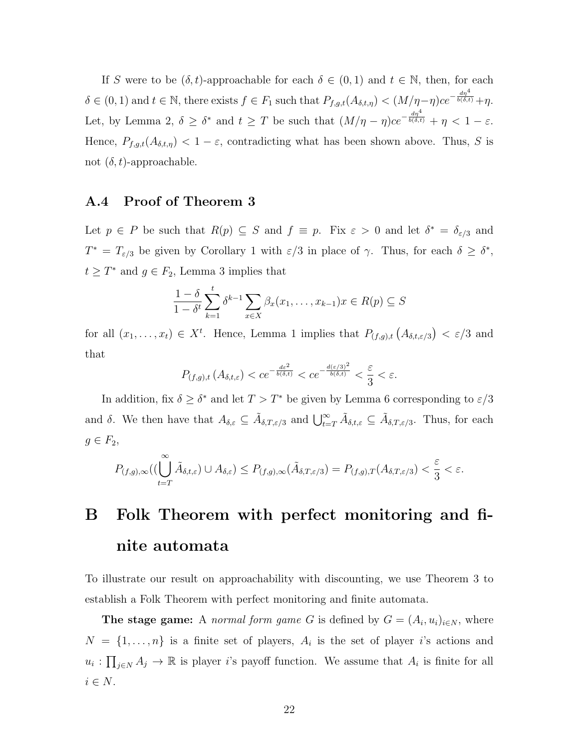If $S$ were to be $(\delta, t)$-approachable for each $\delta \in (0,1)$ and $t \in \mathbb{N}$, then, for each $\delta \in (0,1)$ and $t \in \mathbb{N}$, there exists $f \in F_1$ such that $P_{f,g,t}(A_{\delta,t,\eta}) < (M/\eta - \eta)ce^{-\frac{d\eta^4}{b(\delta,t)}} + \eta$. Let, by Lemma 2, $\delta \geq \delta^*$ and $t \geq T$ be such that $(M/\eta - \eta)ce^{-\frac{d\eta^4}{b(\delta,t)}} + \eta < 1 - \varepsilon$. Hence, $P_{f,g,t}(A_{\delta,t,\eta}) < 1 - \varepsilon$, contradicting what has been shown above. Thus, $S$ is not $(\delta, t)$-approachable.

### A.4 Proof of Theorem 3

Let $p \in P$ be such that $R(p) \subseteq S$ and $f \equiv p$. Fix $\varepsilon > 0$ and let $\delta^* = \delta_{\varepsilon/3}$ and $T^* = T_{\varepsilon/3}$ be given by Corollary 1 with $\varepsilon/3$ in place of $\gamma$. Thus, for each $\delta \geq \delta^*$, $t \geq T^*$ and $g \in F_2$, Lemma 3 implies that

$$\frac{1-\delta}{1-\delta^t} \sum_{k=1}^{t} \delta^{k-1} \sum_{x \in X} \beta_x(x_1, \ldots, x_{k-1}) x \in R(p) \subseteq S$$

for all $(x_1, \ldots, x_t) \in X^t$. Hence, Lemma 1 implies that $P_{(f,g),t}\left(A_{\delta,t,\varepsilon/3}\right) < \varepsilon/3$ and that

$$P_{(f,g),t}\left(A_{\delta,t,\varepsilon}\right) < ce^{-\frac{d\varepsilon^2}{b(\delta,t)}} < ce^{-\frac{d(\varepsilon/3)^2}{b(\delta,t)}} < \frac{\varepsilon}{3} < \varepsilon.$$

In addition, fix $\delta \geq \delta^*$ and let $T > T^*$ be given by Lemma 6 corresponding to $\varepsilon/3$ and $\delta$. We then have that $A_{\delta,\varepsilon} \subseteq \tilde{A}_{\delta,T,\varepsilon/3}$ and $\bigcup_{t=T}^{\infty} \tilde{A}_{\delta,t,\varepsilon} \subseteq \tilde{A}_{\delta,T,\varepsilon/3}$. Thus, for each $g \in F_2$,

$$P_{(f,g),\infty}((\bigcup_{t=T}^{\infty} \tilde{A}_{\delta,t,\varepsilon}) \cup A_{\delta,\varepsilon}) \leq P_{(f,g),\infty}(\tilde{A}_{\delta,T,\varepsilon/3}) = P_{(f,g),T}(A_{\delta,T,\varepsilon/3}) < \frac{\varepsilon}{3} < \varepsilon.$$

# B Folk Theorem with perfect monitoring and finite automata

To illustrate our result on approachability with discounting, we use Theorem 3 to establish a Folk Theorem with perfect monitoring and finite automata.

**The stage game:** A *normal form game* $G$ is defined by $G = (A_i, u_i)_{i \in N}$, where $N = \{1, \ldots, n\}$ is a finite set of players, $A_i$ is the set of player $i$'s actions and $u_i : \prod_{j \in N} A_j \to \mathbb{R}$ is player $i$'s payoff function. We assume that $A_i$ is finite for all $i \in N$.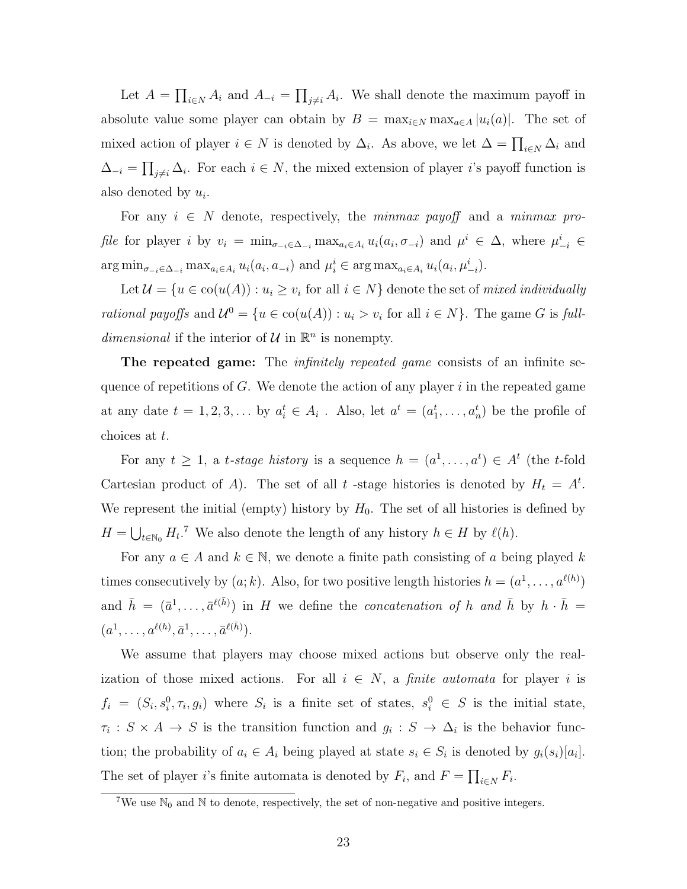Let $A = \prod_{i \in N} A_i$ and $A_{-i} = \prod_{j \neq i} A_i$. We shall denote the maximum payoff in absolute value some player can obtain by $B = \max_{i \in N} \max_{a \in A} |u_i(a)|$. The set of mixed action of player $i \in N$ is denoted by $\Delta_i$. As above, we let $\Delta = \prod_{i \in N} \Delta_i$ and $\Delta_{-i} = \prod_{j \neq i} \Delta_i$. For each $i \in N$, the mixed extension of player $i$'s payoff function is also denoted by $u_i$.

For any $i \in N$ denote, respectively, the *minmax payoff* and a *minmax profile* for player $i$ by $v_i = \min_{\sigma_{-i} \in \Delta_{-i}} \max_{a_i \in A_i} u_i(a_i, \sigma_{-i})$ and $\mu^i \in \Delta$, where $\mu^i_{-i} \in \arg\min_{\sigma_{-i} \in \Delta_{-i}} \max_{a_i \in A_i} u_i(a_i, a_{-i})$ and $\mu^i_i \in \arg\max_{a_i \in A_i} u_i(a_i, \mu^i_{-i})$.

Let $\mathcal{U} = \{u \in \text{co}(u(A)) : u_i \geq v_i \text{ for all } i \in N\}$ denote the set of *mixed individually rational payoffs* and $\mathcal{U}^0 = \{u \in \text{co}(u(A)) : u_i > v_i \text{ for all } i \in N\}$. The game $G$ is *full-dimensional* if the interior of $\mathcal{U}$ in $\mathbb{R}^n$ is nonempty.

**The repeated game:** The *infinitely repeated game* consists of an infinite sequence of repetitions of $G$. We denote the action of any player $i$ in the repeated game at any date $t = 1, 2, 3, \ldots$ by $a_i^t \in A_i$ . Also, let $a^t = (a_1^t, \ldots, a_n^t)$ be the profile of choices at $t$.

For any $t \geq 1$, a *t-stage history* is a sequence $h = (a^1, \ldots, a^t) \in A^t$ (the $t$-fold Cartesian product of $A$). The set of all $t$ -stage histories is denoted by $H_t = A^t$. We represent the initial (empty) history by $H_0$. The set of all histories is defined by $H = \bigcup_{t \in \mathbb{N}_0} H_t$.[7] We also denote the length of any history $h \in H$ by $\ell(h)$.

For any $a \in A$ and $k \in \mathbb{N}$, we denote a finite path consisting of $a$ being played $k$ times consecutively by $(a; k)$. Also, for two positive length histories $h = (a^1, \ldots, a^{\ell(h)})$ and $\bar{h} = (\bar{a}^1, \ldots, \bar{a}^{\ell(\bar{h})})$ in $H$ we define the *concatenation of* $h$ *and* $\bar{h}$ by $h \cdot \bar{h} = (a^1, \ldots, a^{\ell(h)}, \bar{a}^1, \ldots, \bar{a}^{\ell(\bar{h})})$.

We assume that players may choose mixed actions but observe only the realization of those mixed actions. For all $i \in N$, a *finite automata* for player $i$ is $f_i = (S_i, s_i^0, \tau_i, g_i)$ where $S_i$ is a finite set of states, $s_i^0 \in S$ is the initial state, $\tau_i : S \times A \to S$ is the transition function and $g_i : S \to \Delta_i$ is the behavior function; the probability of $a_i \in A_i$ being played at state $s_i \in S_i$ is denoted by $g_i(s_i)[a_i]$. The set of player $i$'s finite automata is denoted by $F_i$, and $F = \prod_{i \in N} F_i$.

[7] We use $\mathbb{N}_0$ and $\mathbb{N}$ to denote, respectively, the set of non-negative and positive integers.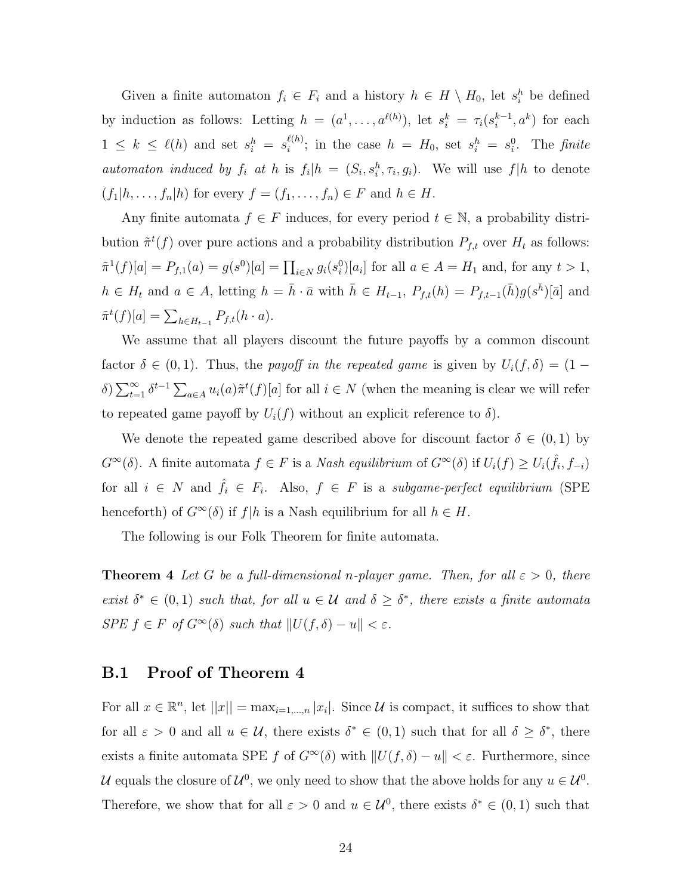Given a finite automaton $f_i \in F_i$ and a history $h \in H \setminus H_0$, let $s_i^h$ be defined by induction as follows: Letting $h = (a^1, \ldots, a^{\ell(h)})$, let $s_i^k = \tau_i(s_i^{k-1}, a^k)$ for each $1 \leq k \leq \ell(h)$ and set $s_i^h = s_i^{\ell(h)}$; in the case $h = H_0$, set $s_i^h = s_i^0$. The *finite automaton induced by* $f_i$ *at* $h$ is $f_i|h = (S_i, s_i^h, \tau_i, g_i)$. We will use $f|h$ to denote $(f_1|h, \ldots, f_n|h)$ for every $f = (f_1, \ldots, f_n) \in F$ and $h \in H$.

Any finite automata $f \in F$ induces, for every period $t \in \mathbb{N}$, a probability distribution $\tilde{\pi}^t(f)$ over pure actions and a probability distribution $P_{f,t}$ over $H_t$ as follows: $\tilde{\pi}^1(f)[a] = P_{f,1}(a) = g(s^0)[a] = \prod_{i \in N} g_i(s_i^0)[a_i]$ for all $a \in A = H_1$ and, for any $t > 1$, $h \in H_t$ and $a \in A$, letting $h = \bar{h} \cdot \bar{a}$ with $\bar{h} \in H_{t-1}$, $P_{f,t}(h) = P_{f,t-1}(\bar{h}) g(s^{\bar{h}})[\bar{a}]$ and $\tilde{\pi}^t(f)[a] = \sum_{h \in H_{t-1}} P_{f,t}(h \cdot a)$.

We assume that all players discount the future payoffs by a common discount factor $\delta \in (0,1)$. Thus, the *payoff in the repeated game* is given by $U_i(f, \delta) = (1 - \delta) \sum_{t=1}^{\infty} \delta^{t-1} \sum_{a \in A} u_i(a) \tilde{\pi}^t(f)[a]$ for all $i \in N$ (when the meaning is clear we will refer to repeated game payoff by $U_i(f)$ without an explicit reference to $\delta$).

We denote the repeated game described above for discount factor $\delta \in (0,1)$ by $G^\infty(\delta)$. A finite automata $f \in F$ is a *Nash equilibrium* of $G^\infty(\delta)$ if $U_i(f) \geq U_i(\hat{f}_i, f_{-i})$ for all $i \in N$ and $\hat{f}_i \in F_i$. Also, $f \in F$ is a *subgame-perfect equilibrium* (SPE henceforth) of $G^\infty(\delta)$ if $f|h$ is a Nash equilibrium for all $h \in H$.

The following is our Folk Theorem for finite automata.

**Theorem 4** *Let $G$ be a full-dimensional $n$-player game. Then, for all $\varepsilon > 0$, there exist $\delta^* \in (0,1)$ such that, for all $u \in \mathcal{U}$ and $\delta \geq \delta^*$, there exists a finite automata SPE $f \in F$ of $G^\infty(\delta)$ such that $\|U(f, \delta) - u\| < \varepsilon$.*

## B.1 Proof of Theorem 4

For all $x \in \mathbb{R}^n$, let $||x|| = \max_{i=1,\ldots,n} |x_i|$. Since $\mathcal{U}$ is compact, it suffices to show that for all $\varepsilon > 0$ and all $u \in \mathcal{U}$, there exists $\delta^* \in (0,1)$ such that for all $\delta \geq \delta^*$, there exists a finite automata SPE $f$ of $G^\infty(\delta)$ with $\|U(f, \delta) - u\| < \varepsilon$. Furthermore, since $\mathcal{U}$ equals the closure of $\mathcal{U}^0$, we only need to show that the above holds for any $u \in \mathcal{U}^0$. Therefore, we show that for all $\varepsilon > 0$ and $u \in \mathcal{U}^0$, there exists $\delta^* \in (0,1)$ such that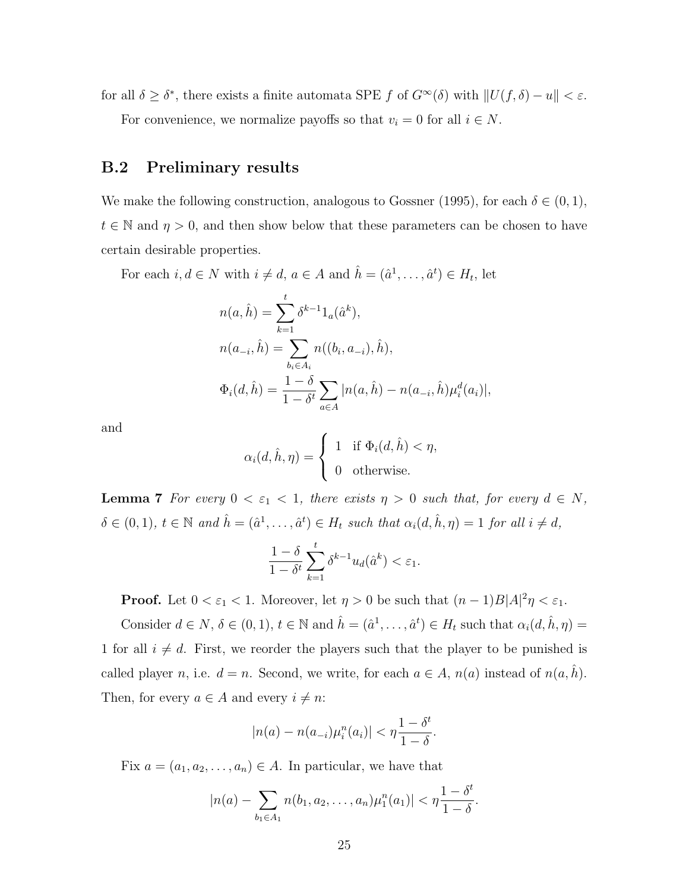for all $\delta \geq \delta^*$, there exists a finite automata SPE $f$ of $G^\infty(\delta)$ with $\|U(f, \delta) - u\| < \varepsilon$.

For convenience, we normalize payoffs so that $v_i = 0$ for all $i \in N$.

## B.2 Preliminary results

We make the following construction, analogous to Gossner (1995), for each $\delta \in (0, 1)$, $t \in \mathbb{N}$ and $\eta > 0$, and then show below that these parameters can be chosen to have certain desirable properties.

For each $i, d \in N$ with $i \neq d$, $a \in A$ and $\hat{h} = (\hat{a}^1, \ldots, \hat{a}^t) \in H_t$, let

$$n(a, \hat{h}) = \sum_{k=1}^{t} \delta^{k-1} 1_a(\hat{a}^k),$$

$$n(a_{-i}, \hat{h}) = \sum_{b_i \in A_i} n((b_i, a_{-i}), \hat{h}),$$

$$\Phi_i(d, \hat{h}) = \frac{1-\delta}{1-\delta^t} \sum_{a \in A} |n(a, \hat{h}) - n(a_{-i}, \hat{h}) \mu_i^d(a_i)|,$$

and

$$\alpha_i(d, \hat{h}, \eta) = \begin{cases} 1 & \text{if } \Phi_i(d, \hat{h}) < \eta, \\ 0 & \text{otherwise.} \end{cases}$$

**Lemma 7** *For every $0 < \varepsilon_1 < 1$, there exists $\eta > 0$ such that, for every $d \in N$, $\delta \in (0, 1)$, $t \in \mathbb{N}$ and $\hat{h} = (\hat{a}^1, \ldots, \hat{a}^t) \in H_t$ such that $\alpha_i(d, \hat{h}, \eta) = 1$ for all $i \neq d$,*

$$\frac{1-\delta}{1-\delta^t} \sum_{k=1}^{t} \delta^{k-1} u_d(\hat{a}^k) < \varepsilon_1.$$

**Proof.** Let $0 < \varepsilon_1 < 1$. Moreover, let $\eta > 0$ be such that $(n-1)B|A|^2\eta < \varepsilon_1$.

Consider $d \in N$, $\delta \in (0, 1)$, $t \in \mathbb{N}$ and $\hat{h} = (\hat{a}^1, \ldots, \hat{a}^t) \in H_t$ such that $\alpha_i(d, \hat{h}, \eta) = 1$ for all $i \neq d$. First, we reorder the players such that the player to be punished is called player $n$, i.e. $d = n$. Second, we write, for each $a \in A$, $n(a)$ instead of $n(a, \hat{h})$. Then, for every $a \in A$ and every $i \neq n$:

$$|n(a) - n(a_{-i}) \mu_i^n(a_i)| < \eta \frac{1-\delta^t}{1-\delta}.$$

Fix $a = (a_1, a_2, \ldots, a_n) \in A$. In particular, we have that

$$|n(a) - \sum_{b_1 \in A_1} n(b_1, a_2, \ldots, a_n) \mu_1^n(a_1)| < \eta \frac{1-\delta^t}{1-\delta}.$$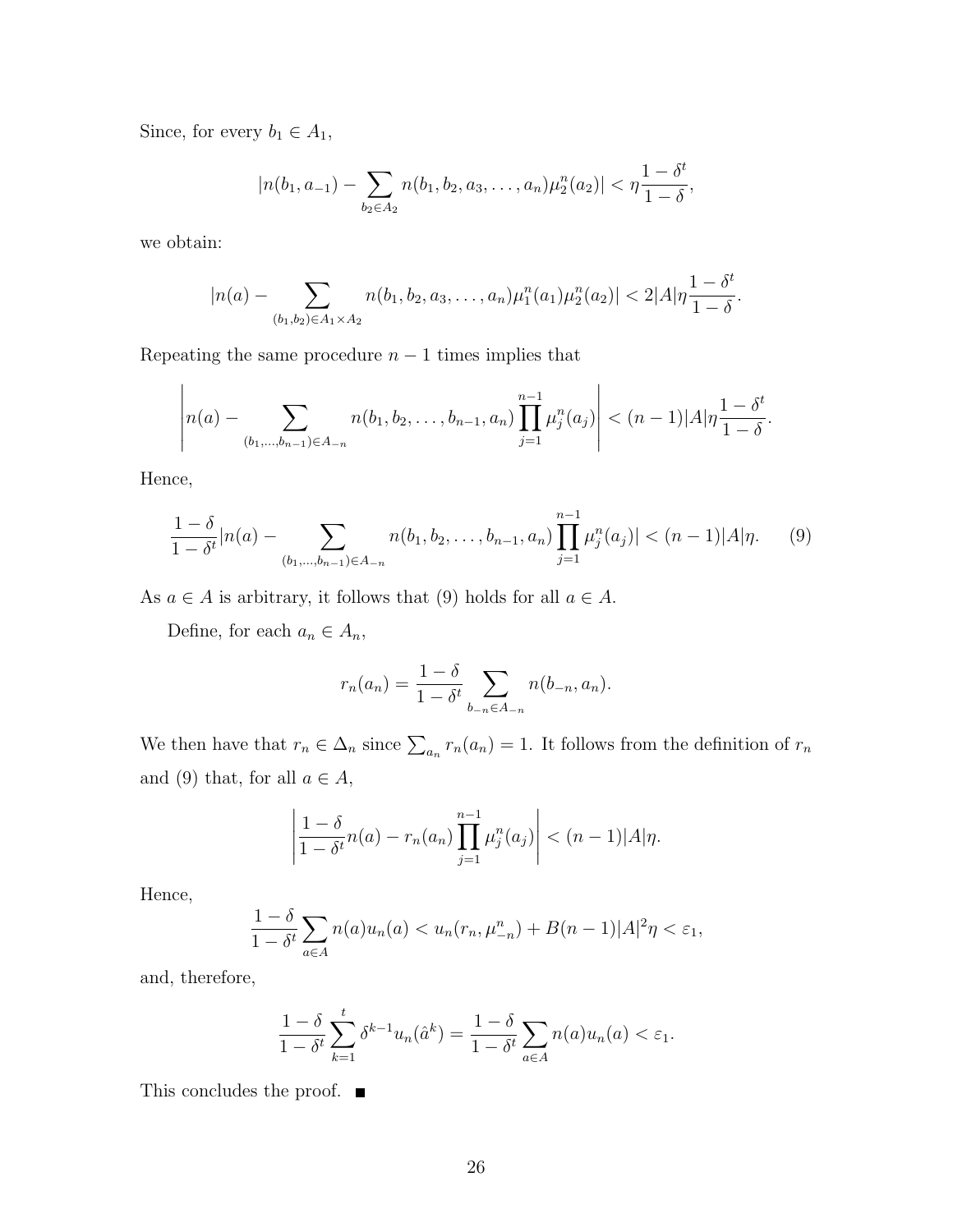Since, for every $b_1 \in A_1$,

$$|n(b_1, a_{-1}) - \sum_{b_2 \in A_2} n(b_1, b_2, a_3, \ldots, a_n)\mu_2^n(a_2)| < \eta \frac{1-\delta^t}{1-\delta},$$

we obtain:

$$|n(a) - \sum_{(b_1,b_2) \in A_1 \times A_2} n(b_1, b_2, a_3, \ldots, a_n)\mu_1^n(a_1)\mu_2^n(a_2)| < 2|A|\eta \frac{1-\delta^t}{1-\delta}.$$

Repeating the same procedure $n-1$ times implies that

$$\left| n(a) - \sum_{(b_1,\ldots,b_{n-1}) \in A_{-n}} n(b_1, b_2, \ldots, b_{n-1}, a_n) \prod_{j=1}^{n-1} \mu_j^n(a_j) \right| < (n-1)|A|\eta \frac{1-\delta^t}{1-\delta}.$$

Hence,

$$\frac{1-\delta}{1-\delta^t}|n(a) - \sum_{(b_1,\ldots,b_{n-1}) \in A_{-n}} n(b_1, b_2, \ldots, b_{n-1}, a_n) \prod_{j=1}^{n-1} \mu_j^n(a_j)| < (n-1)|A|\eta. \qquad (9)$$

As $a \in A$ is arbitrary, it follows that (9) holds for all $a \in A$.

Define, for each $a_n \in A_n$,

$$r_n(a_n) = \frac{1-\delta}{1-\delta^t} \sum_{b_{-n} \in A_{-n}} n(b_{-n}, a_n).$$

We then have that $r_n \in \Delta_n$ since $\sum_{a_n} r_n(a_n) = 1$. It follows from the definition of $r_n$ and (9) that, for all $a \in A$,

$$\left| \frac{1-\delta}{1-\delta^t} n(a) - r_n(a_n) \prod_{j=1}^{n-1} \mu_j^n(a_j) \right| < (n-1)|A|\eta.$$

Hence,

$$\frac{1-\delta}{1-\delta^t} \sum_{a \in A} n(a)u_n(a) < u_n(r_n, \mu_{-n}^n) + B(n-1)|A|^2\eta < \varepsilon_1,$$

and, therefore,

$$\frac{1-\delta}{1-\delta^t} \sum_{k=1}^{t} \delta^{k-1} u_n(\hat{a}^k) = \frac{1-\delta}{1-\delta^t} \sum_{a \in A} n(a)u_n(a) < \varepsilon_1.$$

This concludes the proof. ∎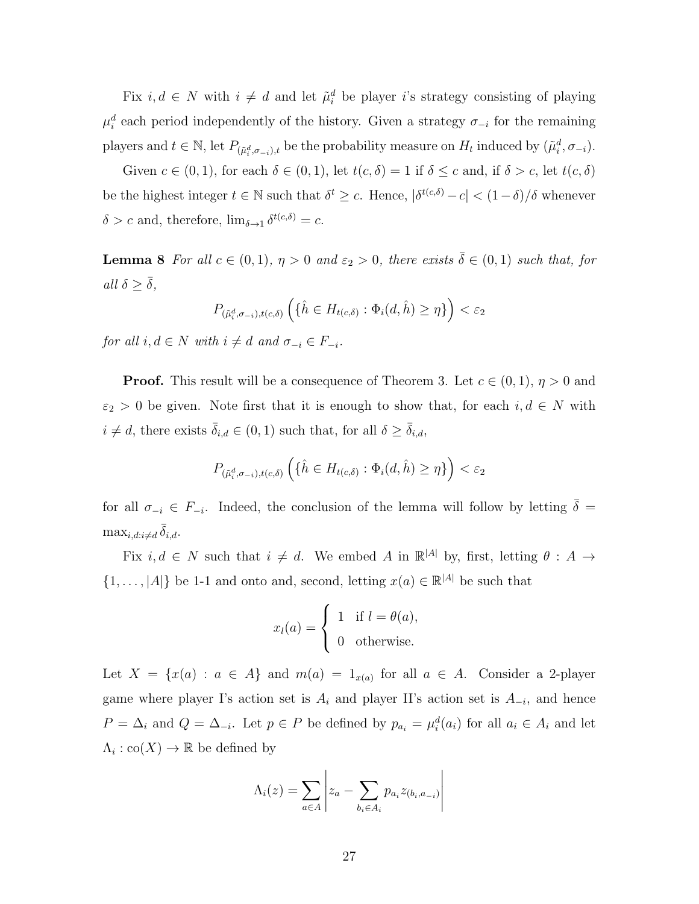Fix $i, d \in N$ with $i \neq d$ and let $\tilde{\mu}_i^d$ be player $i$'s strategy consisting of playing $\mu_i^d$ each period independently of the history. Given a strategy $\sigma_{-i}$ for the remaining players and $t \in \mathbb{N}$, let $P_{(\tilde{\mu}_i^d, \sigma_{-i}),t}$ be the probability measure on $H_t$ induced by $(\tilde{\mu}_i^d, \sigma_{-i})$.

Given $c \in (0,1)$, for each $\delta \in (0,1)$, let $t(c,\delta) = 1$ if $\delta \leq c$ and, if $\delta > c$, let $t(c,\delta)$ be the highest integer $t \in \mathbb{N}$ such that $\delta^t \geq c$. Hence, $|\delta^{t(c,\delta)} - c| < (1-\delta)/\delta$ whenever $\delta > c$ and, therefore, $\lim_{\delta \to 1} \delta^{t(c,\delta)} = c$.

**Lemma 8** *For all $c \in (0,1)$, $\eta > 0$ and $\varepsilon_2 > 0$, there exists $\bar{\delta} \in (0,1)$ such that, for all $\delta \geq \bar{\delta}$,*

$$P_{(\tilde{\mu}_i^d, \sigma_{-i}),t(c,\delta)}\left(\{\hat{h} \in H_{t(c,\delta)} : \Phi_i(d,\hat{h}) \geq \eta\}\right) < \varepsilon_2$$

*for all $i, d \in N$ with $i \neq d$ and $\sigma_{-i} \in F_{-i}$.*

**Proof.** This result will be a consequence of Theorem 3. Let $c \in (0,1)$, $\eta > 0$ and $\varepsilon_2 > 0$ be given. Note first that it is enough to show that, for each $i, d \in N$ with $i \neq d$, there exists $\bar{\delta}_{i,d} \in (0,1)$ such that, for all $\delta \geq \bar{\delta}_{i,d}$,

$$P_{(\tilde{\mu}_i^d, \sigma_{-i}),t(c,\delta)}\left(\{\hat{h} \in H_{t(c,\delta)} : \Phi_i(d,\hat{h}) \geq \eta\}\right) < \varepsilon_2$$

for all $\sigma_{-i} \in F_{-i}$. Indeed, the conclusion of the lemma will follow by letting $\bar{\delta} = \max_{i,d: i \neq d} \bar{\delta}_{i,d}$.

Fix $i, d \in N$ such that $i \neq d$. We embed $A$ in $\mathbb{R}^{|A|}$ by, first, letting $\theta : A \to \{1, \ldots, |A|\}$ be 1-1 and onto and, second, letting $x(a) \in \mathbb{R}^{|A|}$ be such that

$$x_l(a) = \begin{cases} 1 & \text{if } l = \theta(a), \\ 0 & \text{otherwise.} \end{cases}$$

Let $X = \{x(a) : a \in A\}$ and $m(a) = 1_{x(a)}$ for all $a \in A$. Consider a 2-player game where player I's action set is $A_i$ and player II's action set is $A_{-i}$, and hence $P = \Delta_i$ and $Q = \Delta_{-i}$. Let $p \in P$ be defined by $p_{a_i} = \mu_i^d(a_i)$ for all $a_i \in A_i$ and let $\Lambda_i : \text{co}(X) \to \mathbb{R}$ be defined by

$$\Lambda_i(z) = \sum_{a \in A} \left| z_a - \sum_{b_i \in A_i} p_{a_i} z_{(b_i, a_{-i})} \right|$$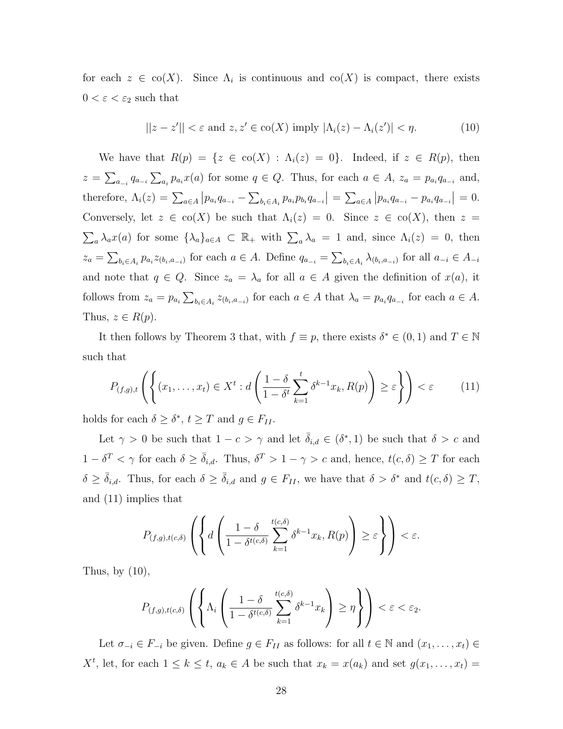for each $z \in \text{co}(X)$. Since $\Lambda_i$ is continuous and $\text{co}(X)$ is compact, there exists $0 < \varepsilon < \varepsilon_2$ such that

$$||z - z'|| < \varepsilon \text{ and } z, z' \in \text{co}(X) \text{ imply } |\Lambda_i(z) - \Lambda_i(z')| < \eta. \tag{10}$$

We have that $R(p) = \{z \in \text{co}(X) : \Lambda_i(z) = 0\}$. Indeed, if $z \in R(p)$, then $z = \sum_{a_{-i}} q_{a_{-i}} \sum_{a_i} p_{a_i} x(a)$ for some $q \in Q$. Thus, for each $a \in A$, $z_a = p_{a_i} q_{a_{-i}}$ and, therefore, $\Lambda_i(z) = \sum_{a \in A} \left| p_{a_i} q_{a_{-i}} - \sum_{b_i \in A_i} p_{a_i} p_{b_i} q_{a_{-i}} \right| = \sum_{a \in A} \left| p_{a_i} q_{a_{-i}} - p_{a_i} q_{a_{-i}} \right| = 0$. Conversely, let $z \in \text{co}(X)$ be such that $\Lambda_i(z) = 0$. Since $z \in \text{co}(X)$, then $z = \sum_a \lambda_a x(a)$ for some $\{\lambda_a\}_{a \in A} \subset \mathbb{R}_+$ with $\sum_a \lambda_a = 1$ and, since $\Lambda_i(z) = 0$, then $z_a = \sum_{b_i \in A_i} p_{a_i} z_{(b_i, a_{-i})}$ for each $a \in A$. Define $q_{a_{-i}} = \sum_{b_i \in A_i} \lambda_{(b_i, a_{-i})}$ for all $a_{-i} \in A_{-i}$ and note that $q \in Q$. Since $z_a = \lambda_a$ for all $a \in A$ given the definition of $x(a)$, it follows from $z_a = p_{a_i} \sum_{b_i \in A_i} z_{(b_i, a_{-i})}$ for each $a \in A$ that $\lambda_a = p_{a_i} q_{a_{-i}}$ for each $a \in A$. Thus, $z \in R(p)$.

It then follows by Theorem 3 that, with $f \equiv p$, there exists $\delta^* \in (0, 1)$ and $T \in \mathbb{N}$ such that

$$P_{(f,g),t} \left( \left\{ (x_1, \ldots, x_t) \in X^t : d \left( \frac{1 - \delta}{1 - \delta^t} \sum_{k=1}^{t} \delta^{k-1} x_k, R(p) \right) \geq \varepsilon \right\} \right) < \varepsilon \tag{11}$$

holds for each $\delta \geq \delta^*$, $t \geq T$ and $g \in F_{II}$.

Let $\gamma > 0$ be such that $1 - c > \gamma$ and let $\bar{\delta}_{i,d} \in (\delta^*, 1)$ be such that $\delta > c$ and $1 - \delta^T < \gamma$ for each $\delta \geq \bar{\delta}_{i,d}$. Thus, $\delta^T > 1 - \gamma > c$ and, hence, $t(c, \delta) \geq T$ for each $\delta \geq \bar{\delta}_{i,d}$. Thus, for each $\delta \geq \bar{\delta}_{i,d}$ and $g \in F_{II}$, we have that $\delta > \delta^*$ and $t(c, \delta) \geq T$, and (11) implies that

$$P_{(f,g),t(c,\delta)} \left( \left\{ d \left( \frac{1 - \delta}{1 - \delta^{t(c,\delta)}} \sum_{k=1}^{t(c,\delta)} \delta^{k-1} x_k, R(p) \right) \geq \varepsilon \right\} \right) < \varepsilon.$$

Thus, by (10),

$$P_{(f,g),t(c,\delta)} \left( \left\{ \Lambda_i \left( \frac{1 - \delta}{1 - \delta^{t(c,\delta)}} \sum_{k=1}^{t(c,\delta)} \delta^{k-1} x_k \right) \geq \eta \right\} \right) < \varepsilon < \varepsilon_2.$$

Let $\sigma_{-i} \in F_{-i}$ be given. Define $g \in F_{II}$ as follows: for all $t \in \mathbb{N}$ and $(x_1, \ldots, x_t) \in X^t$, let, for each $1 \leq k \leq t$, $a_k \in A$ be such that $x_k = x(a_k)$ and set $g(x_1, \ldots, x_t) =$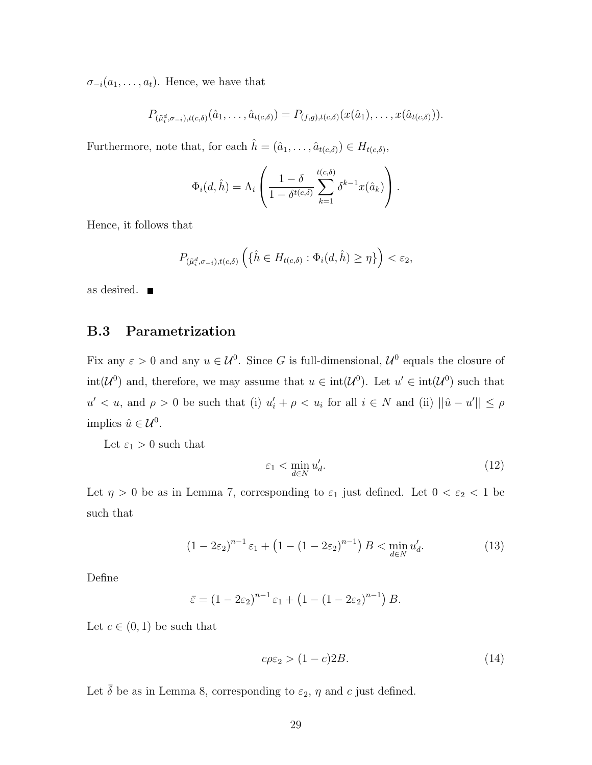$\sigma_{-i}(a_1, \ldots, a_t)$. Hence, we have that

$$P_{(\tilde{\mu}_i^d, \sigma_{-i}), t(c,\delta)}(\hat{a}_1, \ldots, \hat{a}_{t(c,\delta)}) = P_{(f,g), t(c,\delta)}(x(\hat{a}_1), \ldots, x(\hat{a}_{t(c,\delta)})).$$

Furthermore, note that, for each $\hat{h} = (\hat{a}_1, \ldots, \hat{a}_{t(c,\delta)}) \in H_{t(c,\delta)}$,

$$\Phi_i(d, \hat{h}) = \Lambda_i \left( \frac{1-\delta}{1-\delta^{t(c,\delta)}} \sum_{k=1}^{t(c,\delta)} \delta^{k-1} x(\hat{a}_k) \right).$$

Hence, it follows that

$$P_{(\tilde{\mu}_i^d, \sigma_{-i}), t(c,\delta)} \left( \{ \hat{h} \in H_{t(c,\delta)} : \Phi_i(d, \hat{h}) \geq \eta \} \right) < \varepsilon_2,$$

as desired. ■

## B.3 Parametrization

Fix any $\varepsilon > 0$ and any $u \in \mathcal{U}^0$. Since $G$ is full-dimensional, $\mathcal{U}^0$ equals the closure of $\text{int}(\mathcal{U}^0)$ and, therefore, we may assume that $u \in \text{int}(\mathcal{U}^0)$. Let $u' \in \text{int}(\mathcal{U}^0)$ such that $u' < u$, and $\rho > 0$ be such that (i) $u'_i + \rho < u_i$ for all $i \in N$ and (ii) $||\hat{u} - u'|| \leq \rho$ implies $\hat{u} \in \mathcal{U}^0$.

Let $\varepsilon_1 > 0$ such that

$$\varepsilon_1 < \min_{d \in N} u'_d. \tag{12}$$

Let $\eta > 0$ be as in Lemma 7, corresponding to $\varepsilon_1$ just defined. Let $0 < \varepsilon_2 < 1$ be such that

$$(1 - 2\varepsilon_2)^{n-1} \varepsilon_1 + \left(1 - (1 - 2\varepsilon_2)^{n-1}\right) B < \min_{d \in N} u'_d. \tag{13}$$

Define

$$\bar{\varepsilon} = (1 - 2\varepsilon_2)^{n-1} \varepsilon_1 + \left(1 - (1 - 2\varepsilon_2)^{n-1}\right) B.$$

Let $c \in (0, 1)$ be such that

$$c\rho\varepsilon_2 > (1 - c)2B. \tag{14}$$

Let $\bar{\delta}$ be as in Lemma 8, corresponding to $\varepsilon_2$, $\eta$ and $c$ just defined.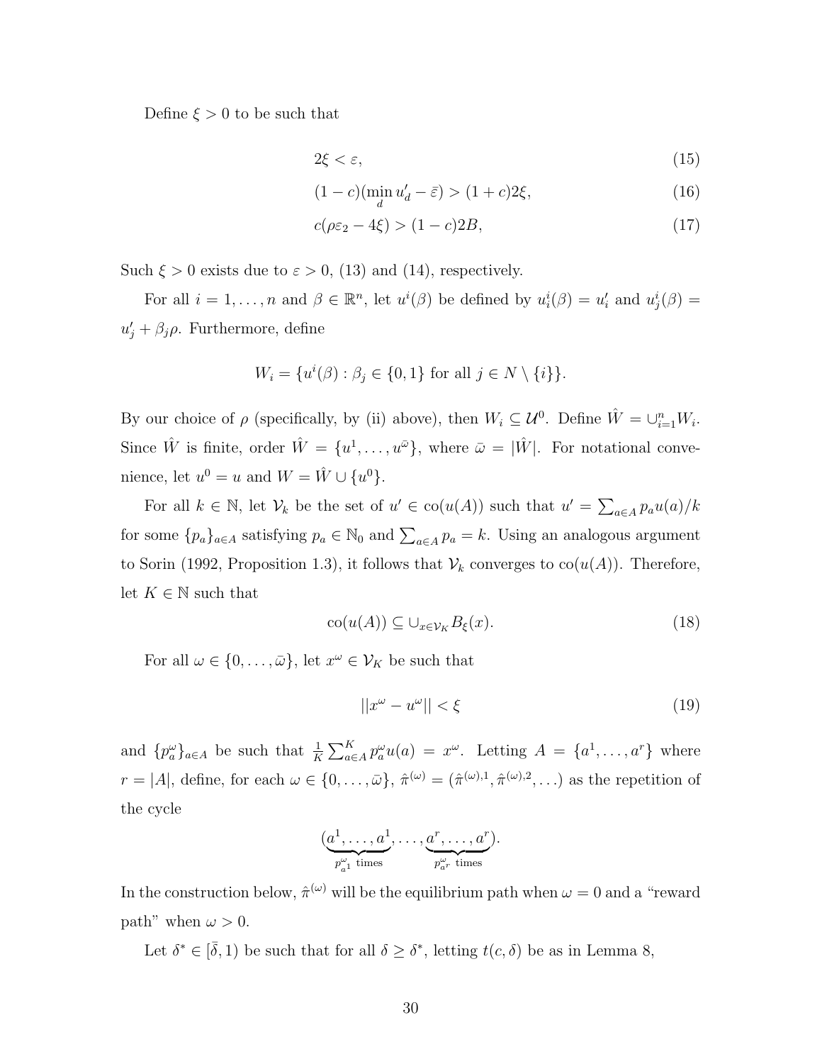Define $\xi > 0$ to be such that

$$2\xi < \varepsilon, \tag{15}$$

$$(1-c)(\min_d u'_d - \bar{\varepsilon}) > (1+c)2\xi, \tag{16}$$

$$c(\rho\varepsilon_2 - 4\xi) > (1-c)2B, \tag{17}$$

Such $\xi > 0$ exists due to $\varepsilon > 0$, (13) and (14), respectively.

For all $i = 1, \ldots, n$ and $\beta \in \mathbb{R}^n$, let $u^i(\beta)$ be defined by $u^i_i(\beta) = u'_i$ and $u^i_j(\beta) = u'_j + \beta_j \rho$. Furthermore, define

$$W_i = \{u^i(\beta) : \beta_j \in \{0, 1\} \text{ for all } j \in N \setminus \{i\}\}.$$

By our choice of $\rho$ (specifically, by (ii) above), then $W_i \subseteq \mathcal{U}^0$. Define $\hat{W} = \cup_{i=1}^n W_i$. Since $\hat{W}$ is finite, order $\hat{W} = \{u^1, \ldots, u^{\bar{\omega}}\}$, where $\bar{\omega} = |\hat{W}|$. For notational convenience, let $u^0 = u$ and $W = \hat{W} \cup \{u^0\}$.

For all $k \in \mathbb{N}$, let $\mathcal{V}_k$ be the set of $u' \in \text{co}(u(A))$ such that $u' = \sum_{a \in A} p_a u(a)/k$ for some $\{p_a\}_{a \in A}$ satisfying $p_a \in \mathbb{N}_0$ and $\sum_{a \in A} p_a = k$. Using an analogous argument to Sorin (1992, Proposition 1.3), it follows that $\mathcal{V}_k$ converges to $\text{co}(u(A))$. Therefore, let $K \in \mathbb{N}$ such that

$$\text{co}(u(A)) \subseteq \cup_{x \in \mathcal{V}_K} B_\xi(x). \tag{18}$$

For all $\omega \in \{0, \ldots, \bar{\omega}\}$, let $x^\omega \in \mathcal{V}_K$ be such that

$$||x^\omega - u^\omega|| < \xi \tag{19}$$

and $\{p^\omega_a\}_{a \in A}$ be such that $\frac{1}{K}\sum_{a \in A}^K p^\omega_a u(a) = x^\omega$. Letting $A = \{a^1, \ldots, a^r\}$ where $r = |A|$, define, for each $\omega \in \{0, \ldots, \bar{\omega}\}$, $\hat{\pi}^{(\omega)} = (\hat{\pi}^{(\omega),1}, \hat{\pi}^{(\omega),2}, \ldots)$ as the repetition of the cycle

$$(\underbrace{a^1, \ldots, a^1}_{p^\omega_{a^1} \text{ times}}, \ldots, \underbrace{a^r, \ldots, a^r}_{p^\omega_{a^r} \text{ times}}).$$

In the construction below, $\hat{\pi}^{(\omega)}$ will be the equilibrium path when $\omega = 0$ and a "reward path" when $\omega > 0$.

Let $\delta^* \in [\bar{\delta}, 1)$ be such that for all $\delta \geq \delta^*$, letting $t(c, \delta)$ be as in Lemma 8,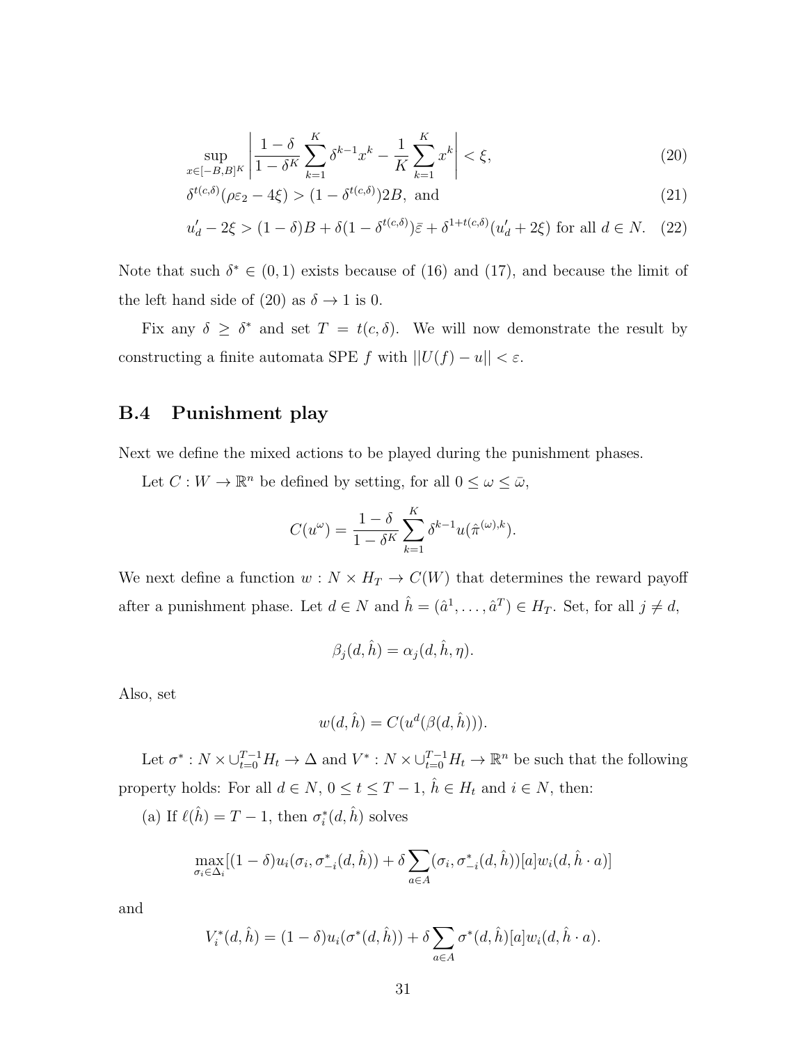$$\sup_{x \in [-B,B]^K} \left| \frac{1-\delta}{1-\delta^K} \sum_{k=1}^{K} \delta^{k-1} x^k - \frac{1}{K} \sum_{k=1}^{K} x^k \right| < \xi, \tag{20}$$

$$\delta^{t(c,\delta)}(\rho\varepsilon_2 - 4\xi) > (1 - \delta^{t(c,\delta)})2B, \text{ and} \tag{21}$$

$$u'_d - 2\xi > (1-\delta)B + \delta(1 - \delta^{t(c,\delta)})\bar{\varepsilon} + \delta^{1+t(c,\delta)}(u'_d + 2\xi) \text{ for all } d \in N. \tag{22}$$

Note that such $\delta^* \in (0,1)$ exists because of (16) and (17), and because the limit of the left hand side of (20) as $\delta \to 1$ is 0.

Fix any $\delta \geq \delta^*$ and set $T = t(c,\delta)$. We will now demonstrate the result by constructing a finite automata SPE $f$ with $||U(f) - u|| < \varepsilon$.

## B.4 Punishment play

Next we define the mixed actions to be played during the punishment phases.

Let $C : W \to \mathbb{R}^n$ be defined by setting, for all $0 \leq \omega \leq \bar{\omega}$,

$$C(u^\omega) = \frac{1-\delta}{1-\delta^K} \sum_{k=1}^{K} \delta^{k-1} u(\hat{\pi}^{(\omega),k}).$$

We next define a function $w : N \times H_T \to C(W)$ that determines the reward payoff after a punishment phase. Let $d \in N$ and $\hat{h} = (\hat{a}^1, \ldots, \hat{a}^T) \in H_T$. Set, for all $j \neq d$,

$$\beta_j(d, \hat{h}) = \alpha_j(d, \hat{h}, \eta).$$

Also, set

$$w(d, \hat{h}) = C(u^d(\beta(d, \hat{h}))).$$

Let $\sigma^* : N \times \cup_{t=0}^{T-1} H_t \to \Delta$ and $V^* : N \times \cup_{t=0}^{T-1} H_t \to \mathbb{R}^n$ be such that the following property holds: For all $d \in N$, $0 \leq t \leq T-1$, $\hat{h} \in H_t$ and $i \in N$, then:

(a) If $\ell(\hat{h}) = T - 1$, then $\sigma^*_i(d, \hat{h})$ solves

$$\max_{\sigma_i \in \Delta_i} [(1-\delta)u_i(\sigma_i, \sigma^*_{-i}(d, \hat{h})) + \delta \sum_{a \in A} (\sigma_i, \sigma^*_{-i}(d, \hat{h}))[a] w_i(d, \hat{h} \cdot a)]$$

and

$$V^*_i(d, \hat{h}) = (1-\delta)u_i(\sigma^*(d, \hat{h})) + \delta \sum_{a \in A} \sigma^*(d, \hat{h})[a] w_i(d, \hat{h} \cdot a).$$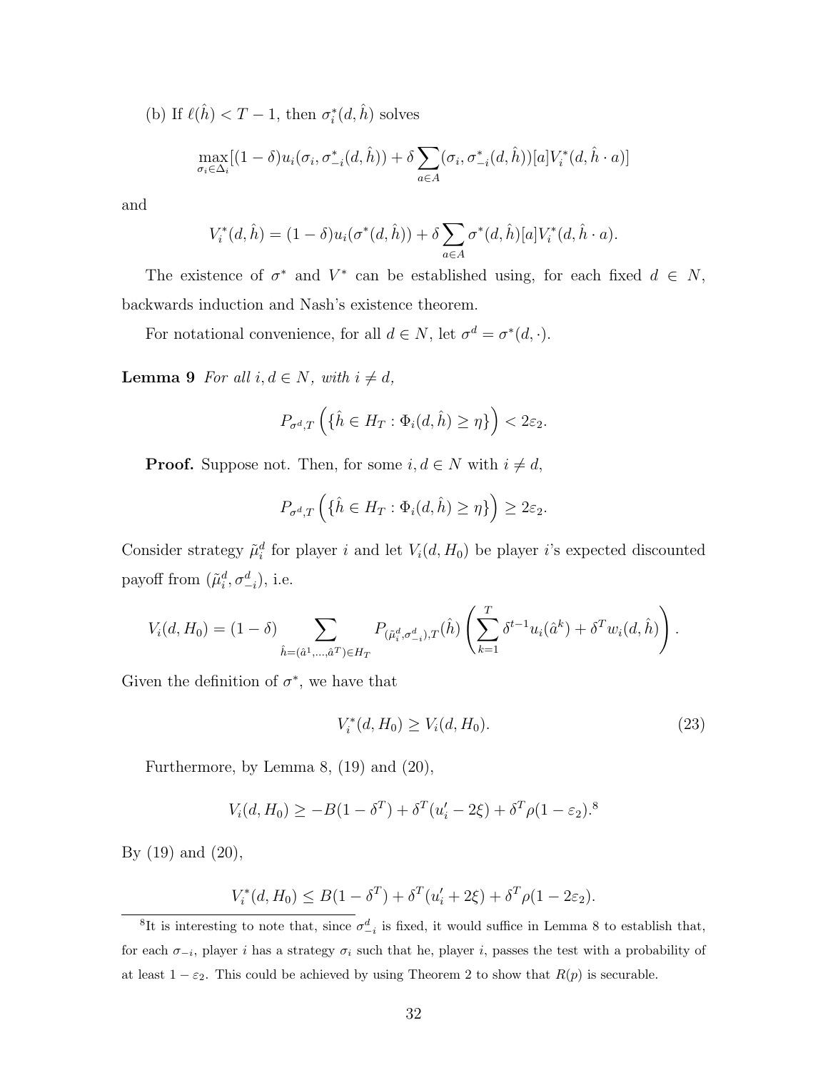(b) If $\ell(\hat{h}) < T - 1$, then $\sigma_i^*(d, \hat{h})$ solves

$$\max_{\sigma_i \in \Delta_i} [(1-\delta) u_i(\sigma_i, \sigma_{-i}^*(d, \hat{h})) + \delta \sum_{a \in A} (\sigma_i, \sigma_{-i}^*(d, \hat{h}))[a] V_i^*(d, \hat{h} \cdot a)]$$

and

$$V_i^*(d, \hat{h}) = (1-\delta) u_i(\sigma^*(d, \hat{h})) + \delta \sum_{a \in A} \sigma^*(d, \hat{h})[a] V_i^*(d, \hat{h} \cdot a).$$

The existence of $\sigma^*$ and $V^*$ can be established using, for each fixed $d \in N$, backwards induction and Nash's existence theorem.

For notational convenience, for all $d \in N$, let $\sigma^d = \sigma^*(d, \cdot)$.

**Lemma 9** *For all $i, d \in N$, with $i \neq d$,*

$$P_{\sigma^d, T} \left( \{ \hat{h} \in H_T : \Phi_i(d, \hat{h}) \geq \eta \} \right) < 2\varepsilon_2.$$

**Proof.** Suppose not. Then, for some $i, d \in N$ with $i \neq d$,

$$P_{\sigma^d, T} \left( \{ \hat{h} \in H_T : \Phi_i(d, \hat{h}) \geq \eta \} \right) \geq 2\varepsilon_2.$$

Consider strategy $\tilde{\mu}_i^d$ for player $i$ and let $V_i(d, H_0)$ be player $i$'s expected discounted payoff from $(\tilde{\mu}_i^d, \sigma_{-i}^d)$, i.e.

$$V_i(d, H_0) = (1-\delta) \sum_{\hat{h} = (\hat{a}^1, \ldots, \hat{a}^T) \in H_T} P_{(\tilde{\mu}_i^d, \sigma_{-i}^d), T}(\hat{h}) \left( \sum_{k=1}^{T} \delta^{t-1} u_i(\hat{a}^k) + \delta^T w_i(d, \hat{h}) \right).$$

Given the definition of $\sigma^*$, we have that

$$V_i^*(d, H_0) \geq V_i(d, H_0). \tag{23}$$

Furthermore, by Lemma 8, (19) and (20),

$$V_i(d, H_0) \geq -B(1-\delta^T) + \delta^T (u_i' - 2\xi) + \delta^T \rho (1 - \varepsilon_2).[8]$$

By (19) and (20),

$$V_i^*(d, H_0) \leq B(1-\delta^T) + \delta^T (u_i' + 2\xi) + \delta^T \rho (1 - 2\varepsilon_2).$$

[8] It is interesting to note that, since $\sigma_{-i}^d$ is fixed, it would suffice in Lemma 8 to establish that, for each $\sigma_{-i}$, player $i$ has a strategy $\sigma_i$ such that he, player $i$, passes the test with a probability of at least $1 - \varepsilon_2$. This could be achieved by using Theorem 2 to show that $R(p)$ is securable.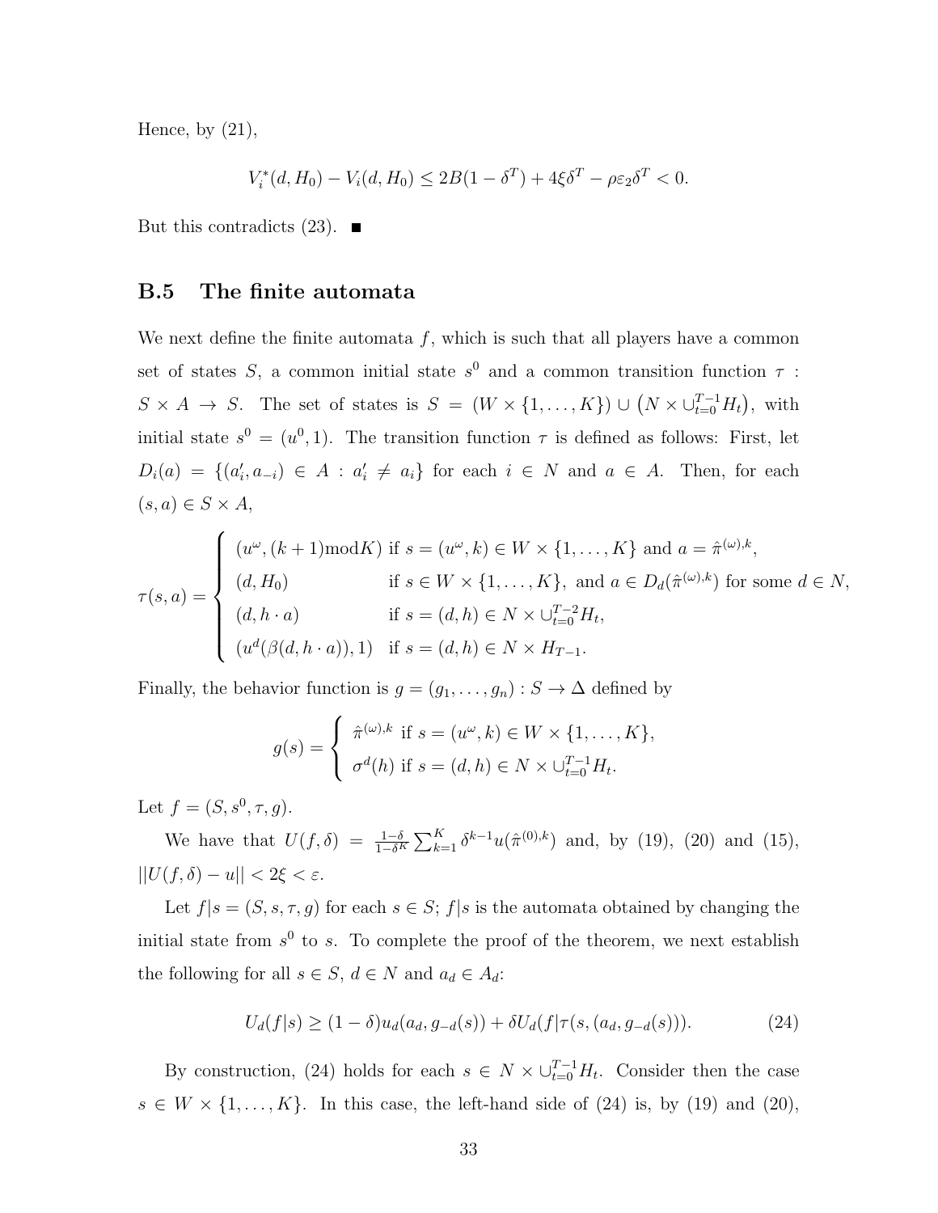Hence, by (21),

$$V_i^*(d, H_0) - V_i(d, H_0) \leq 2B(1-\delta^T) + 4\xi\delta^T - \rho\varepsilon_2\delta^T < 0.$$

But this contradicts (23). ■

## B.5 The finite automata

We next define the finite automata $f$, which is such that all players have a common set of states $S$, a common initial state $s^0$ and a common transition function $\tau : S \times A \to S$. The set of states is $S = (W \times \{1, \ldots, K\}) \cup \left(N \times \cup_{t=0}^{T-1} H_t\right)$, with initial state $s^0 = (u^0, 1)$. The transition function $\tau$ is defined as follows: First, let $D_i(a) = \{(a_i', a_{-i}) \in A : a_i' \neq a_i\}$ for each $i \in N$ and $a \in A$. Then, for each $(s, a) \in S \times A$,

$$\tau(s,a) = \begin{cases} (u^\omega, (k+1)\text{mod}K) & \text{if } s = (u^\omega, k) \in W \times \{1, \ldots, K\} \text{ and } a = \hat{\pi}^{(\omega),k}, \\ (d, H_0) & \text{if } s \in W \times \{1, \ldots, K\}, \text{ and } a \in D_d(\hat{\pi}^{(\omega),k}) \text{ for some } d \in N, \\ (d, h \cdot a) & \text{if } s = (d, h) \in N \times \cup_{t=0}^{T-2} H_t, \\ (u^d(\beta(d, h \cdot a)), 1) & \text{if } s = (d, h) \in N \times H_{T-1}. \end{cases}$$

Finally, the behavior function is $g = (g_1, \ldots, g_n) : S \to \Delta$ defined by

$$g(s) = \begin{cases} \hat{\pi}^{(\omega),k} & \text{if } s = (u^\omega, k) \in W \times \{1, \ldots, K\}, \\ \sigma^d(h) & \text{if } s = (d, h) \in N \times \cup_{t=0}^{T-1} H_t. \end{cases}$$

Let $f = (S, s^0, \tau, g)$.

We have that $U(f, \delta) = \frac{1-\delta}{1-\delta^K} \sum_{k=1}^{K} \delta^{k-1} u(\hat{\pi}^{(0),k})$ and, by (19), (20) and (15), $||U(f, \delta) - u|| < 2\xi < \varepsilon$.

Let $f|s = (S, s, \tau, g)$ for each $s \in S$; $f|s$ is the automata obtained by changing the initial state from $s^0$ to $s$. To complete the proof of the theorem, we next establish the following for all $s \in S$, $d \in N$ and $a_d \in A_d$:

$$U_d(f|s) \geq (1-\delta)u_d(a_d, g_{-d}(s)) + \delta U_d(f|\tau(s, (a_d, g_{-d}(s)))). \tag{24}$$

By construction, (24) holds for each $s \in N \times \cup_{t=0}^{T-1} H_t$. Consider then the case $s \in W \times \{1, \ldots, K\}$. In this case, the left-hand side of (24) is, by (19) and (20),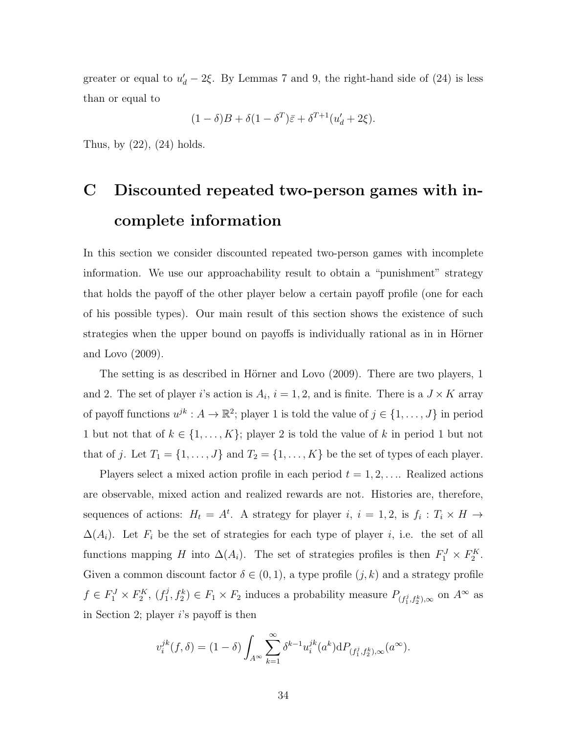greater or equal to $u'_d - 2\xi$. By Lemmas 7 and 9, the right-hand side of (24) is less than or equal to

$$(1-\delta)B + \delta(1-\delta^T)\bar{\varepsilon} + \delta^{T+1}(u'_d + 2\xi).$$

Thus, by (22), (24) holds.

# C Discounted repeated two-person games with incomplete information

In this section we consider discounted repeated two-person games with incomplete information. We use our approachability result to obtain a "punishment" strategy that holds the payoff of the other player below a certain payoff profile (one for each of his possible types). Our main result of this section shows the existence of such strategies when the upper bound on payoffs is individually rational as in in Hörner and Lovo (2009).

The setting is as described in Hörner and Lovo (2009). There are two players, 1 and 2. The set of player $i$'s action is $A_i$, $i = 1, 2$, and is finite. There is a $J \times K$ array of payoff functions $u^{jk} : A \to \mathbb{R}^2$; player 1 is told the value of $j \in \{1, \ldots, J\}$ in period 1 but not that of $k \in \{1, \ldots, K\}$; player 2 is told the value of $k$ in period 1 but not that of $j$. Let $T_1 = \{1, \ldots, J\}$ and $T_2 = \{1, \ldots, K\}$ be the set of types of each player.

Players select a mixed action profile in each period $t = 1, 2, \ldots$. Realized actions are observable, mixed action and realized rewards are not. Histories are, therefore, sequences of actions: $H_t = A^t$. A strategy for player $i$, $i = 1, 2$, is $f_i : T_i \times H \to \Delta(A_i)$. Let $F_i$ be the set of strategies for each type of player $i$, i.e. the set of all functions mapping $H$ into $\Delta(A_i)$. The set of strategies profiles is then $F_1^J \times F_2^K$. Given a common discount factor $\delta \in (0, 1)$, a type profile $(j, k)$ and a strategy profile $f \in F_1^J \times F_2^K$, $(f_1^j, f_2^k) \in F_1 \times F_2$ induces a probability measure $P_{(f_1^j, f_2^k),\infty}$ on $A^\infty$ as in Section 2; player $i$'s payoff is then

$$v_i^{jk}(f, \delta) = (1-\delta) \int_{A^\infty} \sum_{k=1}^{\infty} \delta^{k-1} u_i^{jk}(a^k) \mathrm{d}P_{(f_1^j, f_2^k),\infty}(a^\infty).$$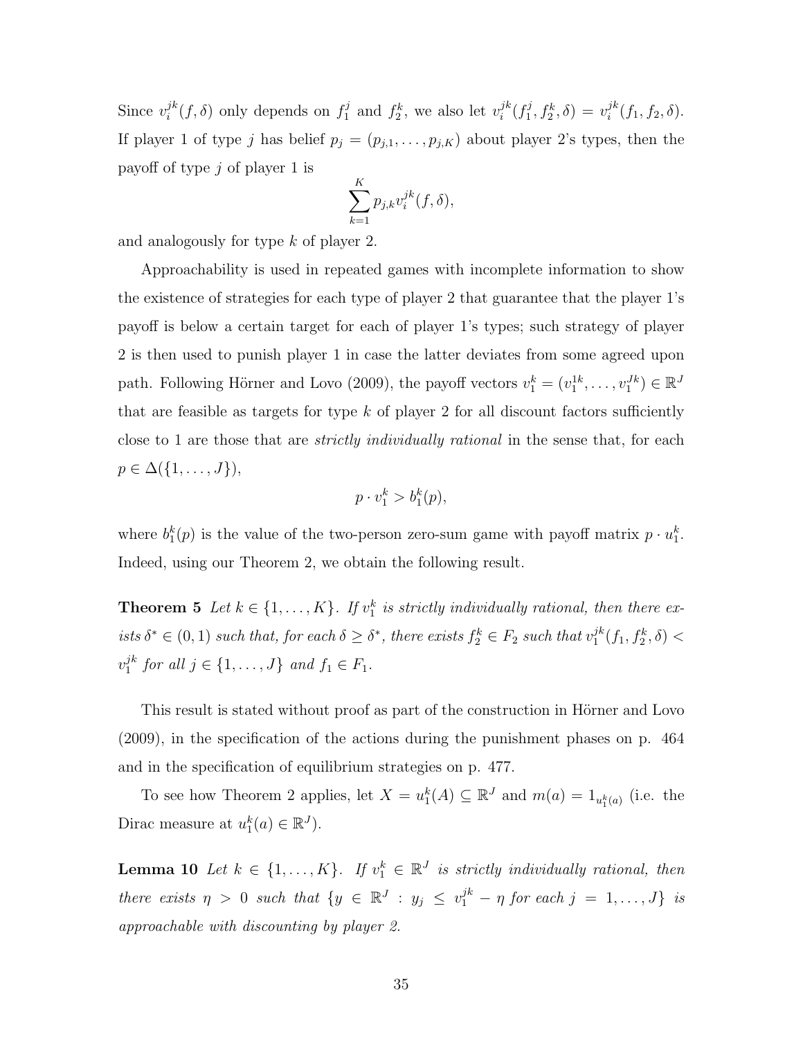Since $v_i^{jk}(f,\delta)$ only depends on $f_1^j$ and $f_2^k$, we also let $v_i^{jk}(f_1^j, f_2^k, \delta) = v_i^{jk}(f_1, f_2, \delta)$. If player 1 of type $j$ has belief $p_j = (p_{j,1}, \ldots, p_{j,K})$ about player 2's types, then the payoff of type $j$ of player 1 is

$$\sum_{k=1}^{K} p_{j,k} v_i^{jk}(f, \delta),$$

and analogously for type $k$ of player 2.

Approachability is used in repeated games with incomplete information to show the existence of strategies for each type of player 2 that guarantee that the player 1's payoff is below a certain target for each of player 1's types; such strategy of player 2 is then used to punish player 1 in case the latter deviates from some agreed upon path. Following Hörner and Lovo (2009), the payoff vectors $v_1^k = (v_1^{1k}, \ldots, v_1^{Jk}) \in \mathbb{R}^J$ that are feasible as targets for type $k$ of player 2 for all discount factors sufficiently close to 1 are those that are *strictly individually rational* in the sense that, for each $p \in \Delta(\{1, \ldots, J\})$,

$$p \cdot v_1^k > b_1^k(p),$$

where $b_1^k(p)$ is the value of the two-person zero-sum game with payoff matrix $p \cdot u_1^k$. Indeed, using our Theorem 2, we obtain the following result.

**Theorem 5** *Let $k \in \{1, \ldots, K\}$. If $v_1^k$ is strictly individually rational, then there exists $\delta^* \in (0,1)$ such that, for each $\delta \geq \delta^*$, there exists $f_2^k \in F_2$ such that $v_1^{jk}(f_1, f_2^k, \delta) < v_1^{jk}$ for all $j \in \{1, \ldots, J\}$ and $f_1 \in F_1$.*

This result is stated without proof as part of the construction in Hörner and Lovo (2009), in the specification of the actions during the punishment phases on p. 464 and in the specification of equilibrium strategies on p. 477.

To see how Theorem 2 applies, let $X = u_1^k(A) \subseteq \mathbb{R}^J$ and $m(a) = 1_{u_1^k(a)}$ (i.e. the Dirac measure at $u_1^k(a) \in \mathbb{R}^J$).

**Lemma 10** *Let $k \in \{1, \ldots, K\}$. If $v_1^k \in \mathbb{R}^J$ is strictly individually rational, then there exists $\eta > 0$ such that $\{y \in \mathbb{R}^J : y_j \leq v_1^{jk} - \eta \text{ for each } j = 1, \ldots, J\}$ is approachable with discounting by player 2.*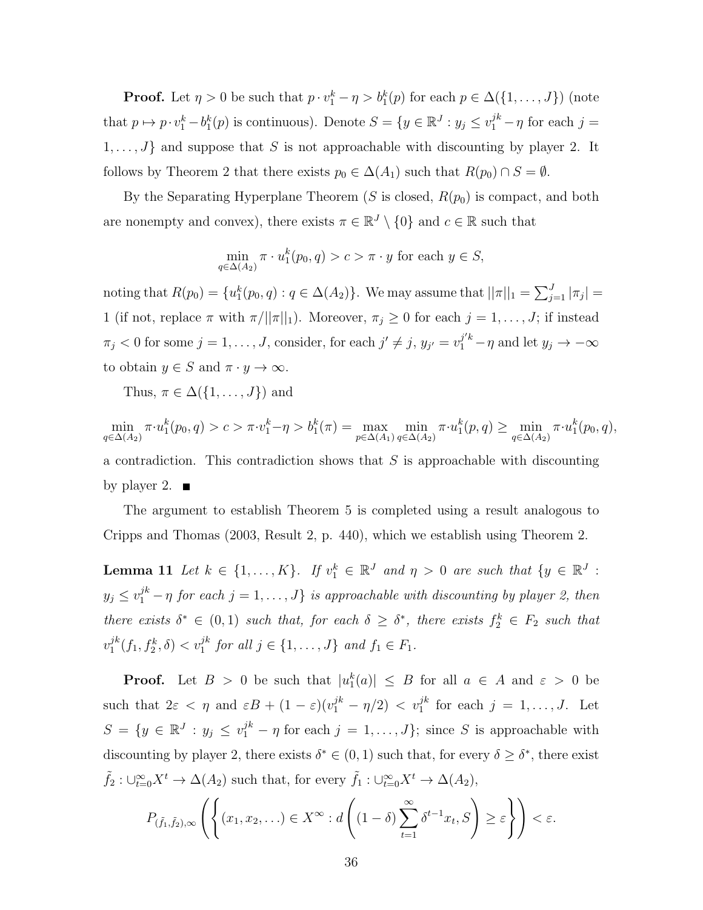**Proof.** Let $\eta > 0$ be such that $p \cdot v_1^k - \eta > b_1^k(p)$ for each $p \in \Delta(\{1, \ldots, J\})$ (note that $p \mapsto p \cdot v_1^k - b_1^k(p)$ is continuous). Denote $S = \{y \in \mathbb{R}^J : y_j \leq v_1^{jk} - \eta$ for each $j = 1, \ldots, J\}$ and suppose that $S$ is not approachable with discounting by player 2. It follows by Theorem 2 that there exists $p_0 \in \Delta(A_1)$ such that $R(p_0) \cap S = \emptyset$.

By the Separating Hyperplane Theorem ($S$ is closed, $R(p_0)$ is compact, and both are nonempty and convex), there exists $\pi \in \mathbb{R}^J \setminus \{0\}$ and $c \in \mathbb{R}$ such that

$$\min_{q \in \Delta(A_2)} \pi \cdot u_1^k(p_0, q) > c > \pi \cdot y \text{ for each } y \in S,$$

noting that $R(p_0) = \{u_1^k(p_0, q) : q \in \Delta(A_2)\}$. We may assume that $||\pi||_1 = \sum_{j=1}^J |\pi_j| = 1$ (if not, replace $\pi$ with $\pi/||\pi||_1$). Moreover, $\pi_j \geq 0$ for each $j = 1, \ldots, J$; if instead $\pi_j < 0$ for some $j = 1, \ldots, J$, consider, for each $j' \neq j$, $y_{j'} = v_1^{j'k} - \eta$ and let $y_j \to -\infty$ to obtain $y \in S$ and $\pi \cdot y \to \infty$.

Thus, $\pi \in \Delta(\{1, \ldots, J\})$ and

$$\min_{q \in \Delta(A_2)} \pi \cdot u_1^k(p_0, q) > c > \pi \cdot v_1^k - \eta > b_1^k(\pi) = \max_{p \in \Delta(A_1)} \min_{q \in \Delta(A_2)} \pi \cdot u_1^k(p, q) \geq \min_{q \in \Delta(A_2)} \pi \cdot u_1^k(p_0, q),$$

a contradiction. This contradiction shows that $S$ is approachable with discounting by player 2. ■

The argument to establish Theorem 5 is completed using a result analogous to Cripps and Thomas (2003, Result 2, p. 440), which we establish using Theorem 2.

**Lemma 11** *Let $k \in \{1, \ldots, K\}$. If $v_1^k \in \mathbb{R}^J$ and $\eta > 0$ are such that $\{y \in \mathbb{R}^J : y_j \leq v_1^{jk} - \eta$ for each $j = 1, \ldots, J\}$ is approachable with discounting by player 2, then there exists $\delta^* \in (0, 1)$ such that, for each $\delta \geq \delta^*$, there exists $f_2^k \in F_2$ such that $v_1^{jk}(f_1, f_2^k, \delta) < v_1^{jk}$ for all $j \in \{1, \ldots, J\}$ and $f_1 \in F_1$.*

**Proof.** Let $B > 0$ be such that $|u_1^k(a)| \leq B$ for all $a \in A$ and $\varepsilon > 0$ be such that $2\varepsilon < \eta$ and $\varepsilon B + (1 - \varepsilon)(v_1^{jk} - \eta/2) < v_1^{jk}$ for each $j = 1, \ldots, J$. Let $S = \{y \in \mathbb{R}^J : y_j \leq v_1^{jk} - \eta$ for each $j = 1, \ldots, J\}$; since $S$ is approachable with discounting by player 2, there exists $\delta^* \in (0, 1)$ such that, for every $\delta \geq \delta^*$, there exist $\tilde{f}_2 : \cup_{t=0}^{\infty} X^t \to \Delta(A_2)$ such that, for every $\tilde{f}_1 : \cup_{t=0}^{\infty} X^t \to \Delta(A_2)$,

$$P_{(\tilde{f}_1, \tilde{f}_2), \infty}\left(\left\{(x_1, x_2, \ldots) \in X^{\infty} : d\left((1 - \delta)\sum_{t=1}^{\infty} \delta^{t-1} x_t, S\right) \geq \varepsilon\right\}\right) < \varepsilon.$$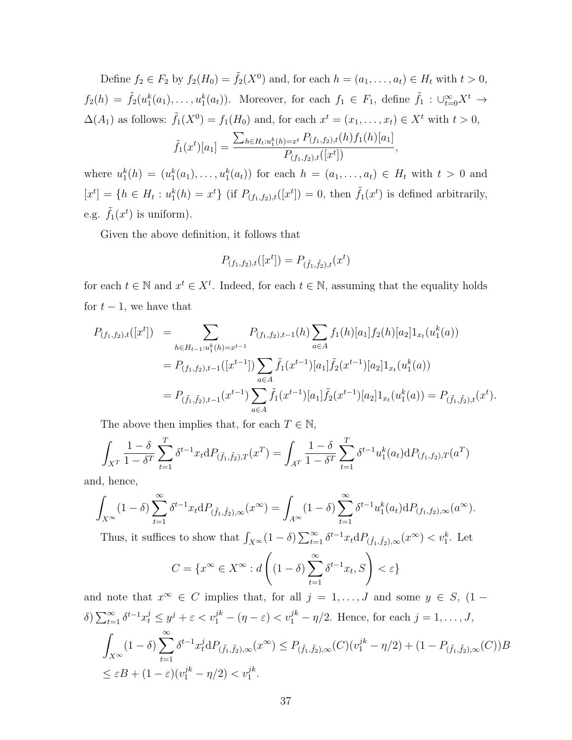Define $f_2 \in F_2$ by $f_2(H_0) = \tilde{f}_2(X^0)$ and, for each $h = (a_1, \ldots, a_t) \in H_t$ with $t > 0$, $f_2(h) = \tilde{f}_2(u_1^k(a_1), \ldots, u_1^k(a_t))$. Moreover, for each $f_1 \in F_1$, define $\tilde{f}_1 : \cup_{t=0}^{\infty} X^t \to \Delta(A_1)$ as follows: $\tilde{f}_1(X^0) = f_1(H_0)$ and, for each $x^t = (x_1, \ldots, x_t) \in X^t$ with $t > 0$,

$$\tilde{f}_1(x^t)[a_1] = \frac{\sum_{h \in H_t : u_1^k(h) = x^t} P_{(f_1,f_2),t}(h) f_1(h)[a_1]}{P_{(f_1,f_2),t}([x^t])},$$

where $u_1^k(h) = (u_1^k(a_1), \ldots, u_1^k(a_t))$ for each $h = (a_1, \ldots, a_t) \in H_t$ with $t > 0$ and $[x^t] = \{h \in H_t : u_1^k(h) = x^t\}$ (if $P_{(f_1,f_2),t}([x^t]) = 0$, then $\tilde{f}_1(x^t)$ is defined arbitrarily, e.g. $\tilde{f}_1(x^t)$ is uniform).

Given the above definition, it follows that

$$P_{(f_1,f_2),t}([x^t]) = P_{(\tilde{f}_1,\tilde{f}_2),t}(x^t)$$

for each $t \in \mathbb{N}$ and $x^t \in X^t$. Indeed, for each $t \in \mathbb{N}$, assuming that the equality holds for $t-1$, we have that

$$\begin{aligned}
P_{(f_1,f_2),t}([x^t]) &= \sum_{h \in H_{t-1} : u_1^k(h) = x^{t-1}} P_{(f_1,f_2),t-1}(h) \sum_{a \in A} f_1(h)[a_1] f_2(h)[a_2] 1_{x_t}(u_1^k(a)) \\
&= P_{(f_1,f_2),t-1}([x^{t-1}]) \sum_{a \in A} \tilde{f}_1(x^{t-1})[a_1] \tilde{f}_2(x^{t-1})[a_2] 1_{x_t}(u_1^k(a)) \\
&= P_{(\tilde{f}_1,\tilde{f}_2),t-1}(x^{t-1}) \sum_{a \in A} \tilde{f}_1(x^{t-1})[a_1] \tilde{f}_2(x^{t-1})[a_2] 1_{x_t}(u_1^k(a)) = P_{(\tilde{f}_1,\tilde{f}_2),t}(x^t).
\end{aligned}$$

The above then implies that, for each $T \in \mathbb{N}$,

$$\int_{X^T} \frac{1-\delta}{1-\delta^T} \sum_{t=1}^{T} \delta^{t-1} x_t \mathrm{d}P_{(\tilde{f}_1,\tilde{f}_2),T}(x^T) = \int_{A^T} \frac{1-\delta}{1-\delta^T} \sum_{t=1}^{T} \delta^{t-1} u_1^k(a_t) \mathrm{d}P_{(f_1,f_2),T}(a^T)$$

and, hence,

$$\int_{X^\infty} (1-\delta) \sum_{t=1}^{\infty} \delta^{t-1} x_t \mathrm{d}P_{(\tilde{f}_1,\tilde{f}_2),\infty}(x^\infty) = \int_{A^\infty} (1-\delta) \sum_{t=1}^{\infty} \delta^{t-1} u_1^k(a_t) \mathrm{d}P_{(f_1,f_2),\infty}(a^\infty).$$

Thus, it suffices to show that $\int_{X^\infty} (1-\delta) \sum_{t=1}^{\infty} \delta^{t-1} x_t \mathrm{d}P_{(\tilde{f}_1,\tilde{f}_2),\infty}(x^\infty) < v_1^k$. Let

$$C = \{x^\infty \in X^\infty : d\left((1-\delta) \sum_{t=1}^{\infty} \delta^{t-1} x_t, S\right) < \varepsilon\}$$

and note that $x^\infty \in C$ implies that, for all $j = 1, \ldots, J$ and some $y \in S$, $(1-\delta) \sum_{t=1}^{\infty} \delta^{t-1} x_t^j \leq y^j + \varepsilon < v_1^{jk} - (\eta - \varepsilon) < v_1^{jk} - \eta/2$. Hence, for each $j = 1, \ldots, J$,

$$\begin{aligned}
&\int_{X^\infty} (1-\delta) \sum_{t=1}^{\infty} \delta^{t-1} x_t^j \mathrm{d}P_{(\tilde{f}_1,\tilde{f}_2),\infty}(x^\infty) \leq P_{(\tilde{f}_1,\tilde{f}_2),\infty}(C)(v_1^{jk} - \eta/2) + (1 - P_{(\tilde{f}_1,\tilde{f}_2),\infty}(C))B \\
&\leq \varepsilon B + (1-\varepsilon)(v_1^{jk} - \eta/2) < v_1^{jk}.
\end{aligned}$$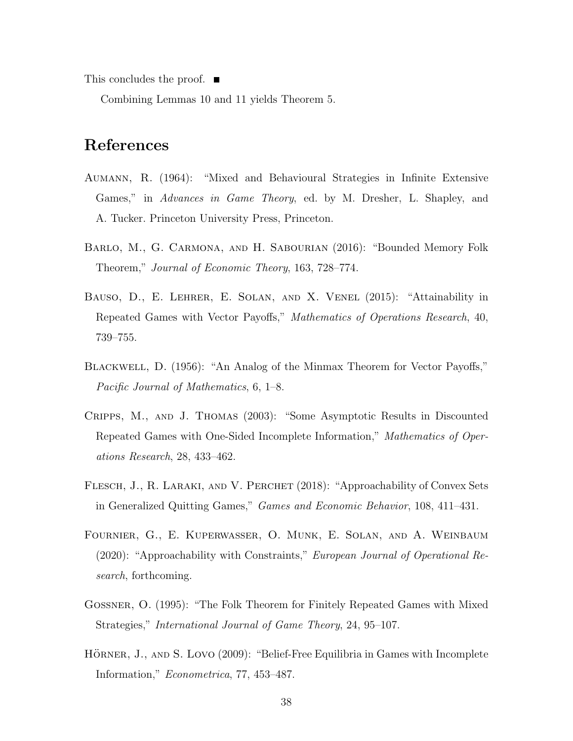This concludes the proof. ■

Combining Lemmas 10 and 11 yields Theorem 5.

# References

Aumann, R. (1964): "Mixed and Behavioural Strategies in Infinite Extensive Games," in *Advances in Game Theory*, ed. by M. Dresher, L. Shapley, and A. Tucker. Princeton University Press, Princeton.

Barlo, M., G. Carmona, and H. Sabourian (2016): "Bounded Memory Folk Theorem," *Journal of Economic Theory*, 163, 728–774.

Bauso, D., E. Lehrer, E. Solan, and X. Venel (2015): "Attainability in Repeated Games with Vector Payoffs," *Mathematics of Operations Research*, 40, 739–755.

Blackwell, D. (1956): "An Analog of the Minmax Theorem for Vector Payoffs," *Pacific Journal of Mathematics*, 6, 1–8.

Cripps, M., and J. Thomas (2003): "Some Asymptotic Results in Discounted Repeated Games with One-Sided Incomplete Information," *Mathematics of Operations Research*, 28, 433–462.

Flesch, J., R. Laraki, and V. Perchet (2018): "Approachability of Convex Sets in Generalized Quitting Games," *Games and Economic Behavior*, 108, 411–431.

Fournier, G., E. Kuperwasser, O. Munk, E. Solan, and A. Weinbaum (2020): "Approachability with Constraints," *European Journal of Operational Research*, forthcoming.

Gossner, O. (1995): "The Folk Theorem for Finitely Repeated Games with Mixed Strategies," *International Journal of Game Theory*, 24, 95–107.

Hörner, J., and S. Lovo (2009): "Belief-Free Equilibria in Games with Incomplete Information," *Econometrica*, 77, 453–487.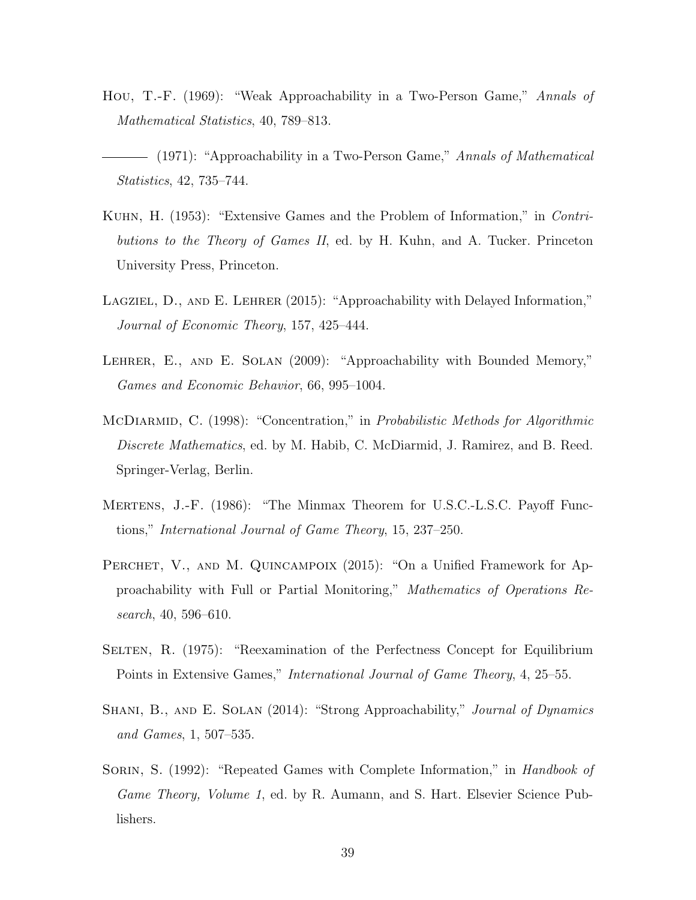Hou, T.-F. (1969): “Weak Approachability in a Two-Person Game,” *Annals of Mathematical Statistics*, 40, 789–813.

——— (1971): “Approachability in a Two-Person Game,” *Annals of Mathematical Statistics*, 42, 735–744.

Kuhn, H. (1953): “Extensive Games and the Problem of Information,” in *Contributions to the Theory of Games II*, ed. by H. Kuhn, and A. Tucker. Princeton University Press, Princeton.

Lagziel, D., and E. Lehrer (2015): “Approachability with Delayed Information,” *Journal of Economic Theory*, 157, 425–444.

Lehrer, E., and E. Solan (2009): “Approachability with Bounded Memory,” *Games and Economic Behavior*, 66, 995–1004.

McDiarmid, C. (1998): “Concentration,” in *Probabilistic Methods for Algorithmic Discrete Mathematics*, ed. by M. Habib, C. McDiarmid, J. Ramirez, and B. Reed. Springer-Verlag, Berlin.

Mertens, J.-F. (1986): “The Minmax Theorem for U.S.C.-L.S.C. Payoff Functions,” *International Journal of Game Theory*, 15, 237–250.

Perchet, V., and M. Quincampoix (2015): “On a Unified Framework for Approachability with Full or Partial Monitoring,” *Mathematics of Operations Research*, 40, 596–610.

Selten, R. (1975): “Reexamination of the Perfectness Concept for Equilibrium Points in Extensive Games,” *International Journal of Game Theory*, 4, 25–55.

Shani, B., and E. Solan (2014): “Strong Approachability,” *Journal of Dynamics and Games*, 1, 507–535.

Sorin, S. (1992): “Repeated Games with Complete Information,” in *Handbook of Game Theory, Volume 1*, ed. by R. Aumann, and S. Hart. Elsevier Science Publishers.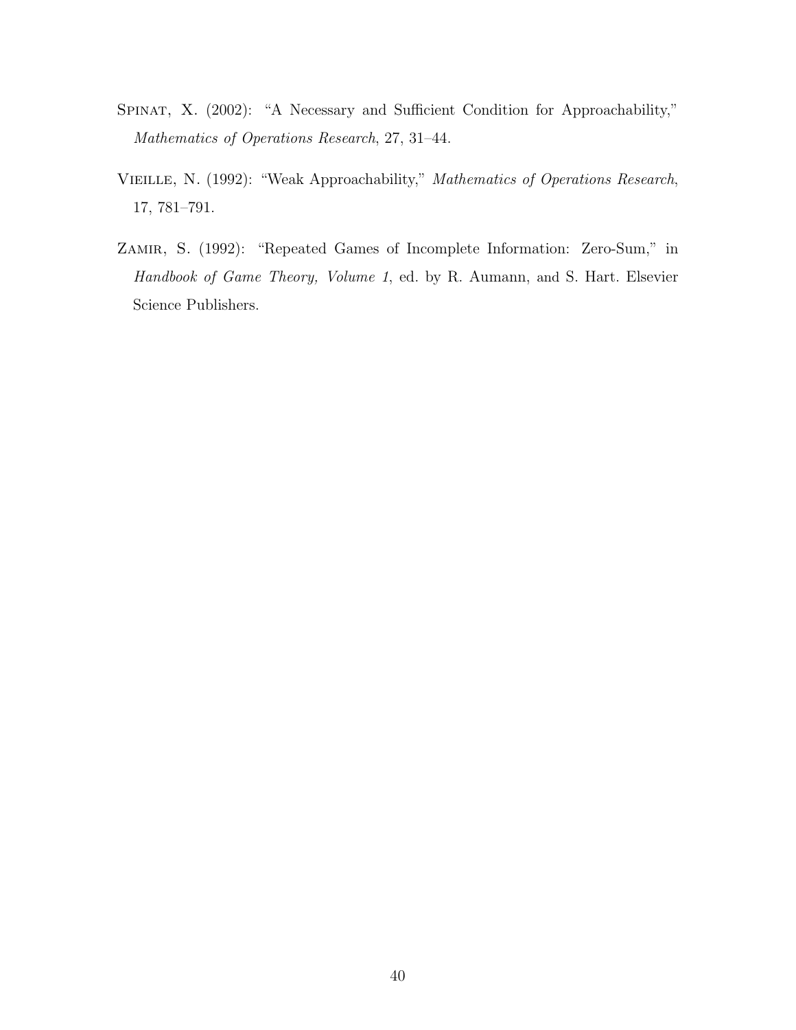Spinat, X. (2002): "A Necessary and Sufficient Condition for Approachability," *Mathematics of Operations Research*, 27, 31–44.

Vieille, N. (1992): "Weak Approachability," *Mathematics of Operations Research*, 17, 781–791.

Zamir, S. (1992): "Repeated Games of Incomplete Information: Zero-Sum," in *Handbook of Game Theory, Volume 1*, ed. by R. Aumann, and S. Hart. Elsevier Science Publishers.